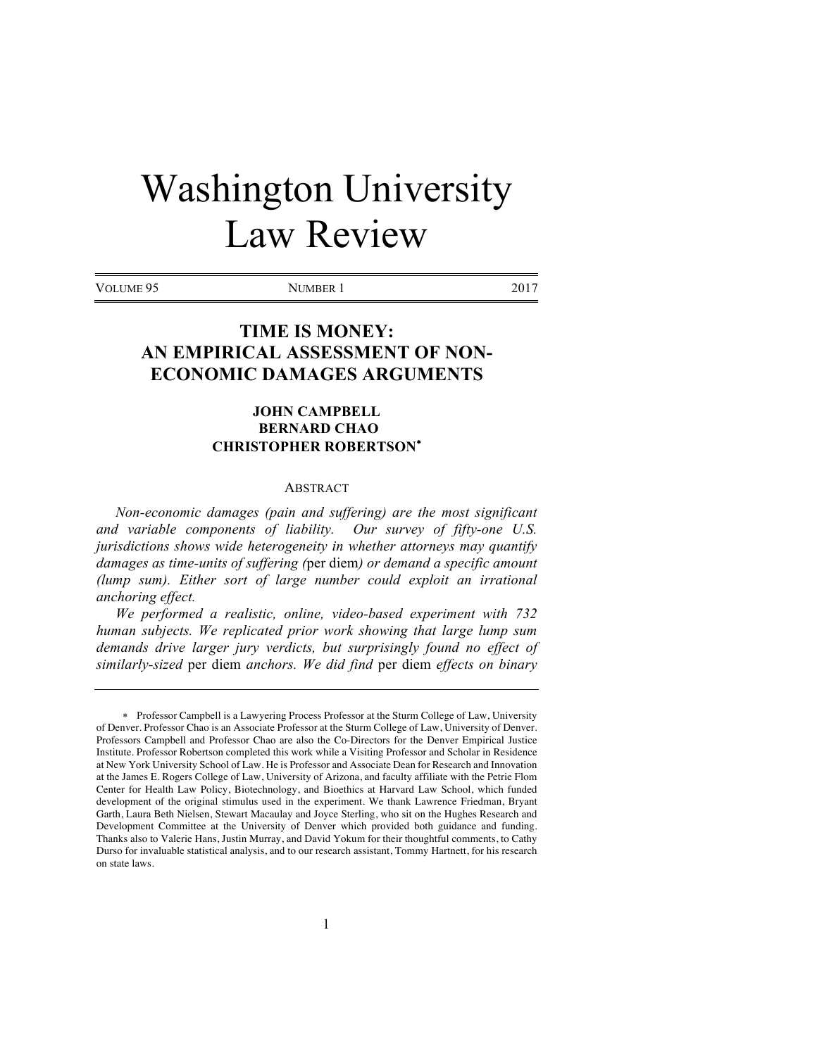# Washington University Law Review

VOLUME 95 | NUMBER 1 | 2017

## TIME IS MONEY: AN EMPIRICAL ASSESSMENT OF NON-ECONOMIC DAMAGES ARGUMENTS

**JOHN CAMPBELL**
**BERNARD CHAO**
**CHRISTOPHER ROBERTSON***

### ABSTRACT

*Non-economic damages (pain and suffering) are the most significant and variable components of liability. Our survey of fifty-one U.S. jurisdictions shows wide heterogeneity in whether attorneys may quantify damages as time-units of suffering (*per diem*) or demand a specific amount (lump sum). Either sort of large number could exploit an irrational anchoring effect.*

*We performed a realistic, online, video-based experiment with 732 human subjects. We replicated prior work showing that large lump sum demands drive larger jury verdicts, but surprisingly found no effect of similarly-sized* per diem *anchors. We did find* per diem *effects on binary*

---

\* Professor Campbell is a Lawyering Process Professor at the Sturm College of Law, University of Denver. Professor Chao is an Associate Professor at the Sturm College of Law, University of Denver. Professors Campbell and Professor Chao are also the Co-Directors for the Denver Empirical Justice Institute. Professor Robertson completed this work while a Visiting Professor and Scholar in Residence at New York University School of Law. He is Professor and Associate Dean for Research and Innovation at the James E. Rogers College of Law, University of Arizona, and faculty affiliate with the Petrie Flom Center for Health Law Policy, Biotechnology, and Bioethics at Harvard Law School, which funded development of the original stimulus used in the experiment. We thank Lawrence Friedman, Bryant Garth, Laura Beth Nielsen, Stewart Macaulay and Joyce Sterling, who sit on the Hughes Research and Development Committee at the University of Denver which provided both guidance and funding. Thanks also to Valerie Hans, Justin Murray, and David Yokum for their thoughtful comments, to Cathy Durso for invaluable statistical analysis, and to our research assistant, Tommy Hartnett, for his research on state laws.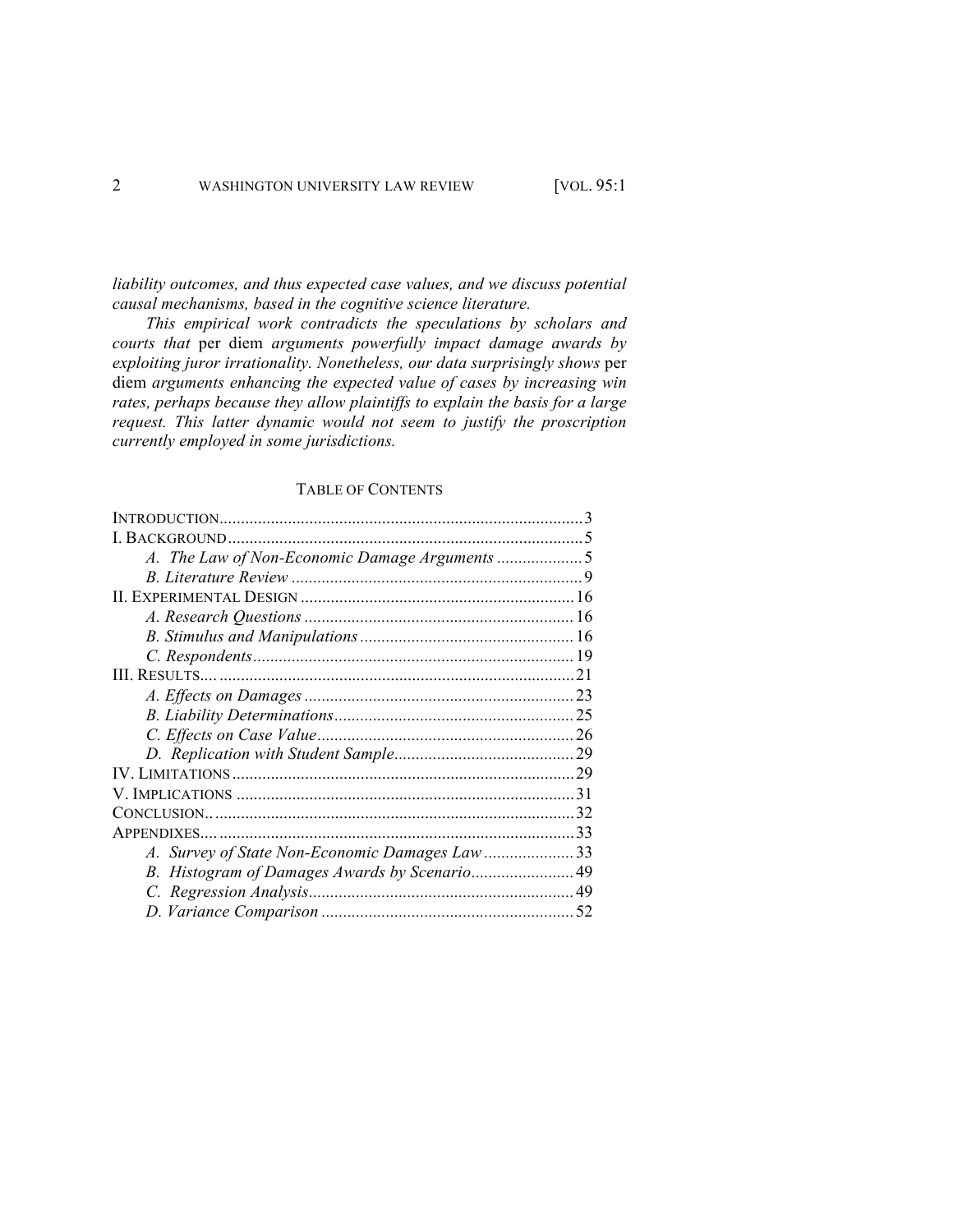*liability outcomes, and thus expected case values, and we discuss potential causal mechanisms, based in the cognitive science literature.*

*This empirical work contradicts the speculations by scholars and courts that* per diem *arguments powerfully impact damage awards by exploiting juror irrationality. Nonetheless, our data surprisingly shows* per diem *arguments enhancing the expected value of cases by increasing win rates, perhaps because they allow plaintiffs to explain the basis for a large request. This latter dynamic would not seem to justify the proscription currently employed in some jurisdictions.*

## TABLE OF CONTENTS

| | |
|---|---|
| INTRODUCTION | 3 |
| I. BACKGROUND | 5 |
| *A. The Law of Non-Economic Damage Arguments* | 5 |
| *B. Literature Review* | 9 |
| II. EXPERIMENTAL DESIGN | 16 |
| *A. Research Questions* | 16 |
| *B. Stimulus and Manipulations* | 16 |
| *C. Respondents* | 19 |
| III. RESULTS | 21 |
| *A. Effects on Damages* | 23 |
| *B. Liability Determinations* | 25 |
| *C. Effects on Case Value* | 26 |
| *D. Replication with Student Sample* | 29 |
| IV. LIMITATIONS | 29 |
| V. IMPLICATIONS | 31 |
| CONCLUSION | 32 |
| APPENDIXES | 33 |
| *A. Survey of State Non-Economic Damages Law* | 33 |
| *B. Histogram of Damages Awards by Scenario* | 49 |
| *C. Regression Analysis* | 49 |
| *D. Variance Comparison* | 52 |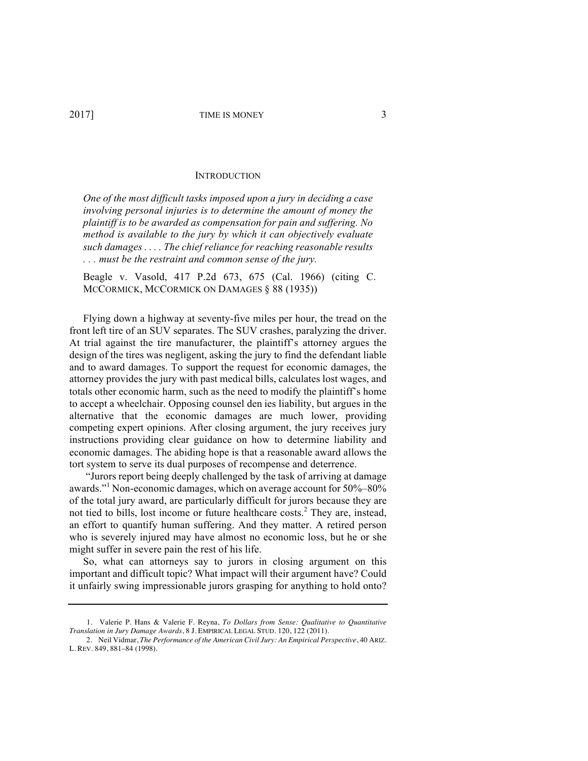# INTRODUCTION

*One of the most difficult tasks imposed upon a jury in deciding a case involving personal injuries is to determine the amount of money the plaintiff is to be awarded as compensation for pain and suffering. No method is available to the jury by which it can objectively evaluate such damages . . . . The chief reliance for reaching reasonable results . . . must be the restraint and common sense of the jury.*

Beagle v. Vasold, 417 P.2d 673, 675 (Cal. 1966) (citing C. MCCORMICK, MCCORMICK ON DAMAGES § 88 (1935))

Flying down a highway at seventy-five miles per hour, the tread on the front left tire of an SUV separates. The SUV crashes, paralyzing the driver. At trial against the tire manufacturer, the plaintiff's attorney argues the design of the tires was negligent, asking the jury to find the defendant liable and to award damages. To support the request for economic damages, the attorney provides the jury with past medical bills, calculates lost wages, and totals other economic harm, such as the need to modify the plaintiff's home to accept a wheelchair. Opposing counsel den ies liability, but argues in the alternative that the economic damages are much lower, providing competing expert opinions. After closing argument, the jury receives jury instructions providing clear guidance on how to determine liability and economic damages. The abiding hope is that a reasonable award allows the tort system to serve its dual purposes of recompense and deterrence.

"Jurors report being deeply challenged by the task of arriving at damage awards."[1] Non-economic damages, which on average account for 50%–80% of the total jury award, are particularly difficult for jurors because they are not tied to bills, lost income or future healthcare costs.[2] They are, instead, an effort to quantify human suffering. And they matter. A retired person who is severely injured may have almost no economic loss, but he or she might suffer in severe pain the rest of his life.

So, what can attorneys say to jurors in closing argument on this important and difficult topic? What impact will their argument have? Could it unfairly swing impressionable jurors grasping for anything to hold onto?

---

1. Valerie P. Hans & Valerie F. Reyna, *To Dollars from Sense: Qualitative to Quantitative Translation in Jury Damage Awards*, 8 J. EMPIRICAL LEGAL STUD. 120, 122 (2011).

2. Neil Vidmar, *The Performance of the American Civil Jury: An Empirical Perspective*, 40 ARIZ. L. REV. 849, 881–84 (1998).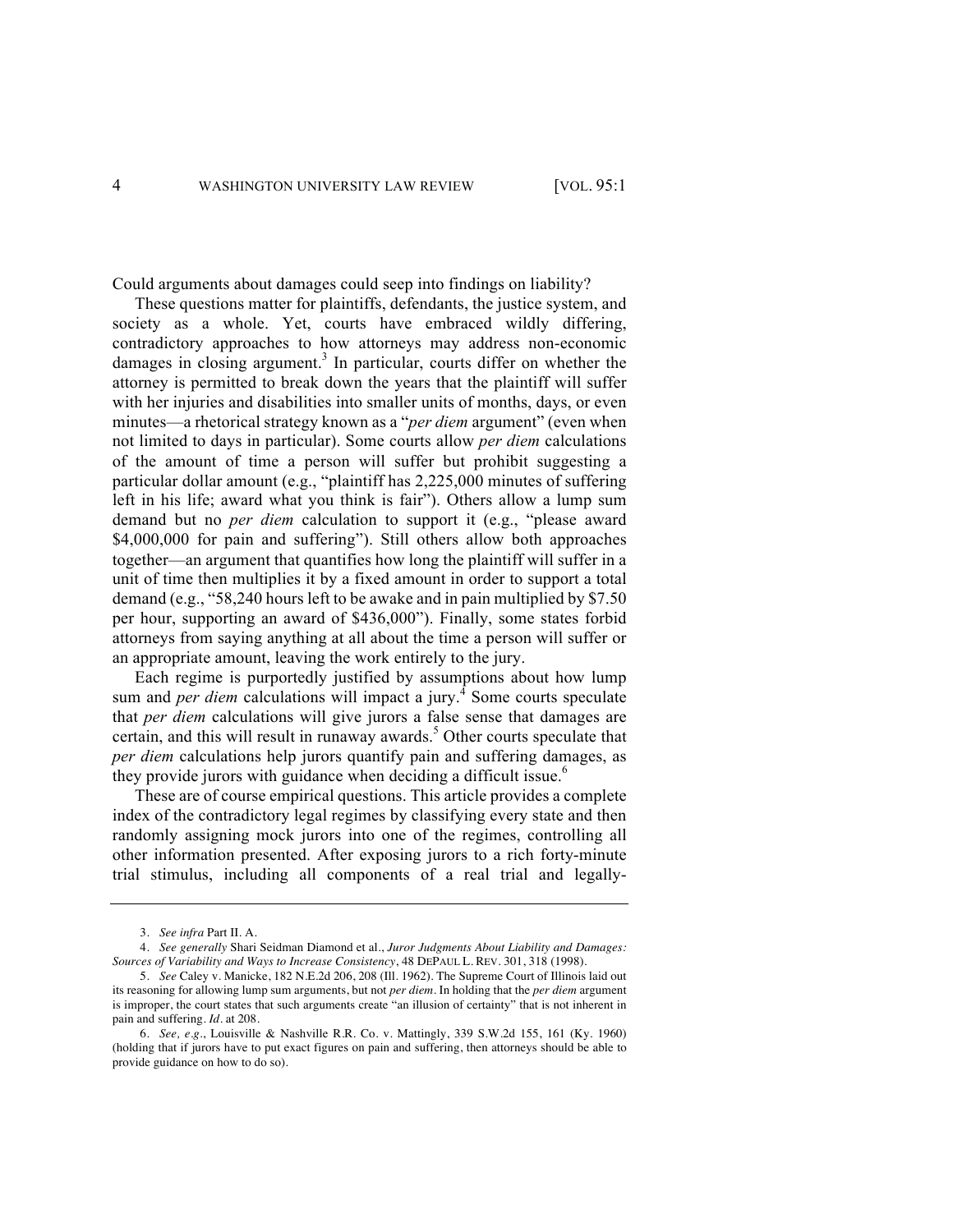Could arguments about damages could seep into findings on liability?

These questions matter for plaintiffs, defendants, the justice system, and society as a whole. Yet, courts have embraced wildly differing, contradictory approaches to how attorneys may address non-economic damages in closing argument.[3] In particular, courts differ on whether the attorney is permitted to break down the years that the plaintiff will suffer with her injuries and disabilities into smaller units of months, days, or even minutes—a rhetorical strategy known as a "*per diem* argument" (even when not limited to days in particular). Some courts allow *per diem* calculations of the amount of time a person will suffer but prohibit suggesting a particular dollar amount (e.g., "plaintiff has 2,225,000 minutes of suffering left in his life; award what you think is fair"). Others allow a lump sum demand but no *per diem* calculation to support it (e.g., "please award $4,000,000 for pain and suffering"). Still others allow both approaches together—an argument that quantifies how long the plaintiff will suffer in a unit of time then multiplies it by a fixed amount in order to support a total demand (e.g., "58,240 hours left to be awake and in pain multiplied by $7.50 per hour, supporting an award of $436,000"). Finally, some states forbid attorneys from saying anything at all about the time a person will suffer or an appropriate amount, leaving the work entirely to the jury.

Each regime is purportedly justified by assumptions about how lump sum and *per diem* calculations will impact a jury.[4] Some courts speculate that *per diem* calculations will give jurors a false sense that damages are certain, and this will result in runaway awards.[5] Other courts speculate that *per diem* calculations help jurors quantify pain and suffering damages, as they provide jurors with guidance when deciding a difficult issue.[6]

These are of course empirical questions. This article provides a complete index of the contradictory legal regimes by classifying every state and then randomly assigning mock jurors into one of the regimes, controlling all other information presented. After exposing jurors to a rich forty-minute trial stimulus, including all components of a real trial and legally-

---

3. *See infra* Part II. A.

4. *See generally* Shari Seidman Diamond et al., *Juror Judgments About Liability and Damages: Sources of Variability and Ways to Increase Consistency*, 48 DEPAUL L. REV. 301, 318 (1998).

5. *See* Caley v. Manicke, 182 N.E.2d 206, 208 (Ill. 1962). The Supreme Court of Illinois laid out its reasoning for allowing lump sum arguments, but not *per diem*. In holding that the *per diem* argument is improper, the court states that such arguments create "an illusion of certainty" that is not inherent in pain and suffering. *Id*. at 208.

6. *See, e.g.*, Louisville & Nashville R.R. Co. v. Mattingly, 339 S.W.2d 155, 161 (Ky. 1960) (holding that if jurors have to put exact figures on pain and suffering, then attorneys should be able to provide guidance on how to do so).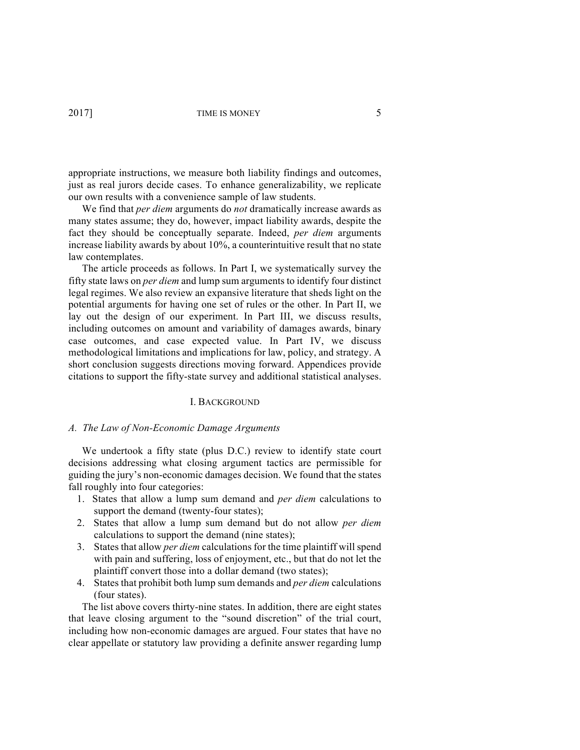appropriate instructions, we measure both liability findings and outcomes, just as real jurors decide cases. To enhance generalizability, we replicate our own results with a convenience sample of law students.

We find that *per diem* arguments do *not* dramatically increase awards as many states assume; they do, however, impact liability awards, despite the fact they should be conceptually separate. Indeed, *per diem* arguments increase liability awards by about 10%, a counterintuitive result that no state law contemplates.

The article proceeds as follows. In Part I, we systematically survey the fifty state laws on *per diem* and lump sum arguments to identify four distinct legal regimes. We also review an expansive literature that sheds light on the potential arguments for having one set of rules or the other. In Part II, we lay out the design of our experiment. In Part III, we discuss results, including outcomes on amount and variability of damages awards, binary case outcomes, and case expected value. In Part IV, we discuss methodological limitations and implications for law, policy, and strategy. A short conclusion suggests directions moving forward. Appendices provide citations to support the fifty-state survey and additional statistical analyses.

## I. BACKGROUND

### *A. The Law of Non-Economic Damage Arguments*

We undertook a fifty state (plus D.C.) review to identify state court decisions addressing what closing argument tactics are permissible for guiding the jury's non-economic damages decision. We found that the states fall roughly into four categories:

1. States that allow a lump sum demand and *per diem* calculations to support the demand (twenty-four states);
2. States that allow a lump sum demand but do not allow *per diem* calculations to support the demand (nine states);
3. States that allow *per diem* calculations for the time plaintiff will spend with pain and suffering, loss of enjoyment, etc., but that do not let the plaintiff convert those into a dollar demand (two states);
4. States that prohibit both lump sum demands and *per diem* calculations (four states).

The list above covers thirty-nine states. In addition, there are eight states that leave closing argument to the "sound discretion" of the trial court, including how non-economic damages are argued. Four states that have no clear appellate or statutory law providing a definite answer regarding lump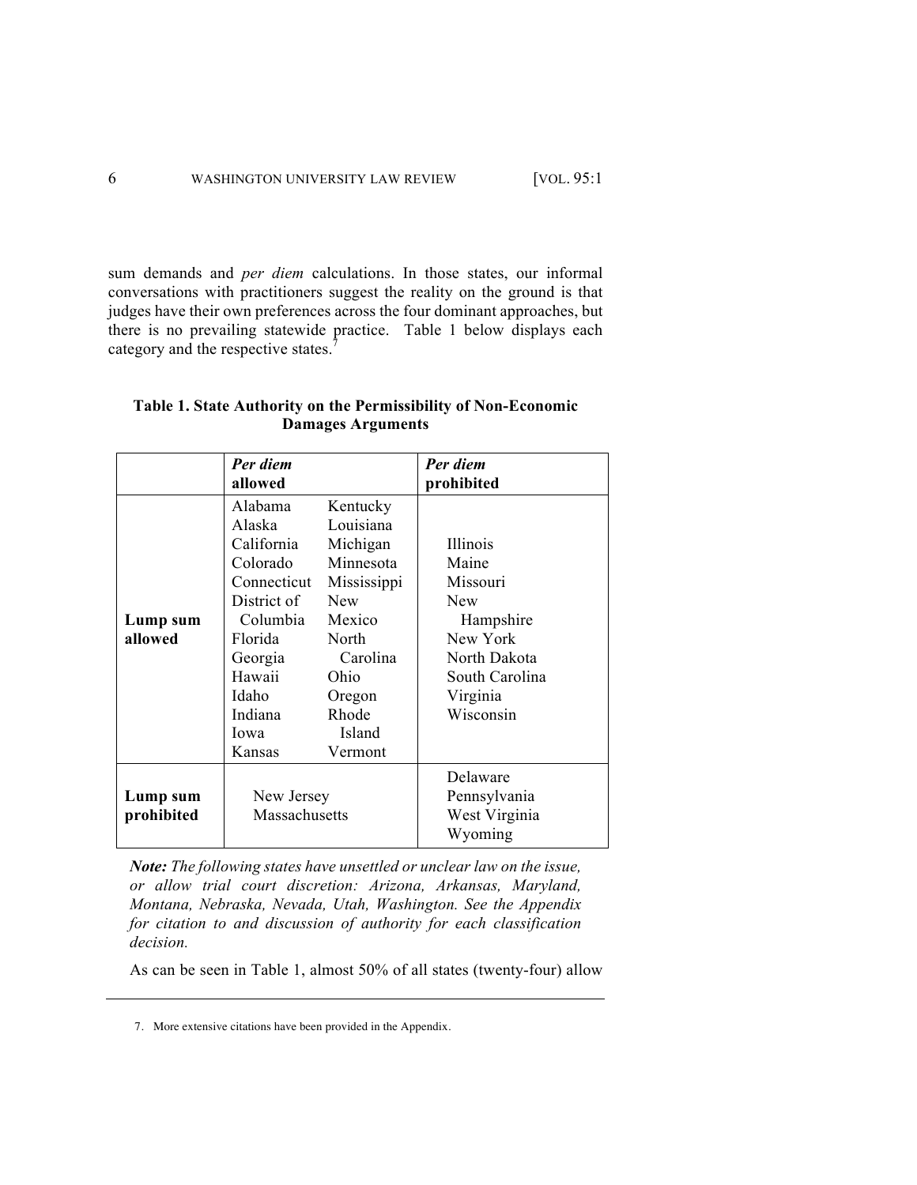sum demands and *per diem* calculations. In those states, our informal conversations with practitioners suggest the reality on the ground is that judges have their own preferences across the four dominant approaches, but there is no prevailing statewide practice. Table 1 below displays each category and the respective states.[7]

**Table 1. State Authority on the Permissibility of Non-Economic Damages Arguments**

| | ***Per diem* allowed** | | ***Per diem* prohibited** |
|---|---|---|---|
| **Lump sum allowed** | Alabama<br>Alaska<br>California<br>Colorado<br>Connecticut<br>District of Columbia<br>Florida<br>Georgia<br>Hawaii<br>Idaho<br>Indiana<br>Iowa<br>Kansas | Kentucky<br>Louisiana<br>Michigan<br>Minnesota<br>Mississippi<br>New Mexico<br>North Carolina<br>Ohio<br>Oregon<br>Rhode Island<br>Vermont | Illinois<br>Maine<br>Missouri<br>New Hampshire<br>New York<br>North Dakota<br>South Carolina<br>Virginia<br>Wisconsin |
| **Lump sum prohibited** | New Jersey<br>Massachusetts | | Delaware<br>Pennsylvania<br>West Virginia<br>Wyoming |

***Note:*** *The following states have unsettled or unclear law on the issue, or allow trial court discretion: Arizona, Arkansas, Maryland, Montana, Nebraska, Nevada, Utah, Washington. See the Appendix for citation to and discussion of authority for each classification decision.*

As can be seen in Table 1, almost 50% of all states (twenty-four) allow

7. More extensive citations have been provided in the Appendix.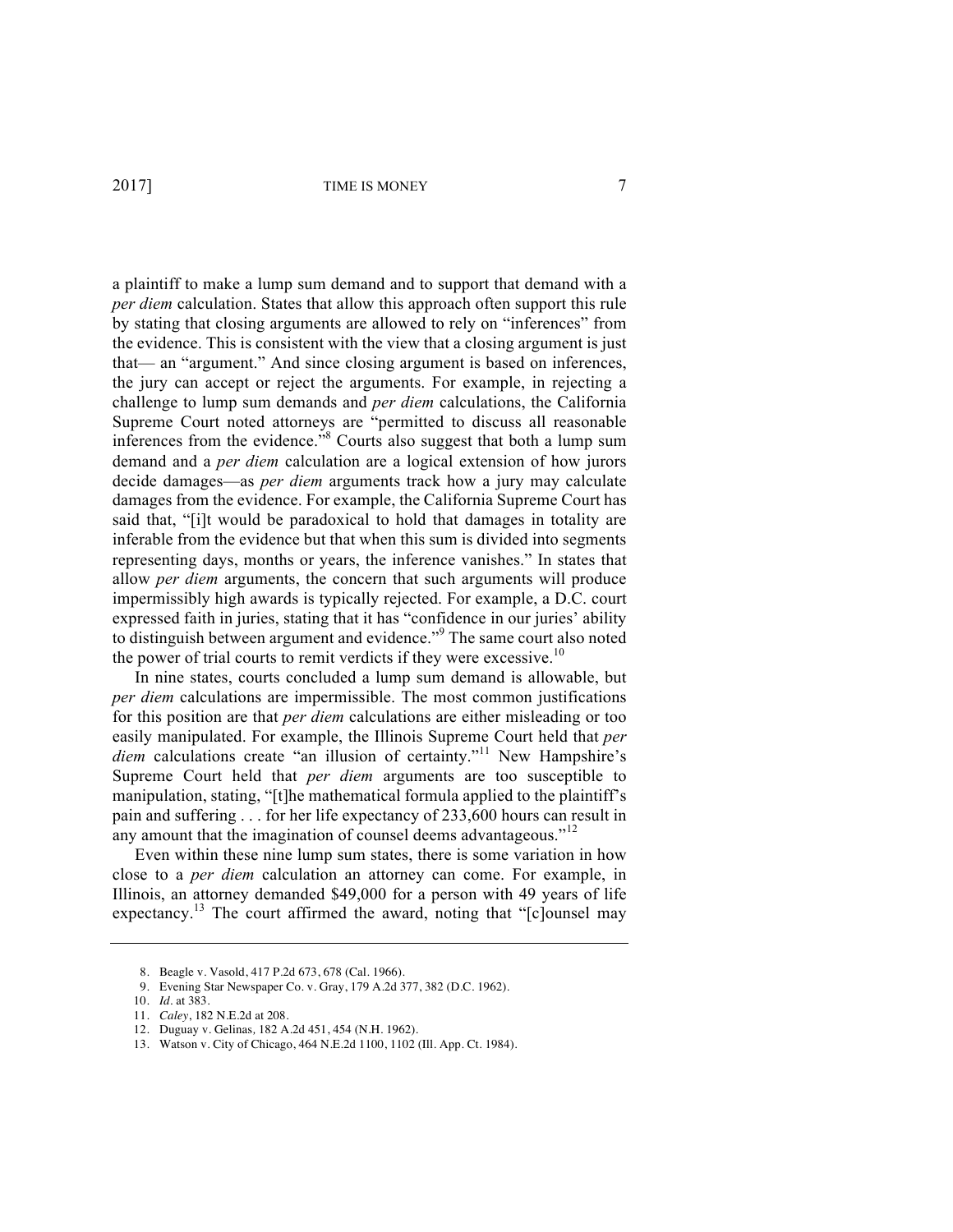a plaintiff to make a lump sum demand and to support that demand with a *per diem* calculation. States that allow this approach often support this rule by stating that closing arguments are allowed to rely on "inferences" from the evidence. This is consistent with the view that a closing argument is just that— an "argument." And since closing argument is based on inferences, the jury can accept or reject the arguments. For example, in rejecting a challenge to lump sum demands and *per diem* calculations, the California Supreme Court noted attorneys are "permitted to discuss all reasonable inferences from the evidence."[8] Courts also suggest that both a lump sum demand and a *per diem* calculation are a logical extension of how jurors decide damages—as *per diem* arguments track how a jury may calculate damages from the evidence. For example, the California Supreme Court has said that, "[i]t would be paradoxical to hold that damages in totality are inferable from the evidence but that when this sum is divided into segments representing days, months or years, the inference vanishes." In states that allow *per diem* arguments, the concern that such arguments will produce impermissibly high awards is typically rejected. For example, a D.C. court expressed faith in juries, stating that it has "confidence in our juries' ability to distinguish between argument and evidence."[9] The same court also noted the power of trial courts to remit verdicts if they were excessive.[10]

In nine states, courts concluded a lump sum demand is allowable, but *per diem* calculations are impermissible. The most common justifications for this position are that *per diem* calculations are either misleading or too easily manipulated. For example, the Illinois Supreme Court held that *per diem* calculations create "an illusion of certainty."[11] New Hampshire's Supreme Court held that *per diem* arguments are too susceptible to manipulation, stating, "[t]he mathematical formula applied to the plaintiff's pain and suffering . . . for her life expectancy of 233,600 hours can result in any amount that the imagination of counsel deems advantageous."[12]

Even within these nine lump sum states, there is some variation in how close to a *per diem* calculation an attorney can come. For example, in Illinois, an attorney demanded $49,000 for a person with 49 years of life expectancy.[13] The court affirmed the award, noting that "[c]ounsel may

8. Beagle v. Vasold, 417 P.2d 673, 678 (Cal. 1966).

9. Evening Star Newspaper Co. v. Gray, 179 A.2d 377, 382 (D.C. 1962).

10. *Id*. at 383.

11. *Caley*, 182 N.E.2d at 208.

12. Duguay v. Gelinas, 182 A.2d 451, 454 (N.H. 1962).

13. Watson v. City of Chicago, 464 N.E.2d 1100, 1102 (Ill. App. Ct. 1984).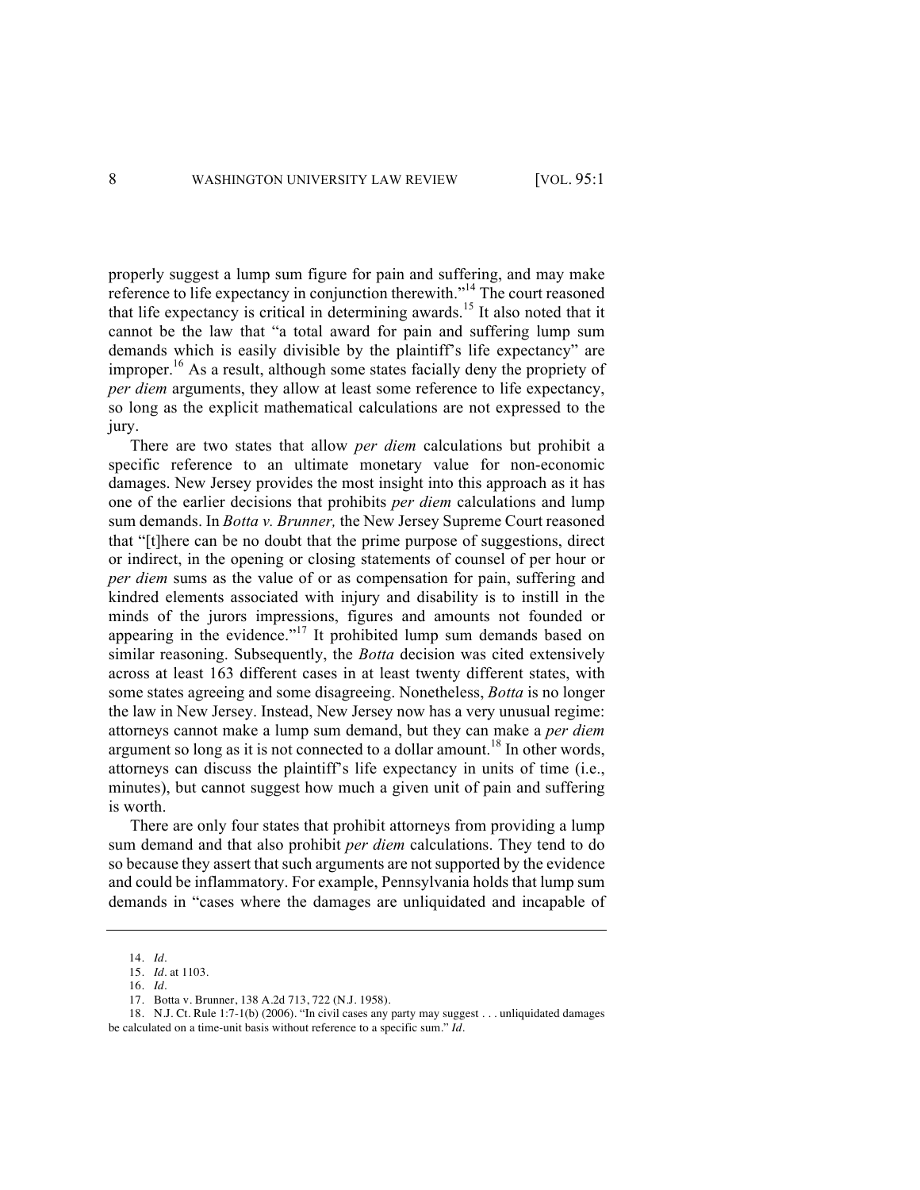properly suggest a lump sum figure for pain and suffering, and may make reference to life expectancy in conjunction therewith."[14] The court reasoned that life expectancy is critical in determining awards.[15] It also noted that it cannot be the law that "a total award for pain and suffering lump sum demands which is easily divisible by the plaintiff's life expectancy" are improper.[16] As a result, although some states facially deny the propriety of *per diem* arguments, they allow at least some reference to life expectancy, so long as the explicit mathematical calculations are not expressed to the jury.

There are two states that allow *per diem* calculations but prohibit a specific reference to an ultimate monetary value for non-economic damages. New Jersey provides the most insight into this approach as it has one of the earlier decisions that prohibits *per diem* calculations and lump sum demands. In *Botta v. Brunner,* the New Jersey Supreme Court reasoned that "[t]here can be no doubt that the prime purpose of suggestions, direct or indirect, in the opening or closing statements of counsel of per hour or *per diem* sums as the value of or as compensation for pain, suffering and kindred elements associated with injury and disability is to instill in the minds of the jurors impressions, figures and amounts not founded or appearing in the evidence."[17] It prohibited lump sum demands based on similar reasoning. Subsequently, the *Botta* decision was cited extensively across at least 163 different cases in at least twenty different states, with some states agreeing and some disagreeing. Nonetheless, *Botta* is no longer the law in New Jersey. Instead, New Jersey now has a very unusual regime: attorneys cannot make a lump sum demand, but they can make a *per diem* argument so long as it is not connected to a dollar amount.[18] In other words, attorneys can discuss the plaintiff's life expectancy in units of time (i.e., minutes), but cannot suggest how much a given unit of pain and suffering is worth.

There are only four states that prohibit attorneys from providing a lump sum demand and that also prohibit *per diem* calculations. They tend to do so because they assert that such arguments are not supported by the evidence and could be inflammatory. For example, Pennsylvania holds that lump sum demands in "cases where the damages are unliquidated and incapable of

---

14. *Id*.

15. *Id*. at 1103.

16. *Id*.

17. Botta v. Brunner, 138 A.2d 713, 722 (N.J. 1958).

18. N.J. Ct. Rule 1:7-1(b) (2006). "In civil cases any party may suggest . . . unliquidated damages be calculated on a time-unit basis without reference to a specific sum." *Id*.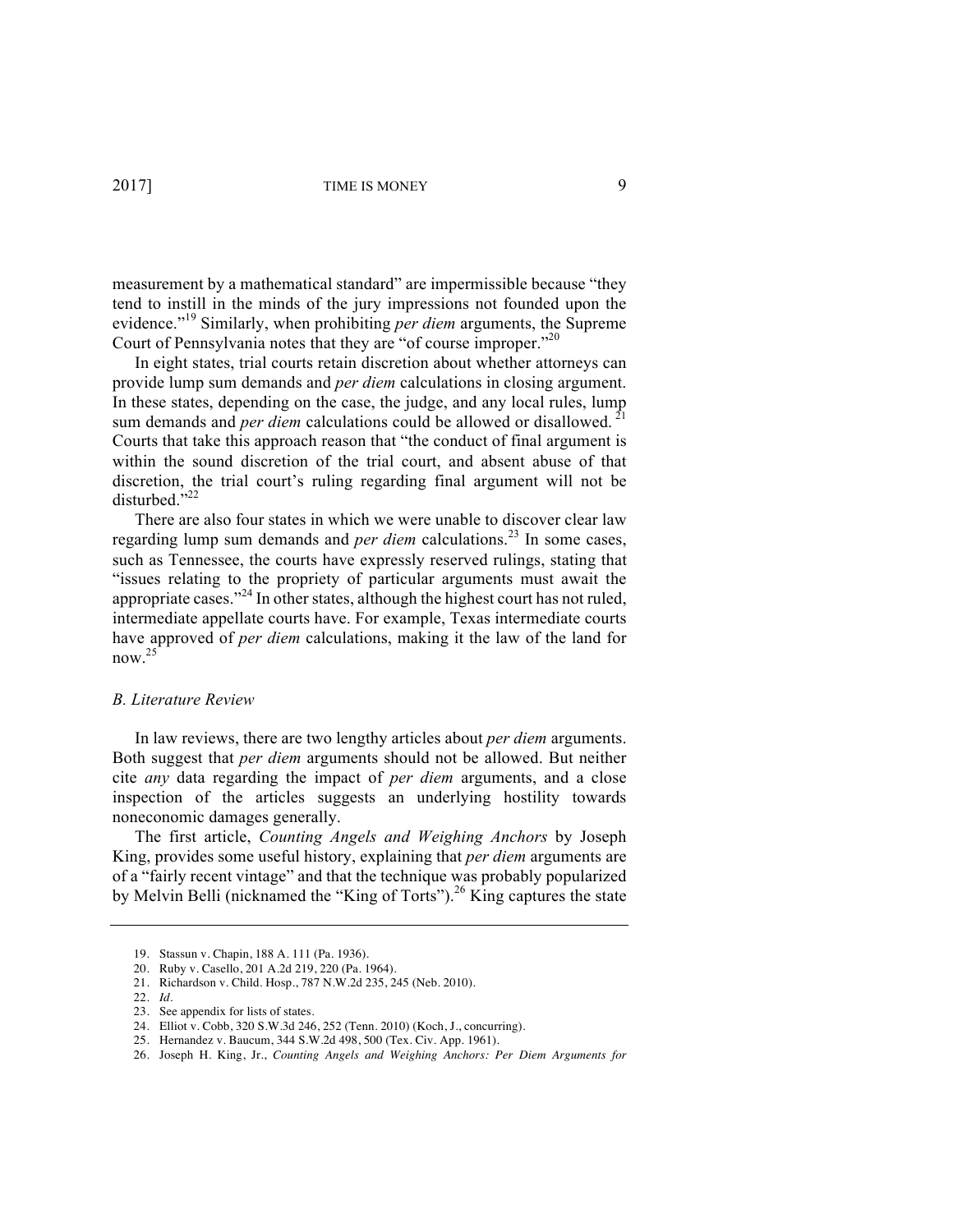measurement by a mathematical standard" are impermissible because "they tend to instill in the minds of the jury impressions not founded upon the evidence."[19] Similarly, when prohibiting *per diem* arguments, the Supreme Court of Pennsylvania notes that they are "of course improper."[20]

In eight states, trial courts retain discretion about whether attorneys can provide lump sum demands and *per diem* calculations in closing argument. In these states, depending on the case, the judge, and any local rules, lump sum demands and *per diem* calculations could be allowed or disallowed.[21] Courts that take this approach reason that "the conduct of final argument is within the sound discretion of the trial court, and absent abuse of that discretion, the trial court's ruling regarding final argument will not be disturbed."[22]

There are also four states in which we were unable to discover clear law regarding lump sum demands and *per diem* calculations.[23] In some cases, such as Tennessee, the courts have expressly reserved rulings, stating that "issues relating to the propriety of particular arguments must await the appropriate cases."[24] In other states, although the highest court has not ruled, intermediate appellate courts have. For example, Texas intermediate courts have approved of *per diem* calculations, making it the law of the land for now.[25]

### *B. Literature Review*

In law reviews, there are two lengthy articles about *per diem* arguments. Both suggest that *per diem* arguments should not be allowed. But neither cite *any* data regarding the impact of *per diem* arguments, and a close inspection of the articles suggests an underlying hostility towards noneconomic damages generally.

The first article, *Counting Angels and Weighing Anchors* by Joseph King, provides some useful history, explaining that *per diem* arguments are of a "fairly recent vintage" and that the technique was probably popularized by Melvin Belli (nicknamed the "King of Torts").[26] King captures the state

---

19. Stassun v. Chapin, 188 A. 111 (Pa. 1936).

20. Ruby v. Casello, 201 A.2d 219, 220 (Pa. 1964).

21. Richardson v. Child. Hosp., 787 N.W.2d 235, 245 (Neb. 2010).

22. *Id.*

23. See appendix for lists of states.

24. Elliot v. Cobb, 320 S.W.3d 246, 252 (Tenn. 2010) (Koch, J., concurring).

25. Hernandez v. Baucum, 344 S.W.2d 498, 500 (Tex. Civ. App. 1961).

26. Joseph H. King, Jr., *Counting Angels and Weighing Anchors: Per Diem Arguments for*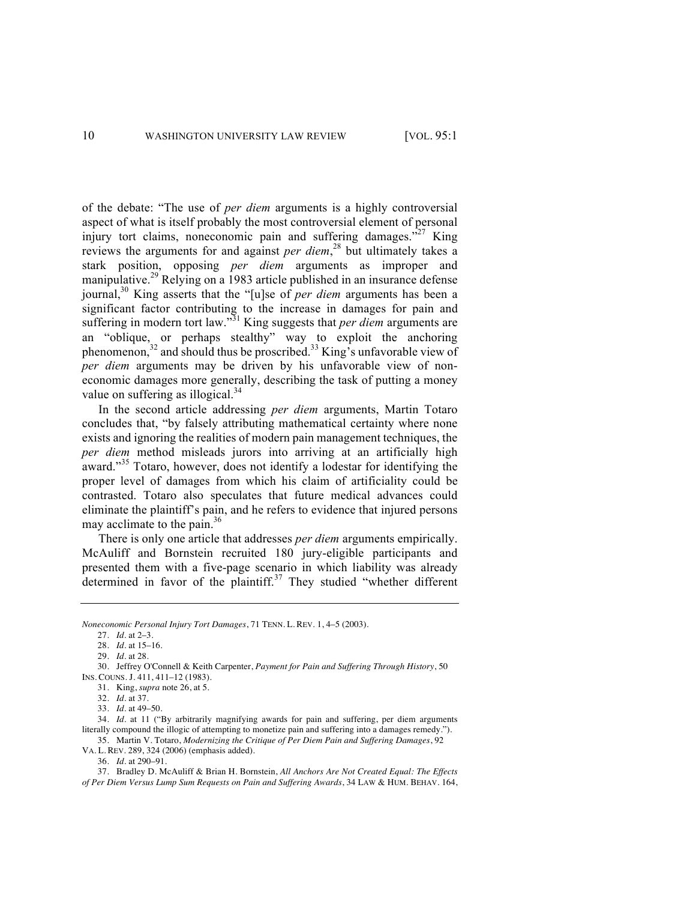of the debate: "The use of *per diem* arguments is a highly controversial aspect of what is itself probably the most controversial element of personal injury tort claims, noneconomic pain and suffering damages."[27] King reviews the arguments for and against *per diem*,[28] but ultimately takes a stark position, opposing *per diem* arguments as improper and manipulative.[29] Relying on a 1983 article published in an insurance defense journal,[30] King asserts that the "[u]se of *per diem* arguments has been a significant factor contributing to the increase in damages for pain and suffering in modern tort law."[31] King suggests that *per diem* arguments are an "oblique, or perhaps stealthy" way to exploit the anchoring phenomenon,[32] and should thus be proscribed.[33] King's unfavorable view of *per diem* arguments may be driven by his unfavorable view of non-economic damages more generally, describing the task of putting a money value on suffering as illogical.[34]

In the second article addressing *per diem* arguments, Martin Totaro concludes that, "by falsely attributing mathematical certainty where none exists and ignoring the realities of modern pain management techniques, the *per diem* method misleads jurors into arriving at an artificially high award."[35] Totaro, however, does not identify a lodestar for identifying the proper level of damages from which his claim of artificiality could be contrasted. Totaro also speculates that future medical advances could eliminate the plaintiff's pain, and he refers to evidence that injured persons may acclimate to the pain.[36]

There is only one article that addresses *per diem* arguments empirically. McAuliff and Bornstein recruited 180 jury-eligible participants and presented them with a five-page scenario in which liability was already determined in favor of the plaintiff.[37] They studied "whether different

---

*Noneconomic Personal Injury Tort Damages*, 71 TENN. L. REV. 1, 4–5 (2003).

27. *Id.* at 2–3.

28. *Id.* at 15–16.

29. *Id.* at 28.

30. Jeffrey O'Connell & Keith Carpenter, *Payment for Pain and Suffering Through History*, 50 INS. COUNS. J. 411, 411–12 (1983).

31. King, *supra* note 26, at 5.

32. *Id.* at 37.

33. *Id.* at 49–50.

34. *Id.* at 11 ("By arbitrarily magnifying awards for pain and suffering, per diem arguments literally compound the illogic of attempting to monetize pain and suffering into a damages remedy.").

35. Martin V. Totaro, *Modernizing the Critique of Per Diem Pain and Suffering Damages*, 92 VA. L. REV. 289, 324 (2006) (emphasis added).

36. *Id.* at 290–91.

37. Bradley D. McAuliff & Brian H. Bornstein, *All Anchors Are Not Created Equal: The Effects of Per Diem Versus Lump Sum Requests on Pain and Suffering Awards*, 34 LAW & HUM. BEHAV. 164,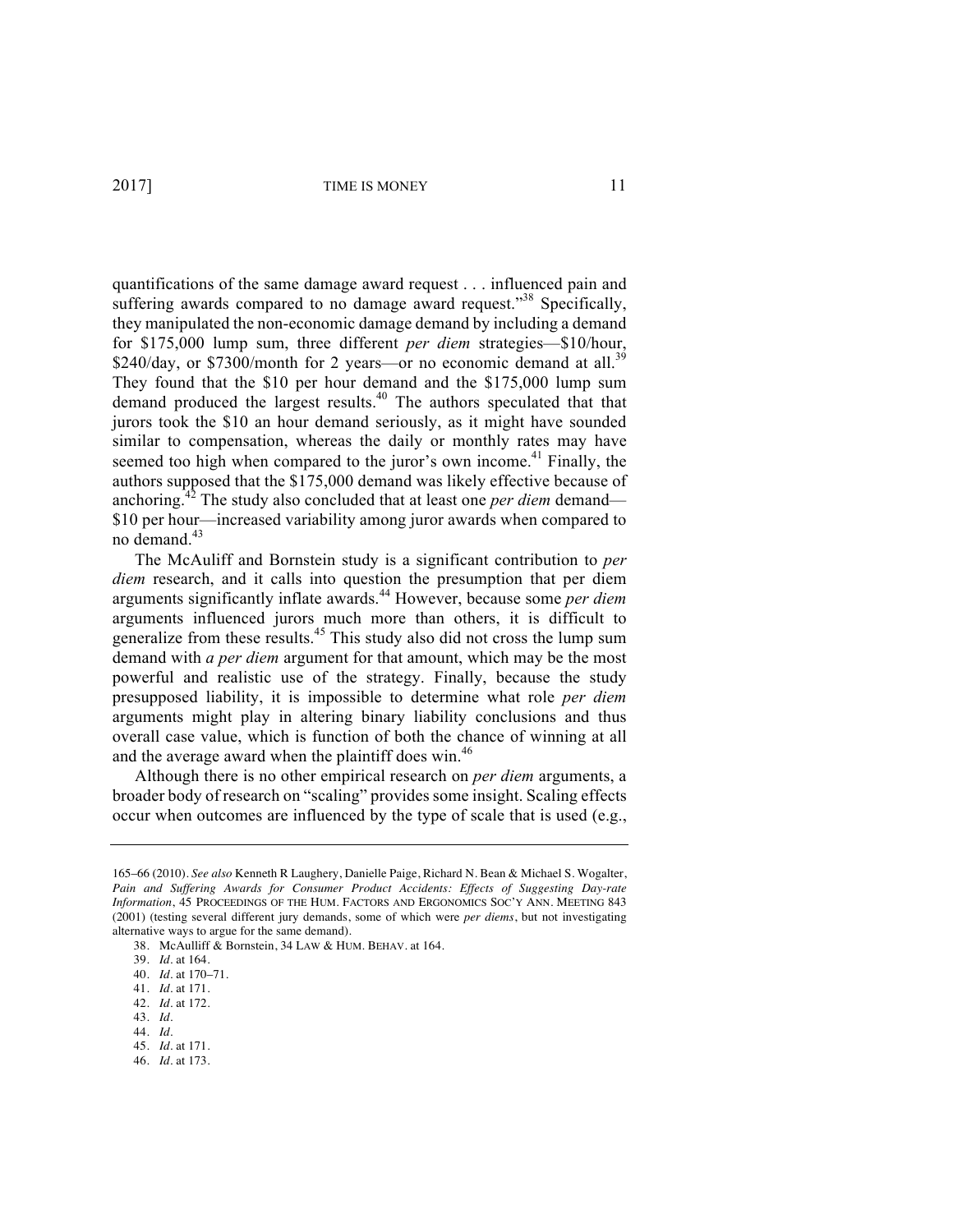quantifications of the same damage award request . . . influenced pain and suffering awards compared to no damage award request."[38] Specifically, they manipulated the non-economic damage demand by including a demand for $175,000 lump sum, three different *per diem* strategies—$10/hour, $240/day, or $7300/month for 2 years—or no economic demand at all.[39] They found that the $10 per hour demand and the $175,000 lump sum demand produced the largest results.[40] The authors speculated that that jurors took the $10 an hour demand seriously, as it might have sounded similar to compensation, whereas the daily or monthly rates may have seemed too high when compared to the juror's own income.[41] Finally, the authors supposed that the $175,000 demand was likely effective because of anchoring.[42] The study also concluded that at least one *per diem* demand—$10 per hour—increased variability among juror awards when compared to no demand.[43]

The McAuliff and Bornstein study is a significant contribution to *per diem* research, and it calls into question the presumption that per diem arguments significantly inflate awards.[44] However, because some *per diem* arguments influenced jurors much more than others, it is difficult to generalize from these results.[45] This study also did not cross the lump sum demand with *a per diem* argument for that amount, which may be the most powerful and realistic use of the strategy. Finally, because the study presupposed liability, it is impossible to determine what role *per diem* arguments might play in altering binary liability conclusions and thus overall case value, which is function of both the chance of winning at all and the average award when the plaintiff does win.[46]

Although there is no other empirical research on *per diem* arguments, a broader body of research on "scaling" provides some insight. Scaling effects occur when outcomes are influenced by the type of scale that is used (e.g.,

---

165–66 (2010). *See also* Kenneth R Laughery, Danielle Paige, Richard N. Bean & Michael S. Wogalter, *Pain and Suffering Awards for Consumer Product Accidents: Effects of Suggesting Day-rate Information*, 45 PROCEEDINGS OF THE HUM. FACTORS AND ERGONOMICS SOC'Y ANN. MEETING 843 (2001) (testing several different jury demands, some of which were *per diems*, but not investigating alternative ways to argue for the same demand).

38. McAulliff & Bornstein, 34 LAW & HUM. BEHAV. at 164.

39. *Id*. at 164.

40. *Id*. at 170–71.

41. *Id*. at 171.

42. *Id*. at 172.

43. *Id*.

44. *Id*.

45. *Id*. at 171.

46. *Id*. at 173.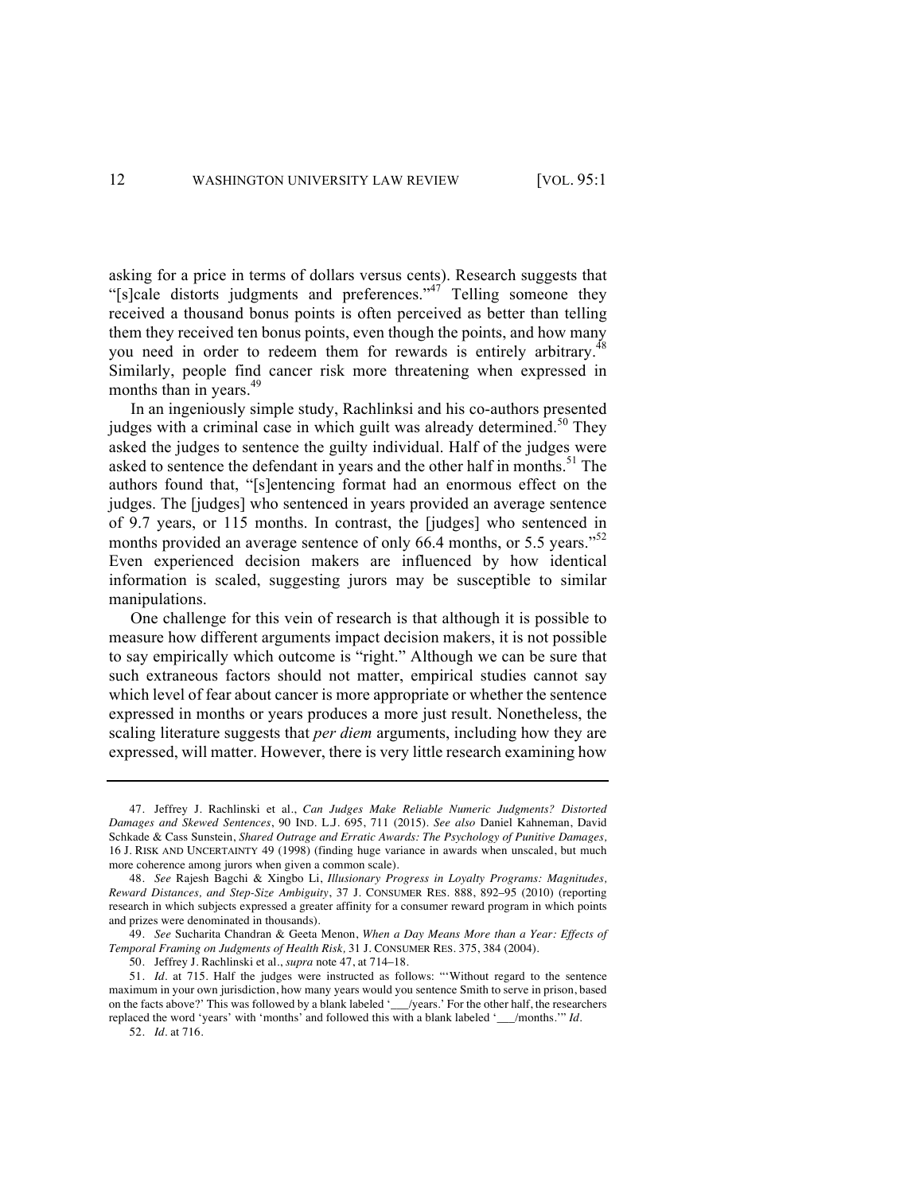asking for a price in terms of dollars versus cents). Research suggests that "[s]cale distorts judgments and preferences."[47] Telling someone they received a thousand bonus points is often perceived as better than telling them they received ten bonus points, even though the points, and how many you need in order to redeem them for rewards is entirely arbitrary.[48] Similarly, people find cancer risk more threatening when expressed in months than in years.[49]

In an ingeniously simple study, Rachlinksi and his co-authors presented judges with a criminal case in which guilt was already determined.[50] They asked the judges to sentence the guilty individual. Half of the judges were asked to sentence the defendant in years and the other half in months.[51] The authors found that, "[s]entencing format had an enormous effect on the judges. The [judges] who sentenced in years provided an average sentence of 9.7 years, or 115 months. In contrast, the [judges] who sentenced in months provided an average sentence of only 66.4 months, or 5.5 years."[52] Even experienced decision makers are influenced by how identical information is scaled, suggesting jurors may be susceptible to similar manipulations.

One challenge for this vein of research is that although it is possible to measure how different arguments impact decision makers, it is not possible to say empirically which outcome is "right." Although we can be sure that such extraneous factors should not matter, empirical studies cannot say which level of fear about cancer is more appropriate or whether the sentence expressed in months or years produces a more just result. Nonetheless, the scaling literature suggests that *per diem* arguments, including how they are expressed, will matter. However, there is very little research examining how

---

47. Jeffrey J. Rachlinski et al., *Can Judges Make Reliable Numeric Judgments? Distorted Damages and Skewed Sentences*, 90 IND. L.J. 695, 711 (2015). *See also* Daniel Kahneman, David Schkade & Cass Sunstein, *Shared Outrage and Erratic Awards: The Psychology of Punitive Damages,* 16 J. RISK AND UNCERTAINTY 49 (1998) (finding huge variance in awards when unscaled, but much more coherence among jurors when given a common scale).

48. *See* Rajesh Bagchi & Xingbo Li, *Illusionary Progress in Loyalty Programs: Magnitudes, Reward Distances, and Step-Size Ambiguity*, 37 J. CONSUMER RES. 888, 892–95 (2010) (reporting research in which subjects expressed a greater affinity for a consumer reward program in which points and prizes were denominated in thousands).

49. *See* Sucharita Chandran & Geeta Menon, *When a Day Means More than a Year: Effects of Temporal Framing on Judgments of Health Risk,* 31 J. CONSUMER RES. 375, 384 (2004).

50. Jeffrey J. Rachlinski et al., *supra* note 47, at 714–18.

51. *Id*. at 715. Half the judges were instructed as follows: "'Without regard to the sentence maximum in your own jurisdiction, how many years would you sentence Smith to serve in prison, based on the facts above?' This was followed by a blank labeled '___/years.' For the other half, the researchers replaced the word 'years' with 'months' and followed this with a blank labeled '___/months.'" *Id*.

52. *Id*. at 716.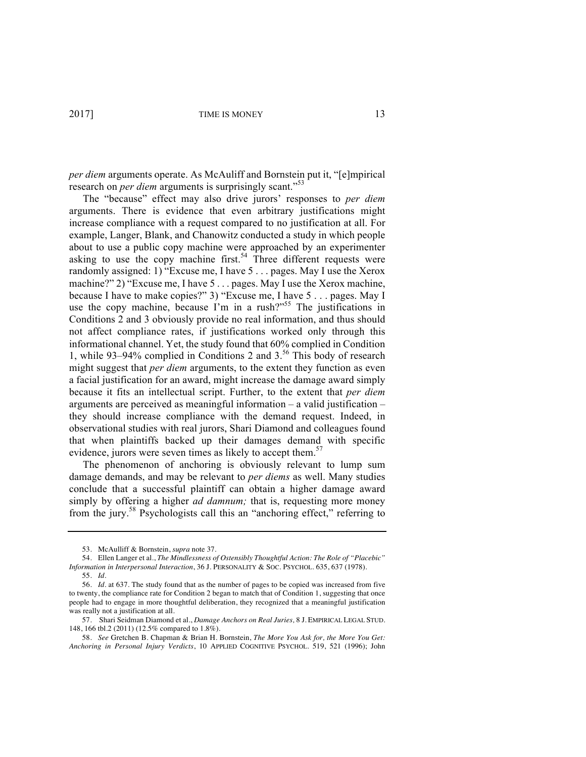*per diem* arguments operate. As McAuliff and Bornstein put it, "[e]mpirical research on *per diem* arguments is surprisingly scant."[53]

The "because" effect may also drive jurors' responses to *per diem* arguments. There is evidence that even arbitrary justifications might increase compliance with a request compared to no justification at all. For example, Langer, Blank, and Chanowitz conducted a study in which people about to use a public copy machine were approached by an experimenter asking to use the copy machine first.[54] Three different requests were randomly assigned: 1) "Excuse me, I have 5 . . . pages. May I use the Xerox machine?" 2) "Excuse me, I have 5 . . . pages. May I use the Xerox machine, because I have to make copies?" 3) "Excuse me, I have 5 . . . pages. May I use the copy machine, because I'm in a rush?"[55] The justifications in Conditions 2 and 3 obviously provide no real information, and thus should not affect compliance rates, if justifications worked only through this informational channel. Yet, the study found that 60% complied in Condition 1, while 93–94% complied in Conditions 2 and 3.[56] This body of research might suggest that *per diem* arguments, to the extent they function as even a facial justification for an award, might increase the damage award simply because it fits an intellectual script. Further, to the extent that *per diem* arguments are perceived as meaningful information – a valid justification – they should increase compliance with the demand request. Indeed, in observational studies with real jurors, Shari Diamond and colleagues found that when plaintiffs backed up their damages demand with specific evidence, jurors were seven times as likely to accept them.[57]

The phenomenon of anchoring is obviously relevant to lump sum damage demands, and may be relevant to *per diems* as well. Many studies conclude that a successful plaintiff can obtain a higher damage award simply by offering a higher *ad damnum;* that is, requesting more money from the jury.[58] Psychologists call this an "anchoring effect," referring to

---

53. McAulliff & Bornstein, *supra* note 37.

54. Ellen Langer et al., *The Mindlessness of Ostensibly Thoughtful Action: The Role of "Placebic" Information in Interpersonal Interaction*, 36 J. PERSONALITY & SOC. PSYCHOL. 635, 637 (1978).

55. *Id*.

56. *Id*. at 637. The study found that as the number of pages to be copied was increased from five to twenty, the compliance rate for Condition 2 began to match that of Condition 1, suggesting that once people had to engage in more thoughtful deliberation, they recognized that a meaningful justification was really not a justification at all.

57. Shari Seidman Diamond et al., *Damage Anchors on Real Juries,* 8 J. EMPIRICAL LEGAL STUD. 148, 166 tbl.2 (2011) (12.5% compared to 1.8%).

58. *See* Gretchen B. Chapman & Brian H. Bornstein, *The More You Ask for, the More You Get: Anchoring in Personal Injury Verdicts*, 10 APPLIED COGNITIVE PSYCHOL. 519, 521 (1996); John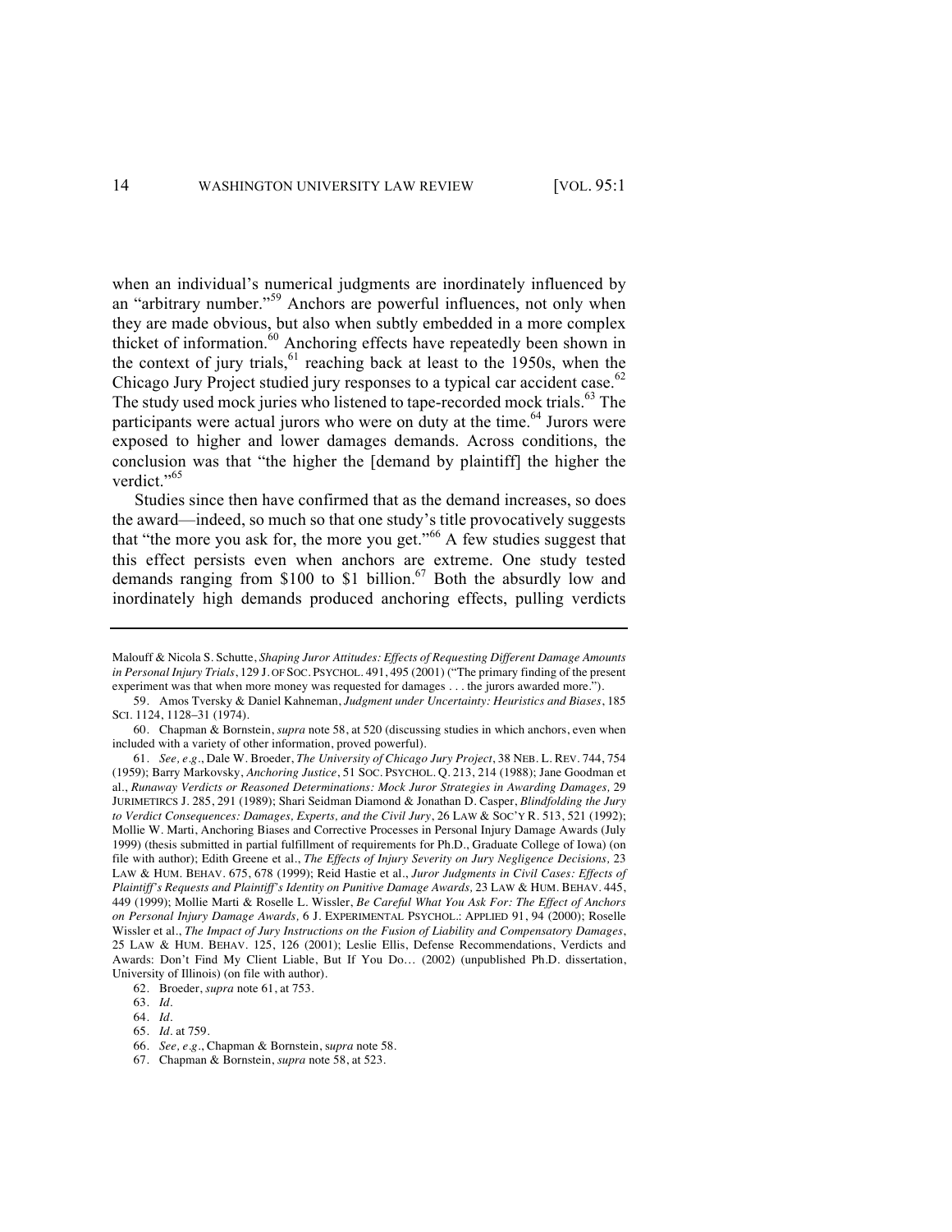when an individual's numerical judgments are inordinately influenced by an "arbitrary number."[59] Anchors are powerful influences, not only when they are made obvious, but also when subtly embedded in a more complex thicket of information.[60] Anchoring effects have repeatedly been shown in the context of jury trials,[61] reaching back at least to the 1950s, when the Chicago Jury Project studied jury responses to a typical car accident case.[62] The study used mock juries who listened to tape-recorded mock trials.[63] The participants were actual jurors who were on duty at the time.[64] Jurors were exposed to higher and lower damages demands. Across conditions, the conclusion was that "the higher the [demand by plaintiff] the higher the verdict."[65]

Studies since then have confirmed that as the demand increases, so does the award—indeed, so much so that one study's title provocatively suggests that "the more you ask for, the more you get."[66] A few studies suggest that this effect persists even when anchors are extreme. One study tested demands ranging from $100 to $1 billion.[67] Both the absurdly low and inordinately high demands produced anchoring effects, pulling verdicts

---

Malouff & Nicola S. Schutte, *Shaping Juror Attitudes: Effects of Requesting Different Damage Amounts in Personal Injury Trials*, 129 J. OF SOC. PSYCHOL. 491, 495 (2001) ("The primary finding of the present experiment was that when more money was requested for damages . . . the jurors awarded more.").

59. Amos Tversky & Daniel Kahneman, *Judgment under Uncertainty: Heuristics and Biases*, 185 SCI. 1124, 1128–31 (1974).

60. Chapman & Bornstein, *supra* note 58, at 520 (discussing studies in which anchors, even when included with a variety of other information, proved powerful).

61. *See, e.g.*, Dale W. Broeder, *The University of Chicago Jury Project*, 38 NEB. L. REV. 744, 754 (1959); Barry Markovsky, *Anchoring Justice*, 51 SOC. PSYCHOL. Q. 213, 214 (1988); Jane Goodman et al., *Runaway Verdicts or Reasoned Determinations: Mock Juror Strategies in Awarding Damages,* 29 JURIMETIRCS J. 285, 291 (1989); Shari Seidman Diamond & Jonathan D. Casper, *Blindfolding the Jury to Verdict Consequences: Damages, Experts, and the Civil Jury*, 26 LAW & SOC'Y R. 513, 521 (1992); Mollie W. Marti, Anchoring Biases and Corrective Processes in Personal Injury Damage Awards (July 1999) (thesis submitted in partial fulfillment of requirements for Ph.D., Graduate College of Iowa) (on file with author); Edith Greene et al., *The Effects of Injury Severity on Jury Negligence Decisions,* 23 LAW & HUM. BEHAV. 675, 678 (1999); Reid Hastie et al., *Juror Judgments in Civil Cases: Effects of Plaintiff's Requests and Plaintiff's Identity on Punitive Damage Awards,* 23 LAW & HUM. BEHAV. 445, 449 (1999); Mollie Marti & Roselle L. Wissler, *Be Careful What You Ask For: The Effect of Anchors on Personal Injury Damage Awards,* 6 J. EXPERIMENTAL PSYCHOL.: APPLIED 91, 94 (2000); Roselle Wissler et al., *The Impact of Jury Instructions on the Fusion of Liability and Compensatory Damages*, 25 LAW & HUM. BEHAV. 125, 126 (2001); Leslie Ellis, Defense Recommendations, Verdicts and Awards: Don't Find My Client Liable, But If You Do… (2002) (unpublished Ph.D. dissertation, University of Illinois) (on file with author).

62. Broeder, *supra* note 61, at 753.

63. *Id.*

64. *Id.*

65. *Id.* at 759.

66. *See, e.g.*, Chapman & Bornstein, s*upra* note 58.

67. Chapman & Bornstein, *supra* note 58, at 523.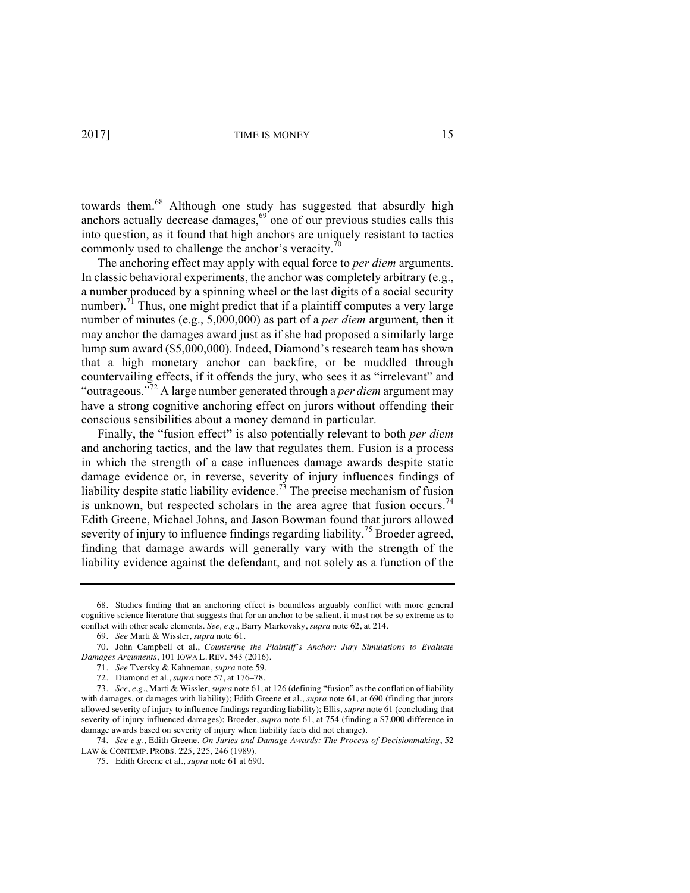towards them.[68] Although one study has suggested that absurdly high anchors actually decrease damages,[69] one of our previous studies calls this into question, as it found that high anchors are uniquely resistant to tactics commonly used to challenge the anchor's veracity.[70]

The anchoring effect may apply with equal force to *per diem* arguments. In classic behavioral experiments, the anchor was completely arbitrary (e.g., a number produced by a spinning wheel or the last digits of a social security number).[71] Thus, one might predict that if a plaintiff computes a very large number of minutes (e.g., 5,000,000) as part of a *per diem* argument, then it may anchor the damages award just as if she had proposed a similarly large lump sum award ($5,000,000). Indeed, Diamond's research team has shown that a high monetary anchor can backfire, or be muddled through countervailing effects, if it offends the jury, who sees it as "irrelevant" and "outrageous."[72] A large number generated through a *per diem* argument may have a strong cognitive anchoring effect on jurors without offending their conscious sensibilities about a money demand in particular.

Finally, the "fusion effect**"** is also potentially relevant to both *per diem* and anchoring tactics, and the law that regulates them. Fusion is a process in which the strength of a case influences damage awards despite static damage evidence or, in reverse, severity of injury influences findings of liability despite static liability evidence.[73] The precise mechanism of fusion is unknown, but respected scholars in the area agree that fusion occurs.[74] Edith Greene, Michael Johns, and Jason Bowman found that jurors allowed severity of injury to influence findings regarding liability.[75] Broeder agreed, finding that damage awards will generally vary with the strength of the liability evidence against the defendant, and not solely as a function of the

---

68. Studies finding that an anchoring effect is boundless arguably conflict with more general cognitive science literature that suggests that for an anchor to be salient, it must not be so extreme as to conflict with other scale elements. *See, e.g.*, Barry Markovsky, *supra* note 62, at 214.

69. *See* Marti & Wissler, *supra* note 61.

70. John Campbell et al., *Countering the Plaintiff's Anchor: Jury Simulations to Evaluate Damages Arguments*, 101 IOWA L. REV. 543 (2016).

71. *See* Tversky & Kahneman, *supra* note 59.

72. Diamond et al., *supra* note 57, at 176–78.

73. *See, e.g.*, Marti & Wissler, *supra* note 61, at 126 (defining "fusion" as the conflation of liability with damages, or damages with liability); Edith Greene et al., *supra* note 61, at 690 (finding that jurors allowed severity of injury to influence findings regarding liability); Ellis, *supra* note 61 (concluding that severity of injury influenced damages); Broeder, *supra* note 61, at 754 (finding a $7,000 difference in damage awards based on severity of injury when liability facts did not change).

74. *See e.g.*, Edith Greene, *On Juries and Damage Awards: The Process of Decisionmaking*, 52 LAW & CONTEMP. PROBS. 225, 225, 246 (1989).

75. Edith Greene et al., *supra* note 61 at 690.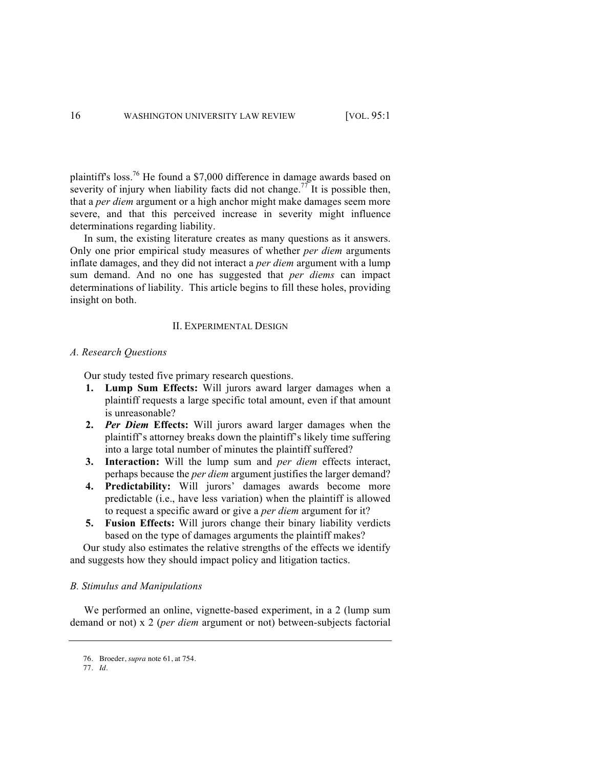plaintiff's loss.[76] He found a $7,000 difference in damage awards based on severity of injury when liability facts did not change.[77] It is possible then, that a *per diem* argument or a high anchor might make damages seem more severe, and that this perceived increase in severity might influence determinations regarding liability.

In sum, the existing literature creates as many questions as it answers. Only one prior empirical study measures of whether *per diem* arguments inflate damages, and they did not interact a *per diem* argument with a lump sum demand. And no one has suggested that *per diems* can impact determinations of liability. This article begins to fill these holes, providing insight on both.

## II. EXPERIMENTAL DESIGN

### *A. Research Questions*

Our study tested five primary research questions.

1. **Lump Sum Effects:** Will jurors award larger damages when a plaintiff requests a large specific total amount, even if that amount is unreasonable?
2. ***Per Diem* Effects:** Will jurors award larger damages when the plaintiff's attorney breaks down the plaintiff's likely time suffering into a large total number of minutes the plaintiff suffered?
3. **Interaction:** Will the lump sum and *per diem* effects interact, perhaps because the *per diem* argument justifies the larger demand?
4. **Predictability:** Will jurors' damages awards become more predictable (i.e., have less variation) when the plaintiff is allowed to request a specific award or give a *per diem* argument for it?
5. **Fusion Effects:** Will jurors change their binary liability verdicts based on the type of damages arguments the plaintiff makes?

Our study also estimates the relative strengths of the effects we identify and suggests how they should impact policy and litigation tactics.

### *B. Stimulus and Manipulations*

We performed an online, vignette-based experiment, in a 2 (lump sum demand or not) x 2 (*per diem* argument or not) between-subjects factorial

76. Broeder, *supra* note 61, at 754.

77. *Id*.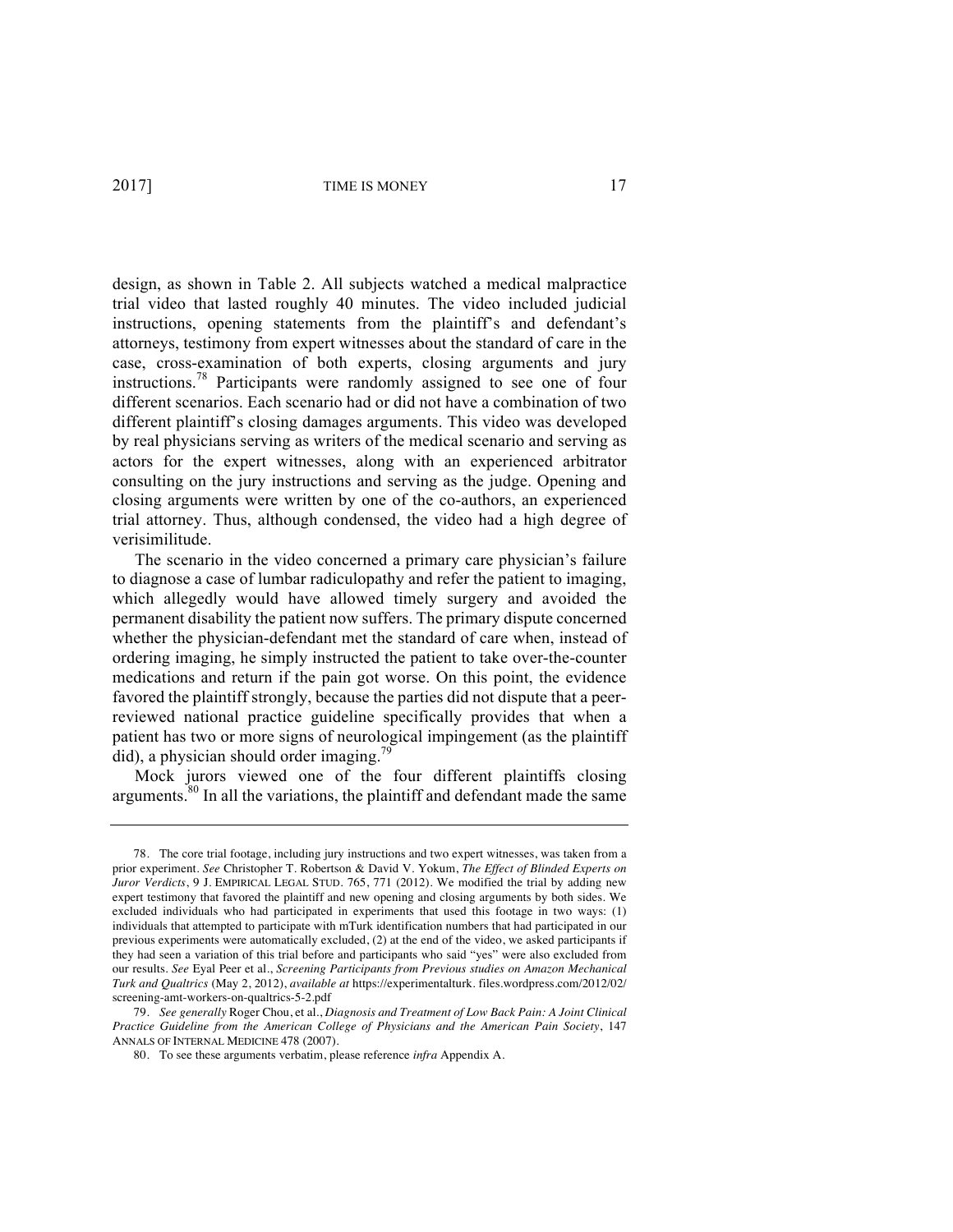design, as shown in Table 2. All subjects watched a medical malpractice trial video that lasted roughly 40 minutes. The video included judicial instructions, opening statements from the plaintiff's and defendant's attorneys, testimony from expert witnesses about the standard of care in the case, cross-examination of both experts, closing arguments and jury instructions.[78] Participants were randomly assigned to see one of four different scenarios. Each scenario had or did not have a combination of two different plaintiff's closing damages arguments. This video was developed by real physicians serving as writers of the medical scenario and serving as actors for the expert witnesses, along with an experienced arbitrator consulting on the jury instructions and serving as the judge. Opening and closing arguments were written by one of the co-authors, an experienced trial attorney. Thus, although condensed, the video had a high degree of verisimilitude.

The scenario in the video concerned a primary care physician's failure to diagnose a case of lumbar radiculopathy and refer the patient to imaging, which allegedly would have allowed timely surgery and avoided the permanent disability the patient now suffers. The primary dispute concerned whether the physician-defendant met the standard of care when, instead of ordering imaging, he simply instructed the patient to take over-the-counter medications and return if the pain got worse. On this point, the evidence favored the plaintiff strongly, because the parties did not dispute that a peer-reviewed national practice guideline specifically provides that when a patient has two or more signs of neurological impingement (as the plaintiff did), a physician should order imaging.[79]

Mock jurors viewed one of the four different plaintiffs closing arguments.[80] In all the variations, the plaintiff and defendant made the same

---

78. The core trial footage, including jury instructions and two expert witnesses, was taken from a prior experiment. *See* Christopher T. Robertson & David V. Yokum, *The Effect of Blinded Experts on Juror Verdicts*, 9 J. EMPIRICAL LEGAL STUD. 765, 771 (2012). We modified the trial by adding new expert testimony that favored the plaintiff and new opening and closing arguments by both sides. We excluded individuals who had participated in experiments that used this footage in two ways: (1) individuals that attempted to participate with mTurk identification numbers that had participated in our previous experiments were automatically excluded, (2) at the end of the video, we asked participants if they had seen a variation of this trial before and participants who said "yes" were also excluded from our results. *See* Eyal Peer et al., *Screening Participants from Previous studies on Amazon Mechanical Turk and Qualtrics* (May 2, 2012), *available at* https://experimentalturk. files.wordpress.com/2012/02/ screening-amt-workers-on-qualtrics-5-2.pdf

79. *See generally* Roger Chou, et al., *Diagnosis and Treatment of Low Back Pain: A Joint Clinical Practice Guideline from the American College of Physicians and the American Pain Society*, 147 ANNALS OF INTERNAL MEDICINE 478 (2007).

80. To see these arguments verbatim, please reference *infra* Appendix A.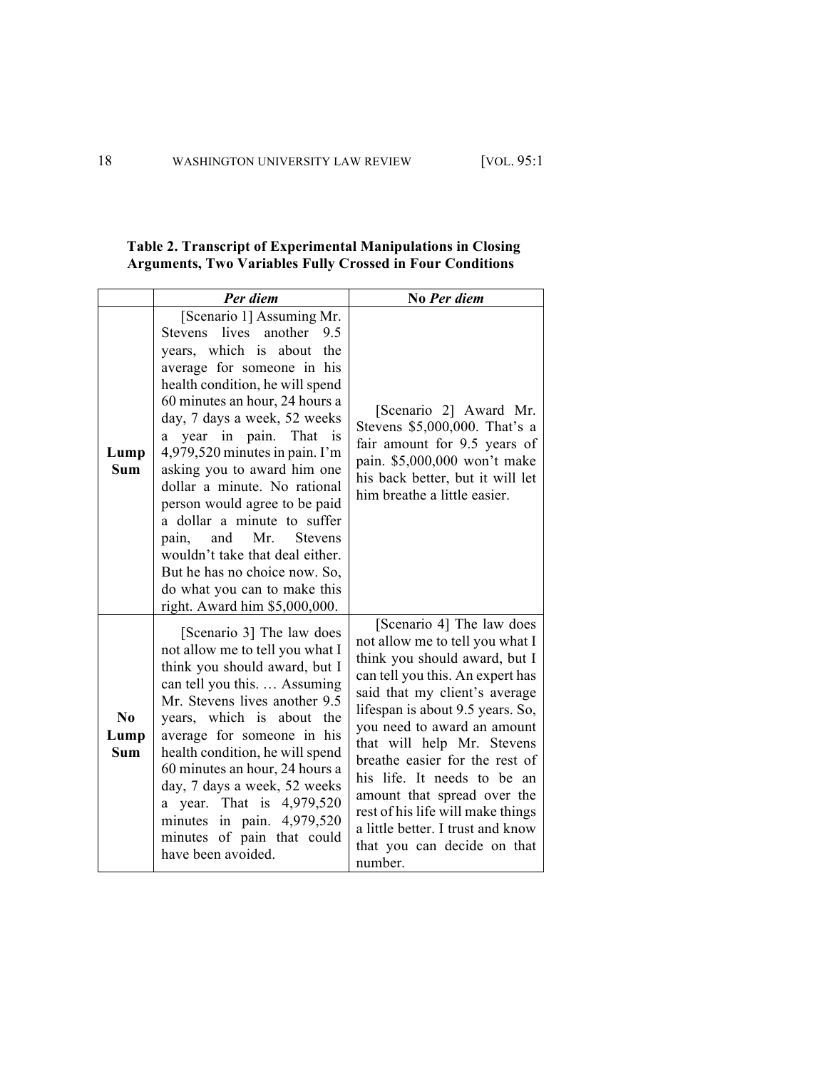**Table 2. Transcript of Experimental Manipulations in Closing Arguments, Two Variables Fully Crossed in Four Conditions**

| | *Per diem* | No *Per diem* |
|---|---|---|
| **Lump Sum** | [Scenario 1] Assuming Mr. Stevens lives another 9.5 years, which is about the average for someone in his health condition, he will spend 60 minutes an hour, 24 hours a day, 7 days a week, 52 weeks a year in pain. That is 4,979,520 minutes in pain. I'm asking you to award him one dollar a minute. No rational person would agree to be paid a dollar a minute to suffer pain, and Mr. Stevens wouldn't take that deal either. But he has no choice now. So, do what you can to make this right. Award him $5,000,000. | [Scenario 2] Award Mr. Stevens $5,000,000. That's a fair amount for 9.5 years of pain. $5,000,000 won't make his back better, but it will let him breathe a little easier. |
| **No Lump Sum** | [Scenario 3] The law does not allow me to tell you what I think you should award, but I can tell you this. … Assuming Mr. Stevens lives another 9.5 years, which is about the average for someone in his health condition, he will spend 60 minutes an hour, 24 hours a day, 7 days a week, 52 weeks a year. That is 4,979,520 minutes in pain. 4,979,520 minutes of pain that could have been avoided. | [Scenario 4] The law does not allow me to tell you what I think you should award, but I can tell you this. An expert has said that my client's average lifespan is about 9.5 years. So, you need to award an amount that will help Mr. Stevens breathe easier for the rest of his life. It needs to be an amount that spread over the rest of his life will make things a little better. I trust and know that you can decide on that number. |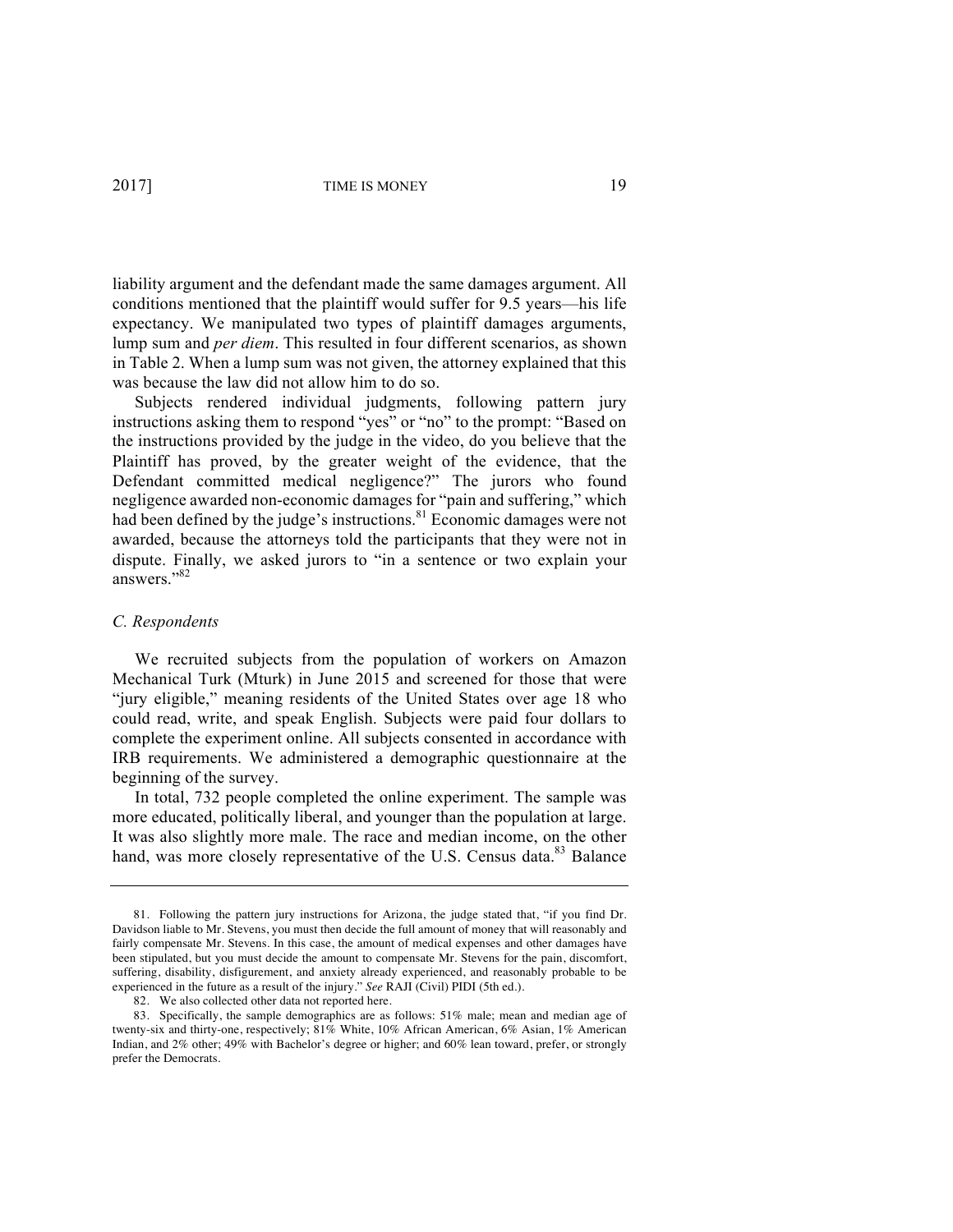liability argument and the defendant made the same damages argument. All conditions mentioned that the plaintiff would suffer for 9.5 years—his life expectancy. We manipulated two types of plaintiff damages arguments, lump sum and *per diem*. This resulted in four different scenarios, as shown in Table 2. When a lump sum was not given, the attorney explained that this was because the law did not allow him to do so.

Subjects rendered individual judgments, following pattern jury instructions asking them to respond "yes" or "no" to the prompt: "Based on the instructions provided by the judge in the video, do you believe that the Plaintiff has proved, by the greater weight of the evidence, that the Defendant committed medical negligence?" The jurors who found negligence awarded non-economic damages for "pain and suffering," which had been defined by the judge's instructions.[81] Economic damages were not awarded, because the attorneys told the participants that they were not in dispute. Finally, we asked jurors to "in a sentence or two explain your answers."[82]

### *C. Respondents*

We recruited subjects from the population of workers on Amazon Mechanical Turk (Mturk) in June 2015 and screened for those that were "jury eligible," meaning residents of the United States over age 18 who could read, write, and speak English. Subjects were paid four dollars to complete the experiment online. All subjects consented in accordance with IRB requirements. We administered a demographic questionnaire at the beginning of the survey.

In total, 732 people completed the online experiment. The sample was more educated, politically liberal, and younger than the population at large. It was also slightly more male. The race and median income, on the other hand, was more closely representative of the U.S. Census data.[83] Balance

---

81. Following the pattern jury instructions for Arizona, the judge stated that, "if you find Dr. Davidson liable to Mr. Stevens, you must then decide the full amount of money that will reasonably and fairly compensate Mr. Stevens. In this case, the amount of medical expenses and other damages have been stipulated, but you must decide the amount to compensate Mr. Stevens for the pain, discomfort, suffering, disability, disfigurement, and anxiety already experienced, and reasonably probable to be experienced in the future as a result of the injury." *See* RAJI (Civil) PIDI (5th ed.).

82. We also collected other data not reported here.

83. Specifically, the sample demographics are as follows: 51% male; mean and median age of twenty-six and thirty-one, respectively; 81% White, 10% African American, 6% Asian, 1% American Indian, and 2% other; 49% with Bachelor's degree or higher; and 60% lean toward, prefer, or strongly prefer the Democrats.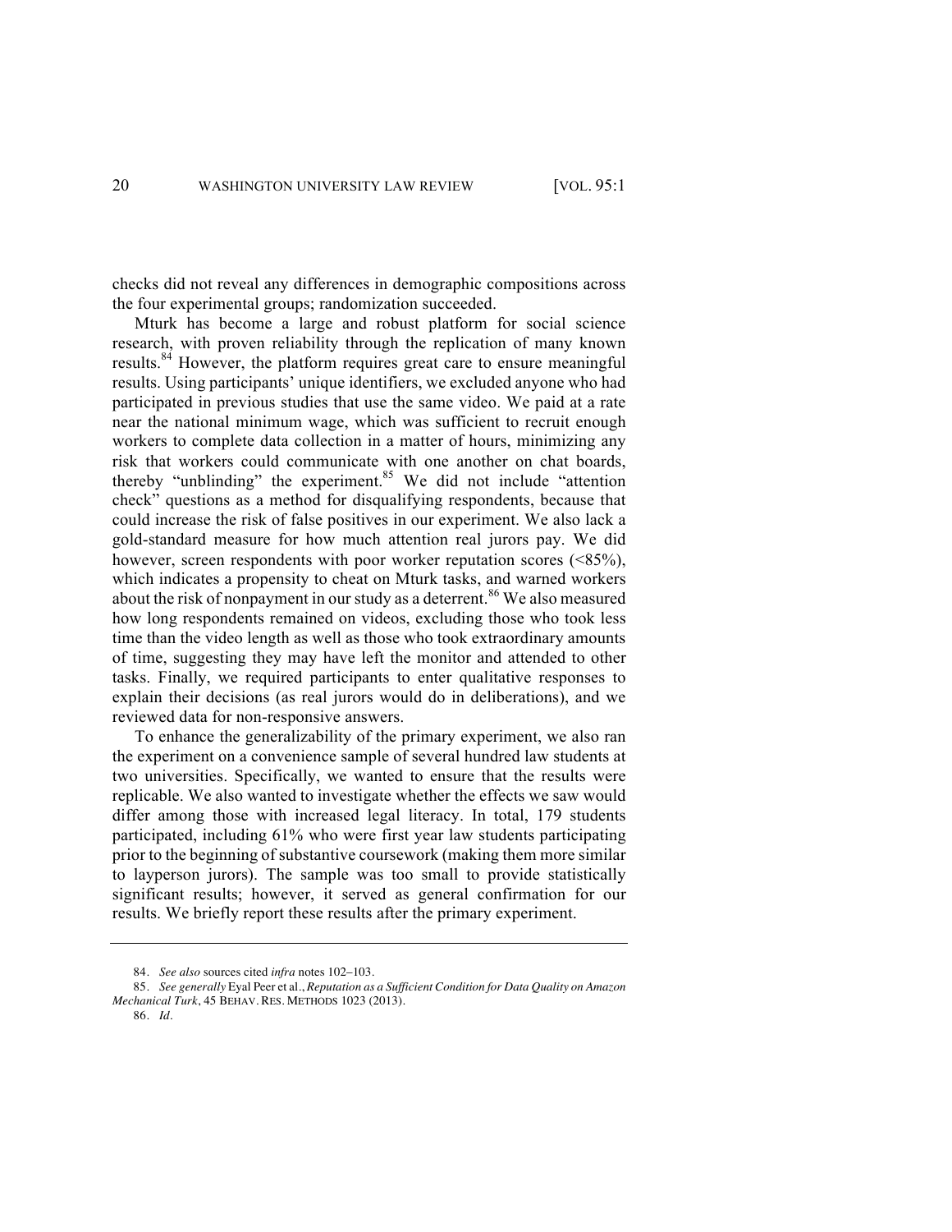checks did not reveal any differences in demographic compositions across the four experimental groups; randomization succeeded.

Mturk has become a large and robust platform for social science research, with proven reliability through the replication of many known results.[84] However, the platform requires great care to ensure meaningful results. Using participants' unique identifiers, we excluded anyone who had participated in previous studies that use the same video. We paid at a rate near the national minimum wage, which was sufficient to recruit enough workers to complete data collection in a matter of hours, minimizing any risk that workers could communicate with one another on chat boards, thereby "unblinding" the experiment.[85] We did not include "attention check" questions as a method for disqualifying respondents, because that could increase the risk of false positives in our experiment. We also lack a gold-standard measure for how much attention real jurors pay. We did however, screen respondents with poor worker reputation scores (<85%), which indicates a propensity to cheat on Mturk tasks, and warned workers about the risk of nonpayment in our study as a deterrent.[86] We also measured how long respondents remained on videos, excluding those who took less time than the video length as well as those who took extraordinary amounts of time, suggesting they may have left the monitor and attended to other tasks. Finally, we required participants to enter qualitative responses to explain their decisions (as real jurors would do in deliberations), and we reviewed data for non-responsive answers.

To enhance the generalizability of the primary experiment, we also ran the experiment on a convenience sample of several hundred law students at two universities. Specifically, we wanted to ensure that the results were replicable. We also wanted to investigate whether the effects we saw would differ among those with increased legal literacy. In total, 179 students participated, including 61% who were first year law students participating prior to the beginning of substantive coursework (making them more similar to layperson jurors). The sample was too small to provide statistically significant results; however, it served as general confirmation for our results. We briefly report these results after the primary experiment.

---

84. *See also* sources cited *infra* notes 102–103.

85. *See generally* Eyal Peer et al., *Reputation as a Sufficient Condition for Data Quality on Amazon Mechanical Turk*, 45 BEHAV. RES. METHODS 1023 (2013).

86. *Id*.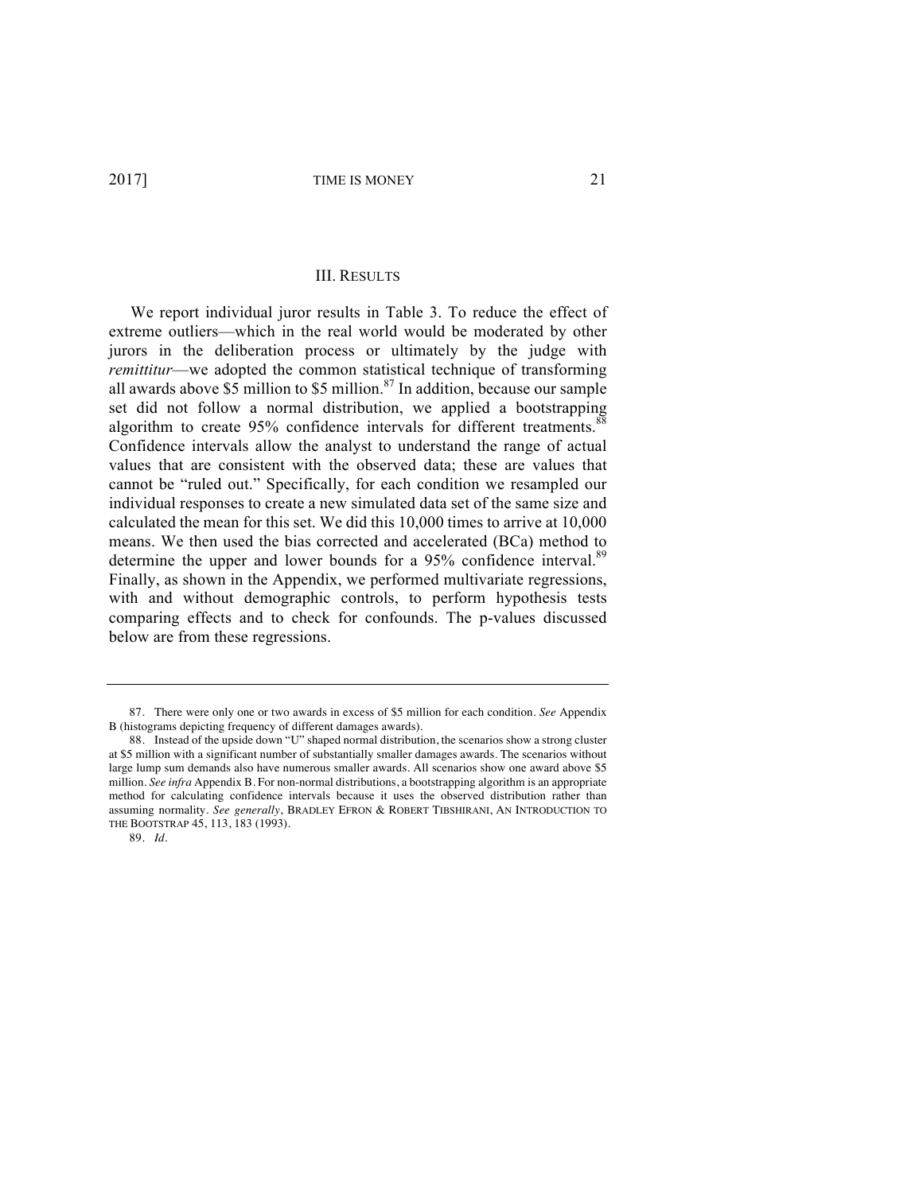## III. RESULTS

We report individual juror results in Table 3. To reduce the effect of extreme outliers—which in the real world would be moderated by other jurors in the deliberation process or ultimately by the judge with *remittitur*—we adopted the common statistical technique of transforming all awards above $5 million to $5 million.[87] In addition, because our sample set did not follow a normal distribution, we applied a bootstrapping algorithm to create 95% confidence intervals for different treatments.[88] Confidence intervals allow the analyst to understand the range of actual values that are consistent with the observed data; these are values that cannot be "ruled out." Specifically, for each condition we resampled our individual responses to create a new simulated data set of the same size and calculated the mean for this set. We did this 10,000 times to arrive at 10,000 means. We then used the bias corrected and accelerated (BCa) method to determine the upper and lower bounds for a 95% confidence interval.[89] Finally, as shown in the Appendix, we performed multivariate regressions, with and without demographic controls, to perform hypothesis tests comparing effects and to check for confounds. The p-values discussed below are from these regressions.

---

87. There were only one or two awards in excess of $5 million for each condition. *See* Appendix B (histograms depicting frequency of different damages awards).

88. Instead of the upside down "U" shaped normal distribution, the scenarios show a strong cluster at $5 million with a significant number of substantially smaller damages awards. The scenarios without large lump sum demands also have numerous smaller awards. All scenarios show one award above $5 million. *See infra* Appendix B. For non-normal distributions, a bootstrapping algorithm is an appropriate method for calculating confidence intervals because it uses the observed distribution rather than assuming normality. *See generally*, BRADLEY EFRON & ROBERT TIBSHIRANI, AN INTRODUCTION TO THE BOOTSTRAP 45, 113, 183 (1993).

89. *Id.*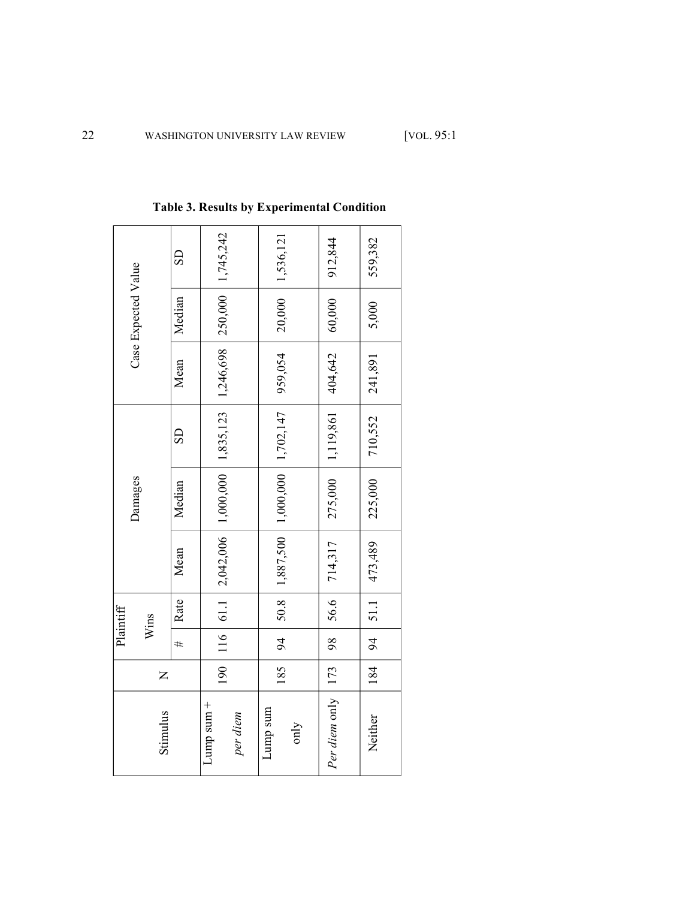**Table 3. Results by Experimental Condition**

| Stimulus | N | Plaintiff Wins | | Damages | | | Case Expected Value | | |
|---|---|---|---|---|---|---|---|---|---|
| | | # | Rate | Mean | Median | SD | Mean | Median | SD |
| Lump sum + *per diem* | 190 | 116 | 61.1 | 2,042,006 | 1,000,000 | 1,835,123 | 1,246,698 | 250,000 | 1,745,242 |
| Lump sum only | 185 | 94 | 50.8 | 1,887,500 | 1,000,000 | 1,702,147 | 959,054 | 20,000 | 1,536,121 |
| *Per diem* only | 173 | 98 | 56.6 | 714,317 | 275,000 | 1,119,861 | 404,642 | 60,000 | 912,844 |
| Neither | 184 | 94 | 51.1 | 473,489 | 225,000 | 710,552 | 241,891 | 5,000 | 559,382 |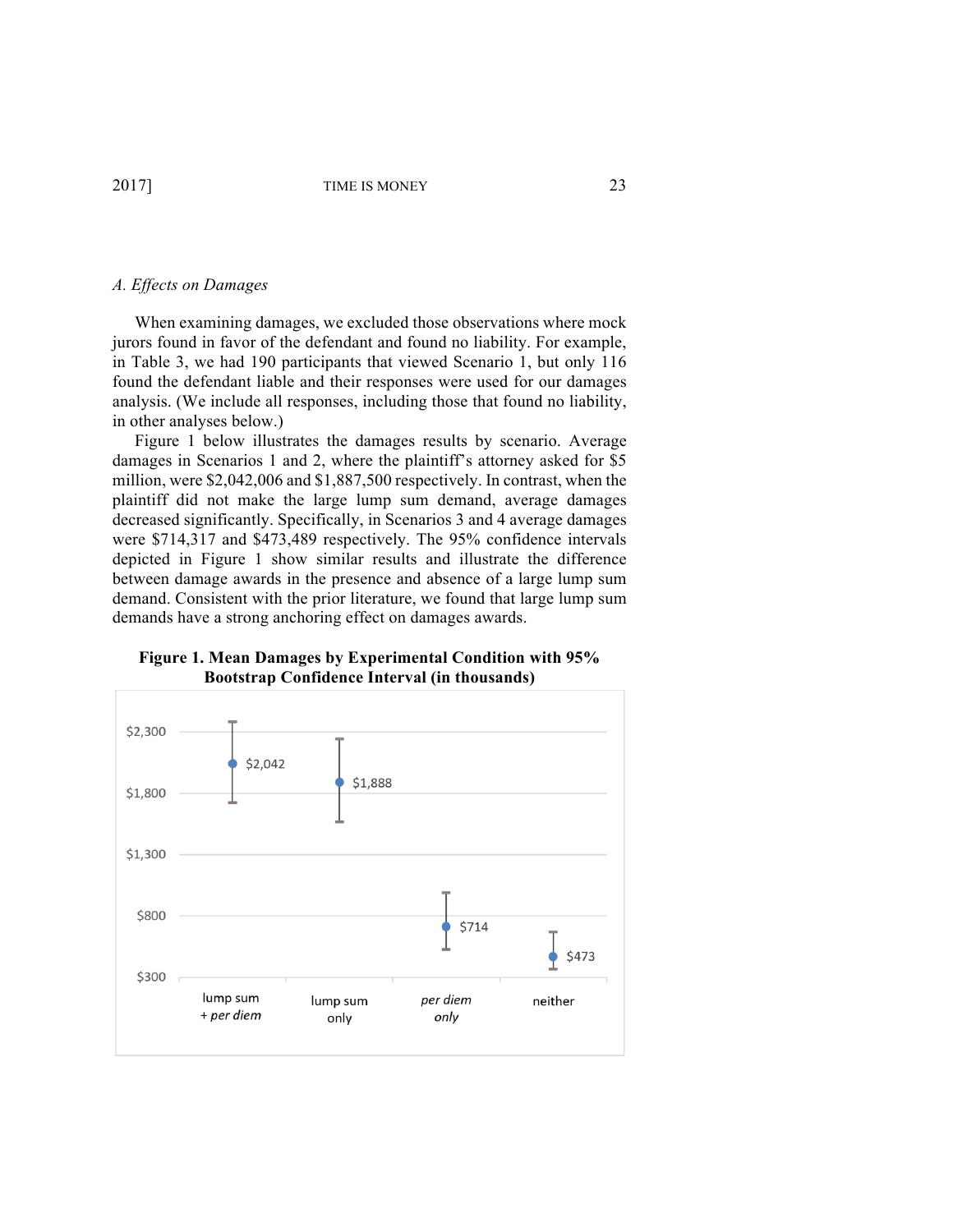### *A. Effects on Damages*

When examining damages, we excluded those observations where mock jurors found in favor of the defendant and found no liability. For example, in Table 3, we had 190 participants that viewed Scenario 1, but only 116 found the defendant liable and their responses were used for our damages analysis. (We include all responses, including those that found no liability, in other analyses below.)

Figure 1 below illustrates the damages results by scenario. Average damages in Scenarios 1 and 2, where the plaintiff's attorney asked for $5 million, were $2,042,006 and $1,887,500 respectively. In contrast, when the plaintiff did not make the large lump sum demand, average damages decreased significantly. Specifically, in Scenarios 3 and 4 average damages were $714,317 and $473,489 respectively. The 95% confidence intervals depicted in Figure 1 show similar results and illustrate the difference between damage awards in the presence and absence of a large lump sum demand. Consistent with the prior literature, we found that large lump sum demands have a strong anchoring effect on damages awards.

**Figure 1. Mean Damages by Experimental Condition with 95% Bootstrap Confidence Interval (in thousands)**

| Condition | Mean Damages (in thousands) |
| --- | --- |
| lump sum + *per diem* | $2,042 |
| lump sum only | $1,888 |
| *per diem* only | $714 |
| neither | $473 |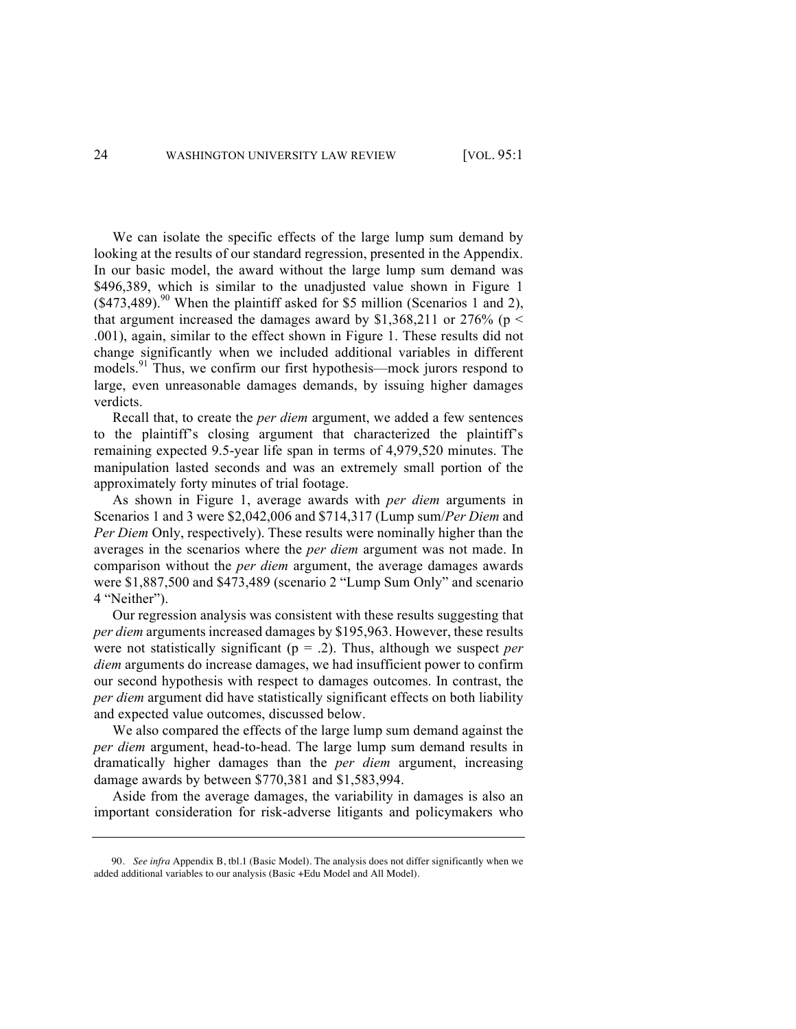We can isolate the specific effects of the large lump sum demand by looking at the results of our standard regression, presented in the Appendix. In our basic model, the award without the large lump sum demand was \$496,389, which is similar to the unadjusted value shown in Figure 1 (\$473,489).[90] When the plaintiff asked for \$5 million (Scenarios 1 and 2), that argument increased the damages award by \$1,368,211 or 276% ($p < .001$), again, similar to the effect shown in Figure 1. These results did not change significantly when we included additional variables in different models.[91] Thus, we confirm our first hypothesis—mock jurors respond to large, even unreasonable damages demands, by issuing higher damages verdicts.

Recall that, to create the *per diem* argument, we added a few sentences to the plaintiff's closing argument that characterized the plaintiff's remaining expected 9.5-year life span in terms of 4,979,520 minutes. The manipulation lasted seconds and was an extremely small portion of the approximately forty minutes of trial footage.

As shown in Figure 1, average awards with *per diem* arguments in Scenarios 1 and 3 were \$2,042,006 and \$714,317 (Lump sum/*Per Diem* and *Per Diem* Only, respectively). These results were nominally higher than the averages in the scenarios where the *per diem* argument was not made. In comparison without the *per diem* argument, the average damages awards were \$1,887,500 and \$473,489 (scenario 2 "Lump Sum Only" and scenario 4 "Neither").

Our regression analysis was consistent with these results suggesting that *per diem* arguments increased damages by \$195,963. However, these results were not statistically significant ($p = .2$). Thus, although we suspect *per diem* arguments do increase damages, we had insufficient power to confirm our second hypothesis with respect to damages outcomes. In contrast, the *per diem* argument did have statistically significant effects on both liability and expected value outcomes, discussed below.

We also compared the effects of the large lump sum demand against the *per diem* argument, head-to-head. The large lump sum demand results in dramatically higher damages than the *per diem* argument, increasing damage awards by between \$770,381 and \$1,583,994.

Aside from the average damages, the variability in damages is also an important consideration for risk-adverse litigants and policymakers who

---

90. *See infra* Appendix B, tbl.1 (Basic Model). The analysis does not differ significantly when we added additional variables to our analysis (Basic +Edu Model and All Model).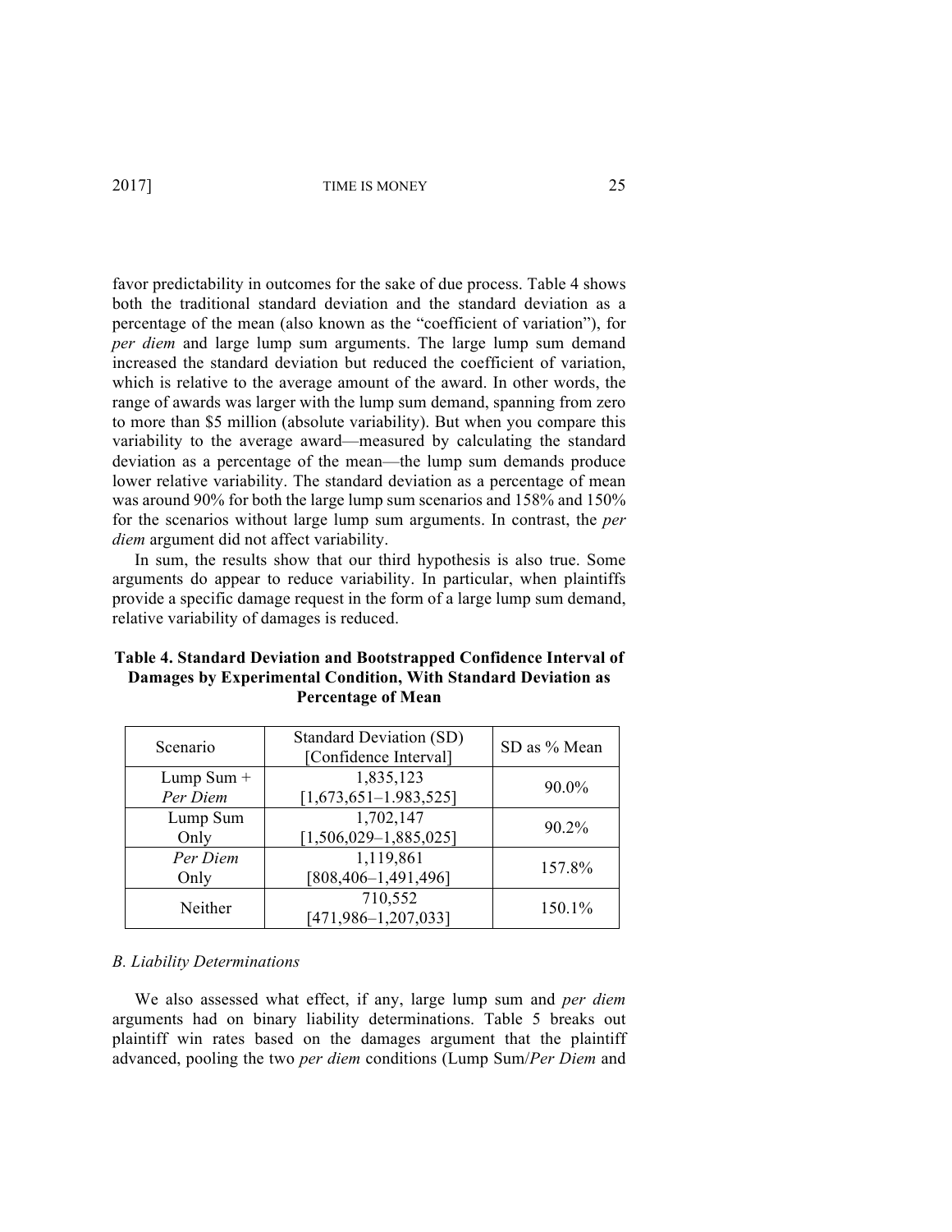favor predictability in outcomes for the sake of due process. Table 4 shows both the traditional standard deviation and the standard deviation as a percentage of the mean (also known as the "coefficient of variation"), for *per diem* and large lump sum arguments. The large lump sum demand increased the standard deviation but reduced the coefficient of variation, which is relative to the average amount of the award. In other words, the range of awards was larger with the lump sum demand, spanning from zero to more than $5 million (absolute variability). But when you compare this variability to the average award—measured by calculating the standard deviation as a percentage of the mean—the lump sum demands produce lower relative variability. The standard deviation as a percentage of mean was around 90% for both the large lump sum scenarios and 158% and 150% for the scenarios without large lump sum arguments. In contrast, the *per diem* argument did not affect variability.

In sum, the results show that our third hypothesis is also true. Some arguments do appear to reduce variability. In particular, when plaintiffs provide a specific damage request in the form of a large lump sum demand, relative variability of damages is reduced.

**Table 4. Standard Deviation and Bootstrapped Confidence Interval of Damages by Experimental Condition, With Standard Deviation as Percentage of Mean**

| Scenario | Standard Deviation (SD) [Confidence Interval] | SD as % Mean |
|---|---|---|
| Lump Sum + *Per Diem* | 1,835,123 [1,673,651–1.983,525] | 90.0% |
| Lump Sum Only | 1,702,147 [1,506,029–1,885,025] | 90.2% |
| *Per Diem* Only | 1,119,861 [808,406–1,491,496] | 157.8% |
| Neither | 710,552 [471,986–1,207,033] | 150.1% |

### *B. Liability Determinations*

We also assessed what effect, if any, large lump sum and *per diem* arguments had on binary liability determinations. Table 5 breaks out plaintiff win rates based on the damages argument that the plaintiff advanced, pooling the two *per diem* conditions (Lump Sum/*Per Diem* and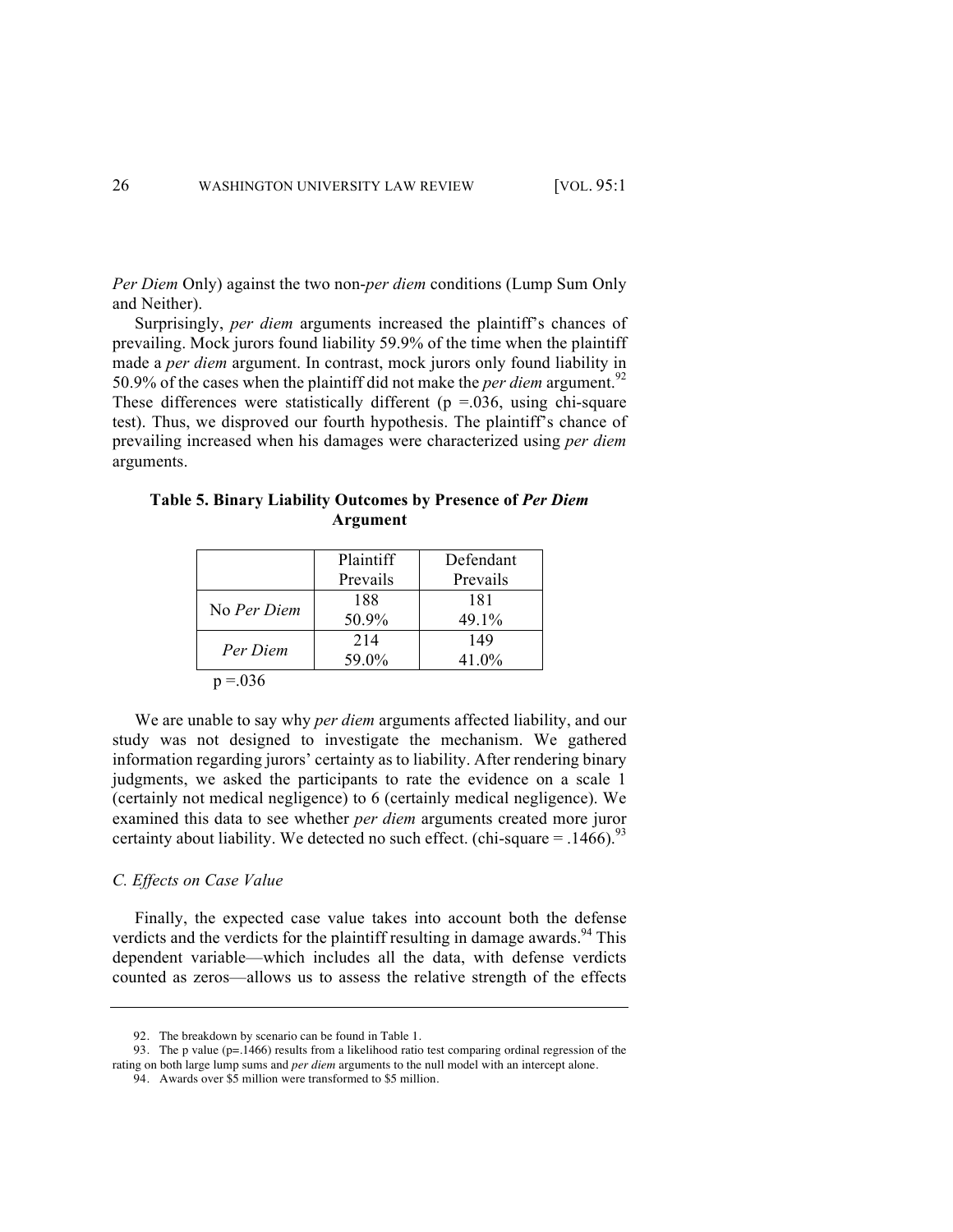*Per Diem* Only) against the two non-*per diem* conditions (Lump Sum Only and Neither).

Surprisingly, *per diem* arguments increased the plaintiff's chances of prevailing. Mock jurors found liability 59.9% of the time when the plaintiff made a *per diem* argument. In contrast, mock jurors only found liability in 50.9% of the cases when the plaintiff did not make the *per diem* argument.[92] These differences were statistically different (p =.036, using chi-square test). Thus, we disproved our fourth hypothesis. The plaintiff's chance of prevailing increased when his damages were characterized using *per diem* arguments.

**Table 5. Binary Liability Outcomes by Presence of *Per Diem* Argument**

| | Plaintiff Prevails | Defendant Prevails |
|---|---|---|
| No *Per Diem* | 188<br>50.9% | 181<br>49.1% |
| *Per Diem* | 214<br>59.0% | 149<br>41.0% |

p =.036

We are unable to say why *per diem* arguments affected liability, and our study was not designed to investigate the mechanism. We gathered information regarding jurors' certainty as to liability. After rendering binary judgments, we asked the participants to rate the evidence on a scale 1 (certainly not medical negligence) to 6 (certainly medical negligence). We examined this data to see whether *per diem* arguments created more juror certainty about liability. We detected no such effect. (chi-square = .1466).[93]

### *C. Effects on Case Value*

Finally, the expected case value takes into account both the defense verdicts and the verdicts for the plaintiff resulting in damage awards.[94] This dependent variable—which includes all the data, with defense verdicts counted as zeros—allows us to assess the relative strength of the effects

---

92. The breakdown by scenario can be found in Table 1.

93. The p value (p=.1466) results from a likelihood ratio test comparing ordinal regression of the rating on both large lump sums and *per diem* arguments to the null model with an intercept alone.

94. Awards over $5 million were transformed to $5 million.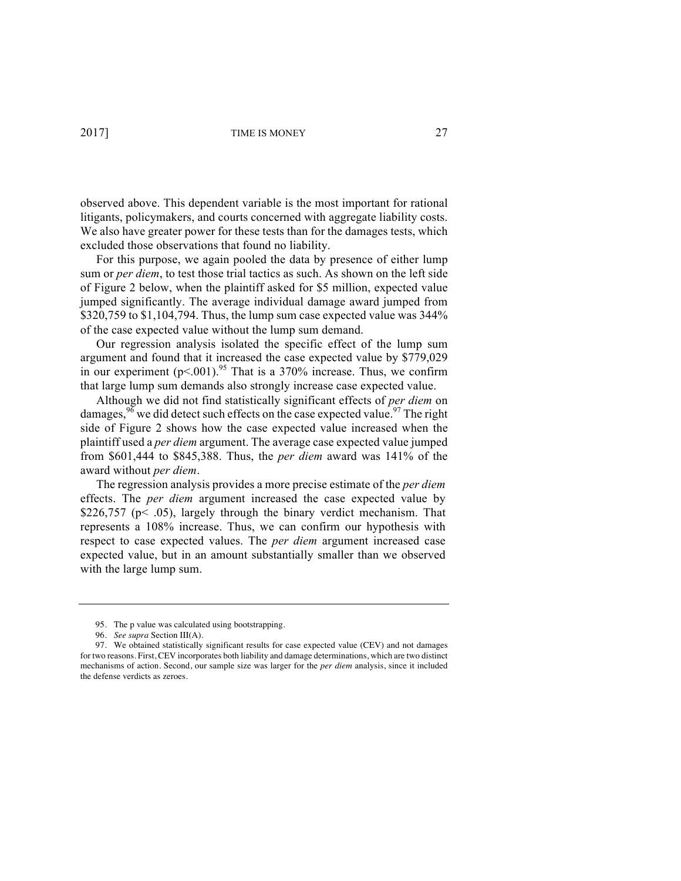observed above. This dependent variable is the most important for rational litigants, policymakers, and courts concerned with aggregate liability costs. We also have greater power for these tests than for the damages tests, which excluded those observations that found no liability.

For this purpose, we again pooled the data by presence of either lump sum or *per diem*, to test those trial tactics as such. As shown on the left side of Figure 2 below, when the plaintiff asked for $5 million, expected value jumped significantly. The average individual damage award jumped from $320,759 to $1,104,794. Thus, the lump sum case expected value was 344% of the case expected value without the lump sum demand.

Our regression analysis isolated the specific effect of the lump sum argument and found that it increased the case expected value by $779,029 in our experiment ($p<.001$).[95] That is a 370% increase. Thus, we confirm that large lump sum demands also strongly increase case expected value.

Although we did not find statistically significant effects of *per diem* on damages,[96] we did detect such effects on the case expected value.[97] The right side of Figure 2 shows how the case expected value increased when the plaintiff used a *per diem* argument. The average case expected value jumped from $601,444 to $845,388. Thus, the *per diem* award was 141% of the award without *per diem*.

The regression analysis provides a more precise estimate of the *per diem* effects. The *per diem* argument increased the case expected value by $226,757 ($p< .05$), largely through the binary verdict mechanism. That represents a 108% increase. Thus, we can confirm our hypothesis with respect to case expected values. The *per diem* argument increased case expected value, but in an amount substantially smaller than we observed with the large lump sum.

---

95. The p value was calculated using bootstrapping.

96. *See supra* Section III(A).

97. We obtained statistically significant results for case expected value (CEV) and not damages for two reasons. First, CEV incorporates both liability and damage determinations, which are two distinct mechanisms of action. Second, our sample size was larger for the *per diem* analysis, since it included the defense verdicts as zeroes.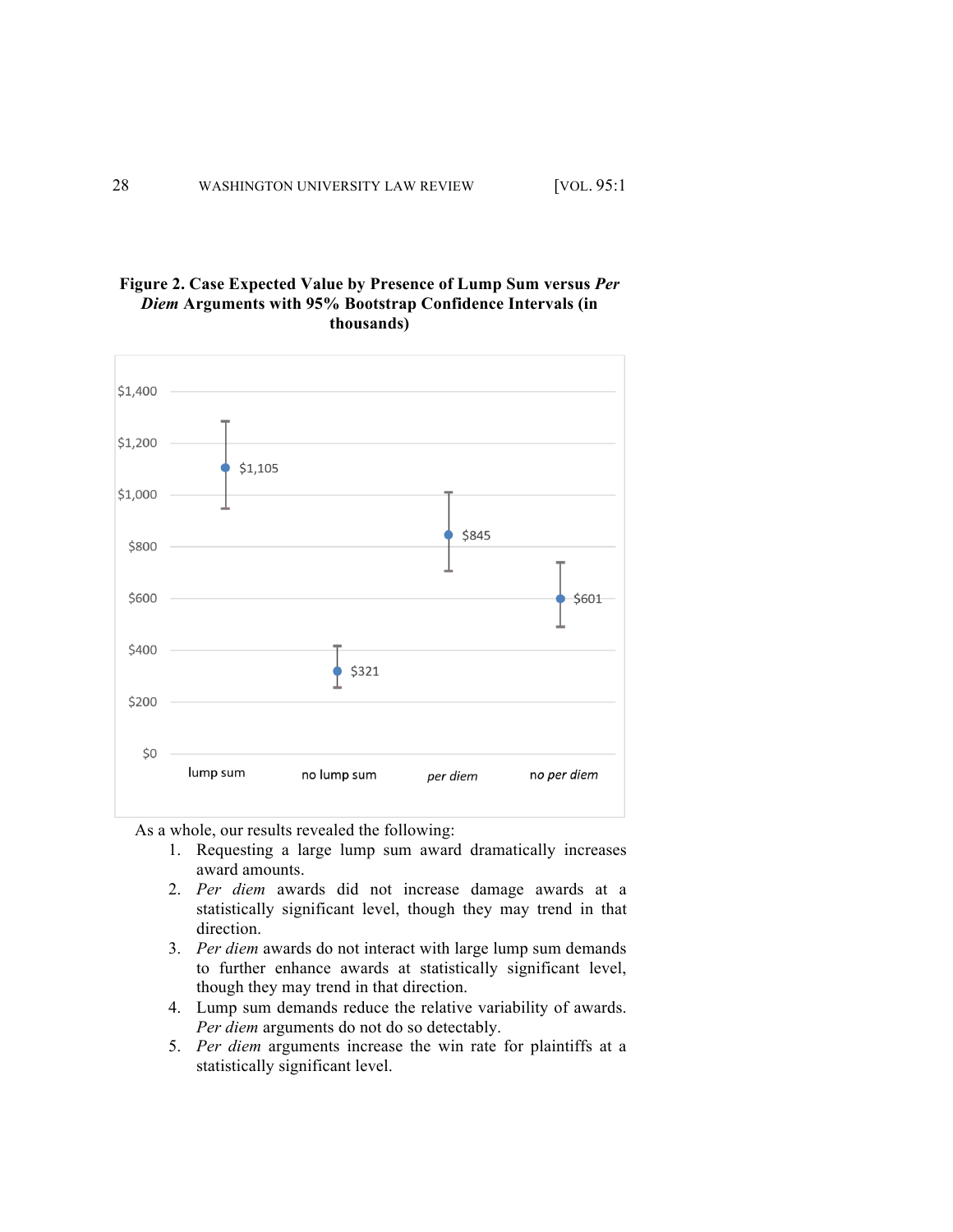**Figure 2. Case Expected Value by Presence of Lump Sum versus *Per Diem* Arguments with 95% Bootstrap Confidence Intervals (in thousands)**

As a whole, our results revealed the following:

1. Requesting a large lump sum award dramatically increases award amounts.
2. *Per diem* awards did not increase damage awards at a statistically significant level, though they may trend in that direction.
3. *Per diem* awards do not interact with large lump sum demands to further enhance awards at statistically significant level, though they may trend in that direction.
4. Lump sum demands reduce the relative variability of awards. *Per diem* arguments do not do so detectably.
5. *Per diem* arguments increase the win rate for plaintiffs at a statistically significant level.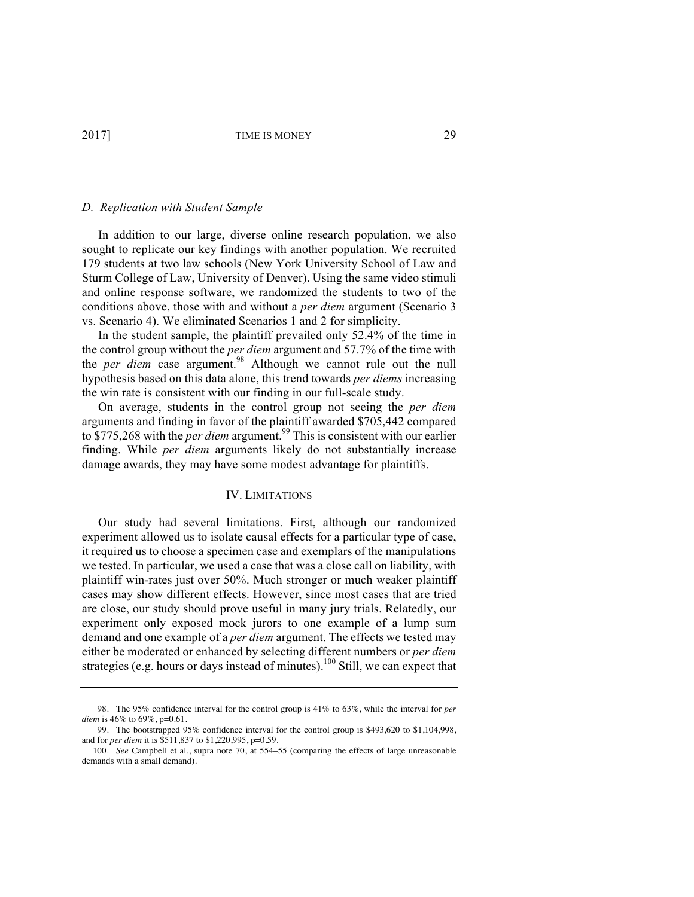### D. Replication with Student Sample

In addition to our large, diverse online research population, we also sought to replicate our key findings with another population. We recruited 179 students at two law schools (New York University School of Law and Sturm College of Law, University of Denver). Using the same video stimuli and online response software, we randomized the students to two of the conditions above, those with and without a *per diem* argument (Scenario 3 vs. Scenario 4). We eliminated Scenarios 1 and 2 for simplicity.

In the student sample, the plaintiff prevailed only 52.4% of the time in the control group without the *per diem* argument and 57.7% of the time with the *per diem* case argument.[98] Although we cannot rule out the null hypothesis based on this data alone, this trend towards *per diems* increasing the win rate is consistent with our finding in our full-scale study.

On average, students in the control group not seeing the *per diem* arguments and finding in favor of the plaintiff awarded $705,442 compared to $775,268 with the *per diem* argument.[99] This is consistent with our earlier finding. While *per diem* arguments likely do not substantially increase damage awards, they may have some modest advantage for plaintiffs.

## IV. LIMITATIONS

Our study had several limitations. First, although our randomized experiment allowed us to isolate causal effects for a particular type of case, it required us to choose a specimen case and exemplars of the manipulations we tested. In particular, we used a case that was a close call on liability, with plaintiff win-rates just over 50%. Much stronger or much weaker plaintiff cases may show different effects. However, since most cases that are tried are close, our study should prove useful in many jury trials. Relatedly, our experiment only exposed mock jurors to one example of a lump sum demand and one example of a *per diem* argument. The effects we tested may either be moderated or enhanced by selecting different numbers or *per diem* strategies (e.g. hours or days instead of minutes).[100] Still, we can expect that

---

98. The 95% confidence interval for the control group is 41% to 63%, while the interval for *per diem* is 46% to 69%, p=0.61.

99. The bootstrapped 95% confidence interval for the control group is $493,620 to $1,104,998, and for *per diem* it is $511,837 to $1,220,995, p=0.59.

100. *See* Campbell et al., supra note 70, at 554–55 (comparing the effects of large unreasonable demands with a small demand).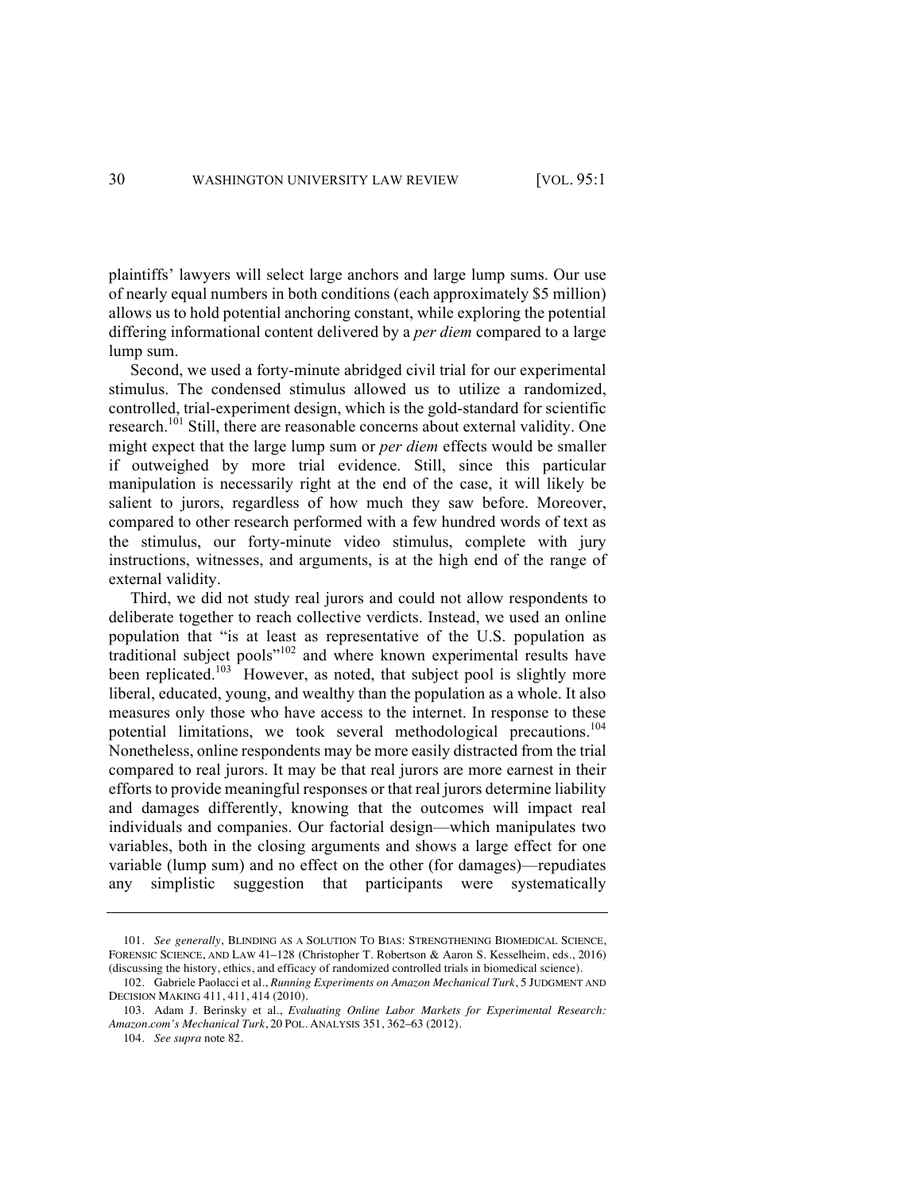plaintiffs' lawyers will select large anchors and large lump sums. Our use of nearly equal numbers in both conditions (each approximately $5 million) allows us to hold potential anchoring constant, while exploring the potential differing informational content delivered by a *per diem* compared to a large lump sum.

Second, we used a forty-minute abridged civil trial for our experimental stimulus. The condensed stimulus allowed us to utilize a randomized, controlled, trial-experiment design, which is the gold-standard for scientific research.[101] Still, there are reasonable concerns about external validity. One might expect that the large lump sum or *per diem* effects would be smaller if outweighed by more trial evidence. Still, since this particular manipulation is necessarily right at the end of the case, it will likely be salient to jurors, regardless of how much they saw before. Moreover, compared to other research performed with a few hundred words of text as the stimulus, our forty-minute video stimulus, complete with jury instructions, witnesses, and arguments, is at the high end of the range of external validity.

Third, we did not study real jurors and could not allow respondents to deliberate together to reach collective verdicts. Instead, we used an online population that "is at least as representative of the U.S. population as traditional subject pools"[102] and where known experimental results have been replicated.[103] However, as noted, that subject pool is slightly more liberal, educated, young, and wealthy than the population as a whole. It also measures only those who have access to the internet. In response to these potential limitations, we took several methodological precautions.[104] Nonetheless, online respondents may be more easily distracted from the trial compared to real jurors. It may be that real jurors are more earnest in their efforts to provide meaningful responses or that real jurors determine liability and damages differently, knowing that the outcomes will impact real individuals and companies. Our factorial design—which manipulates two variables, both in the closing arguments and shows a large effect for one variable (lump sum) and no effect on the other (for damages)—repudiates any simplistic suggestion that participants were systematically

---

101. *See generally*, BLINDING AS A SOLUTION TO BIAS: STRENGTHENING BIOMEDICAL SCIENCE, FORENSIC SCIENCE, AND LAW 41–128 (Christopher T. Robertson & Aaron S. Kesselheim, eds., 2016) (discussing the history, ethics, and efficacy of randomized controlled trials in biomedical science).

102. Gabriele Paolacci et al., *Running Experiments on Amazon Mechanical Turk*, 5 JUDGMENT AND DECISION MAKING 411, 411, 414 (2010).

103. Adam J. Berinsky et al., *Evaluating Online Labor Markets for Experimental Research: Amazon.com's Mechanical Turk*, 20 POL. ANALYSIS 351, 362–63 (2012).

104. *See supra* note 82.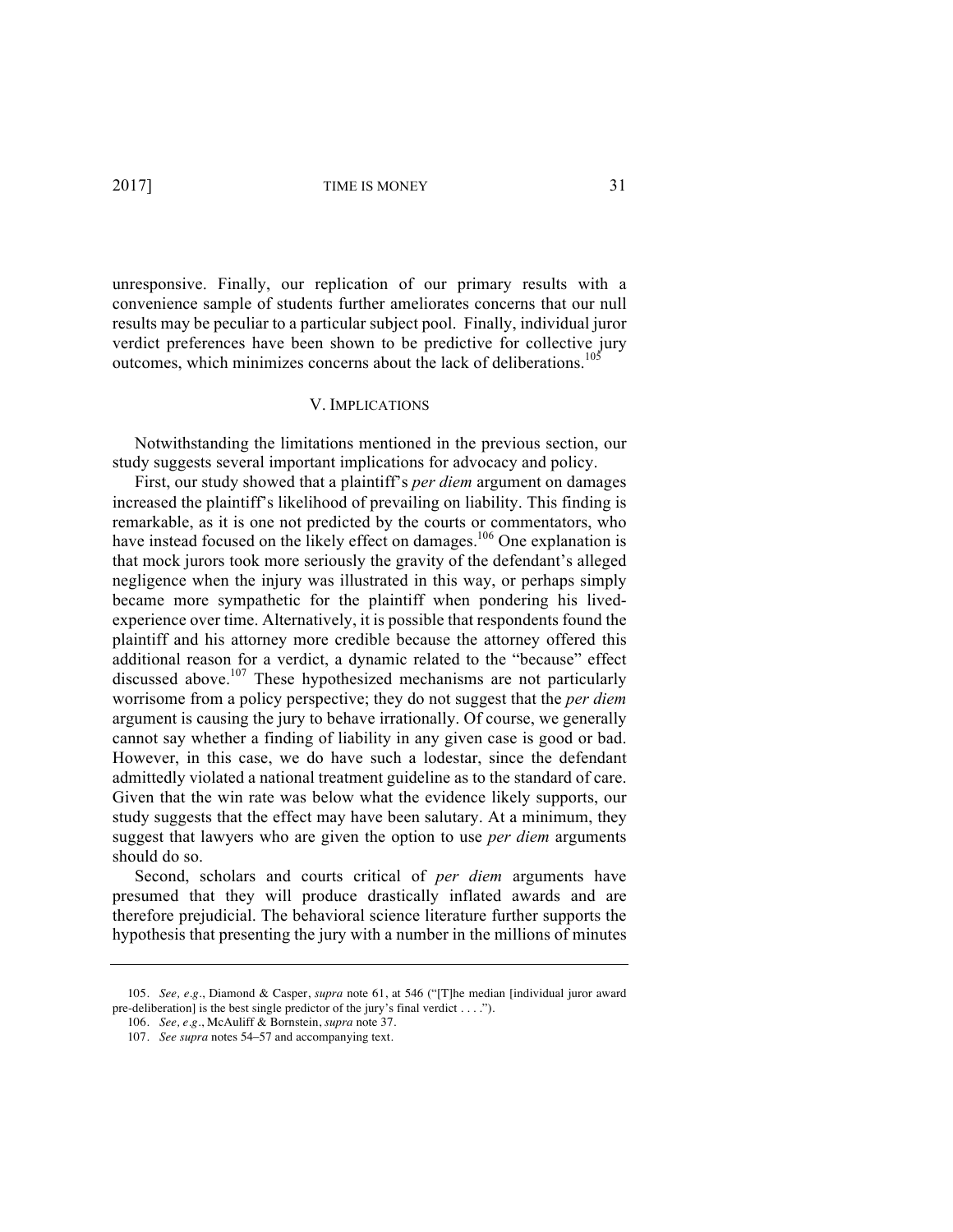unresponsive. Finally, our replication of our primary results with a convenience sample of students further ameliorates concerns that our null results may be peculiar to a particular subject pool. Finally, individual juror verdict preferences have been shown to be predictive for collective jury outcomes, which minimizes concerns about the lack of deliberations.[105]

## V. IMPLICATIONS

Notwithstanding the limitations mentioned in the previous section, our study suggests several important implications for advocacy and policy.

First, our study showed that a plaintiff's *per diem* argument on damages increased the plaintiff's likelihood of prevailing on liability. This finding is remarkable, as it is one not predicted by the courts or commentators, who have instead focused on the likely effect on damages.[106] One explanation is that mock jurors took more seriously the gravity of the defendant's alleged negligence when the injury was illustrated in this way, or perhaps simply became more sympathetic for the plaintiff when pondering his lived-experience over time. Alternatively, it is possible that respondents found the plaintiff and his attorney more credible because the attorney offered this additional reason for a verdict, a dynamic related to the "because" effect discussed above.[107] These hypothesized mechanisms are not particularly worrisome from a policy perspective; they do not suggest that the *per diem* argument is causing the jury to behave irrationally. Of course, we generally cannot say whether a finding of liability in any given case is good or bad. However, in this case, we do have such a lodestar, since the defendant admittedly violated a national treatment guideline as to the standard of care. Given that the win rate was below what the evidence likely supports, our study suggests that the effect may have been salutary. At a minimum, they suggest that lawyers who are given the option to use *per diem* arguments should do so.

Second, scholars and courts critical of *per diem* arguments have presumed that they will produce drastically inflated awards and are therefore prejudicial. The behavioral science literature further supports the hypothesis that presenting the jury with a number in the millions of minutes

105. *See, e.g.*, Diamond & Casper, *supra* note 61, at 546 ("[T]he median [individual juror award pre-deliberation] is the best single predictor of the jury's final verdict . . . .").

106. *See, e.g.*, McAuliff & Bornstein, *supra* note 37.

107. *See supra* notes 54–57 and accompanying text.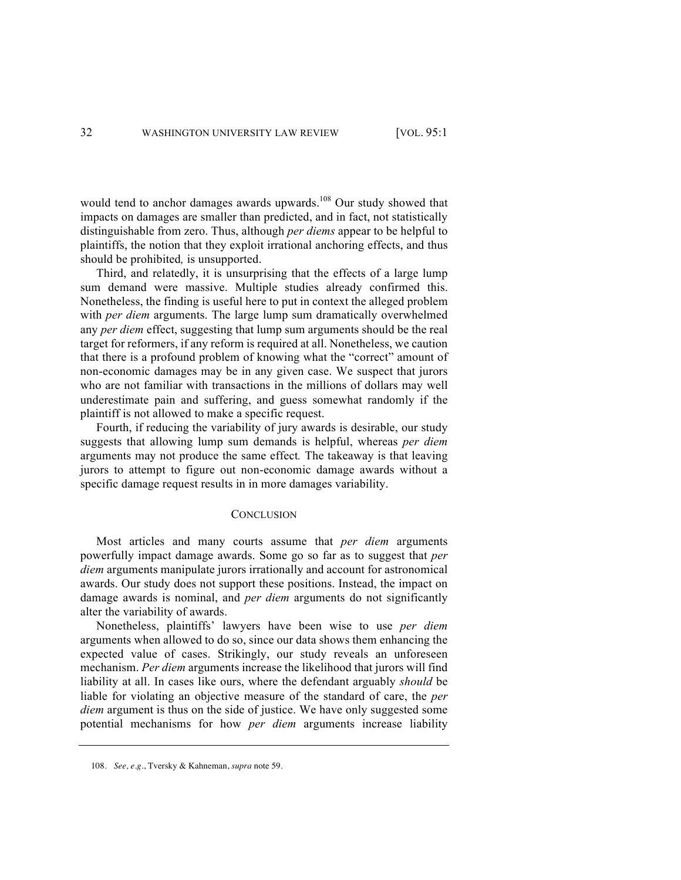would tend to anchor damages awards upwards.[108] Our study showed that impacts on damages are smaller than predicted, and in fact, not statistically distinguishable from zero. Thus, although *per diems* appear to be helpful to plaintiffs, the notion that they exploit irrational anchoring effects, and thus should be prohibited*,* is unsupported.

Third, and relatedly, it is unsurprising that the effects of a large lump sum demand were massive. Multiple studies already confirmed this. Nonetheless, the finding is useful here to put in context the alleged problem with *per diem* arguments. The large lump sum dramatically overwhelmed any *per diem* effect, suggesting that lump sum arguments should be the real target for reformers, if any reform is required at all. Nonetheless, we caution that there is a profound problem of knowing what the "correct" amount of non-economic damages may be in any given case. We suspect that jurors who are not familiar with transactions in the millions of dollars may well underestimate pain and suffering, and guess somewhat randomly if the plaintiff is not allowed to make a specific request.

Fourth, if reducing the variability of jury awards is desirable, our study suggests that allowing lump sum demands is helpful, whereas *per diem* arguments may not produce the same effect*.* The takeaway is that leaving jurors to attempt to figure out non-economic damage awards without a specific damage request results in in more damages variability.

## CONCLUSION

Most articles and many courts assume that *per diem* arguments powerfully impact damage awards. Some go so far as to suggest that *per diem* arguments manipulate jurors irrationally and account for astronomical awards. Our study does not support these positions. Instead, the impact on damage awards is nominal, and *per diem* arguments do not significantly alter the variability of awards.

Nonetheless, plaintiffs' lawyers have been wise to use *per diem* arguments when allowed to do so, since our data shows them enhancing the expected value of cases. Strikingly, our study reveals an unforeseen mechanism. *Per diem* arguments increase the likelihood that jurors will find liability at all. In cases like ours, where the defendant arguably *should* be liable for violating an objective measure of the standard of care, the *per diem* argument is thus on the side of justice. We have only suggested some potential mechanisms for how *per diem* arguments increase liability

---

108. *See, e.g.*, Tversky & Kahneman, *supra* note 59.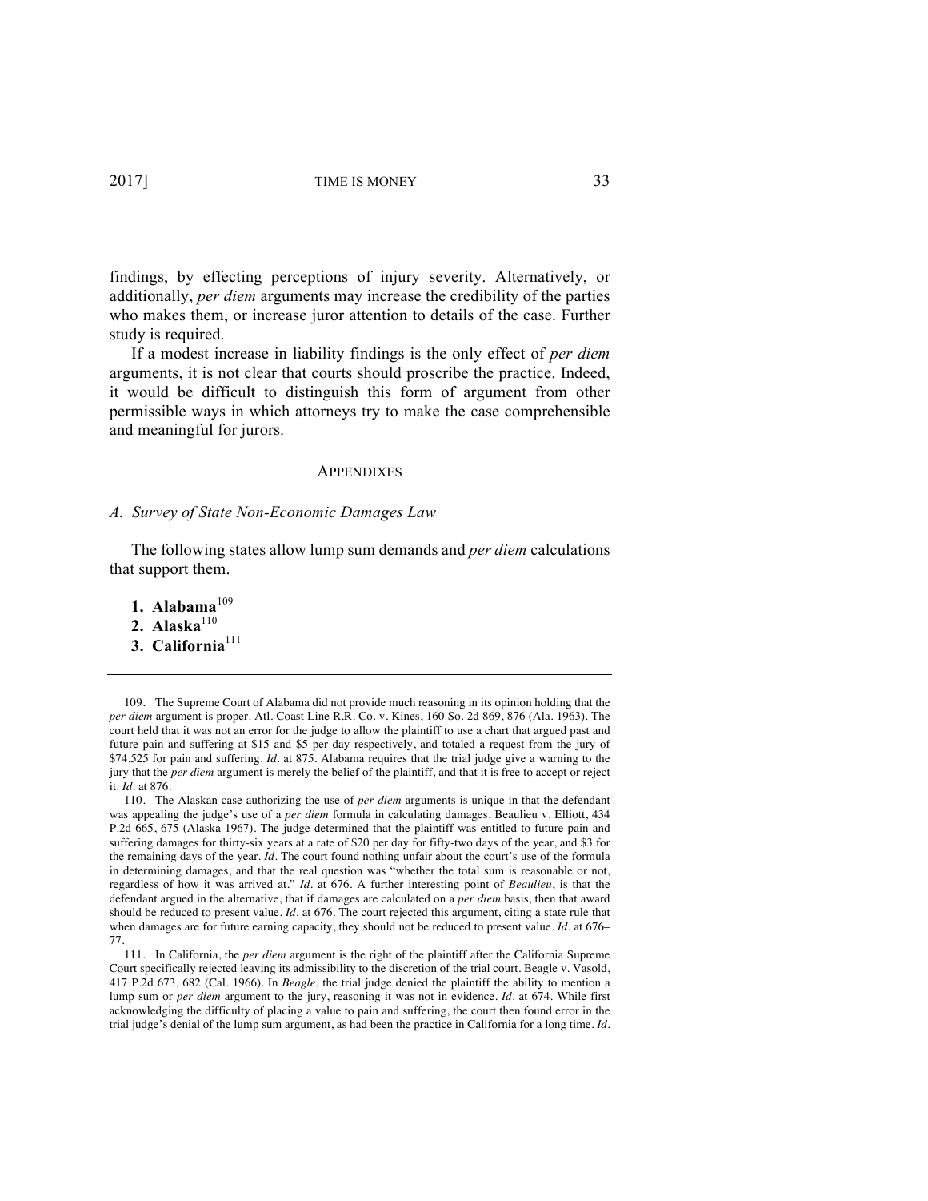findings, by effecting perceptions of injury severity. Alternatively, or additionally, *per diem* arguments may increase the credibility of the parties who makes them, or increase juror attention to details of the case. Further study is required.

If a modest increase in liability findings is the only effect of *per diem* arguments, it is not clear that courts should proscribe the practice. Indeed, it would be difficult to distinguish this form of argument from other permissible ways in which attorneys try to make the case comprehensible and meaningful for jurors.

## APPENDIXES

### *A. Survey of State Non-Economic Damages Law*

The following states allow lump sum demands and *per diem* calculations that support them.

1. **Alabama**[109]
2. **Alaska**[110]
3. **California**[111]

---

109. The Supreme Court of Alabama did not provide much reasoning in its opinion holding that the *per diem* argument is proper. Atl. Coast Line R.R. Co. v. Kines, 160 So. 2d 869, 876 (Ala. 1963). The court held that it was not an error for the judge to allow the plaintiff to use a chart that argued past and future pain and suffering at $15 and $5 per day respectively, and totaled a request from the jury of $74,525 for pain and suffering. *Id.* at 875. Alabama requires that the trial judge give a warning to the jury that the *per diem* argument is merely the belief of the plaintiff, and that it is free to accept or reject it. *Id.* at 876.

110. The Alaskan case authorizing the use of *per diem* arguments is unique in that the defendant was appealing the judge's use of a *per diem* formula in calculating damages. Beaulieu v. Elliott, 434 P.2d 665, 675 (Alaska 1967). The judge determined that the plaintiff was entitled to future pain and suffering damages for thirty-six years at a rate of $20 per day for fifty-two days of the year, and $3 for the remaining days of the year. *Id.* The court found nothing unfair about the court's use of the formula in determining damages, and that the real question was "whether the total sum is reasonable or not, regardless of how it was arrived at." *Id.* at 676. A further interesting point of *Beaulieu*, is that the defendant argued in the alternative, that if damages are calculated on a *per diem* basis, then that award should be reduced to present value. *Id.* at 676. The court rejected this argument, citing a state rule that when damages are for future earning capacity, they should not be reduced to present value. *Id.* at 676–77.

111. In California, the *per diem* argument is the right of the plaintiff after the California Supreme Court specifically rejected leaving its admissibility to the discretion of the trial court. Beagle v. Vasold, 417 P.2d 673, 682 (Cal. 1966). In *Beagle*, the trial judge denied the plaintiff the ability to mention a lump sum or *per diem* argument to the jury, reasoning it was not in evidence. *Id.* at 674. While first acknowledging the difficulty of placing a value to pain and suffering, the court then found error in the trial judge's denial of the lump sum argument, as had been the practice in California for a long time. *Id.*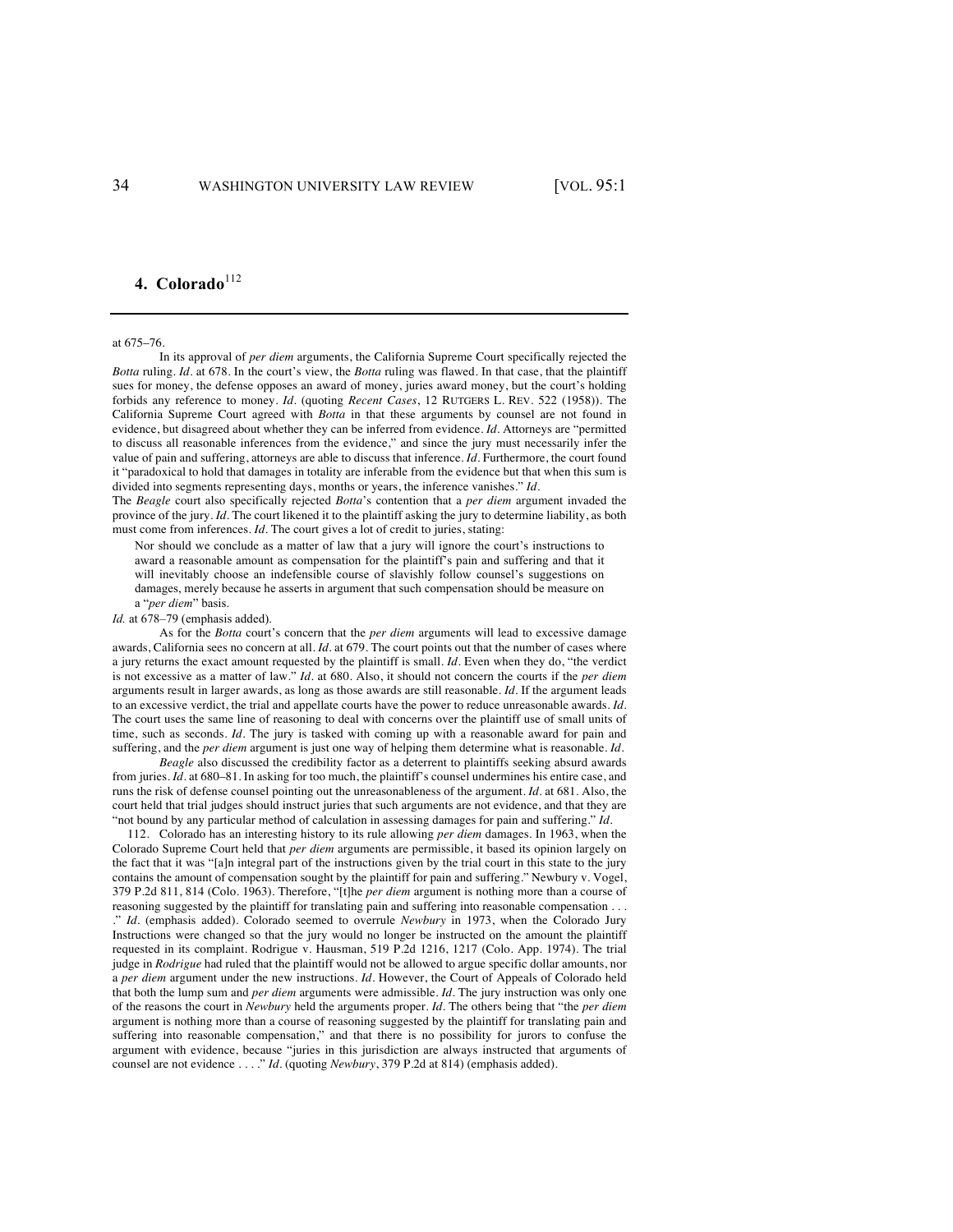### 4. Colorado[112]

---

at 675–76.

In its approval of *per diem* arguments, the California Supreme Court specifically rejected the *Botta* ruling. *Id.* at 678. In the court's view, the *Botta* ruling was flawed. In that case, that the plaintiff sues for money, the defense opposes an award of money, juries award money, but the court's holding forbids any reference to money. *Id.* (quoting *Recent Cases*, 12 RUTGERS L. REV. 522 (1958)). The California Supreme Court agreed with *Botta* in that these arguments by counsel are not found in evidence, but disagreed about whether they can be inferred from evidence. *Id.* Attorneys are "permitted to discuss all reasonable inferences from the evidence," and since the jury must necessarily infer the value of pain and suffering, attorneys are able to discuss that inference. *Id.* Furthermore, the court found it "paradoxical to hold that damages in totality are inferable from the evidence but that when this sum is divided into segments representing days, months or years, the inference vanishes." *Id.*

The *Beagle* court also specifically rejected *Botta*'s contention that a *per diem* argument invaded the province of the jury. *Id.* The court likened it to the plaintiff asking the jury to determine liability, as both must come from inferences. *Id.* The court gives a lot of credit to juries, stating:

> Nor should we conclude as a matter of law that a jury will ignore the court's instructions to award a reasonable amount as compensation for the plaintiff's pain and suffering and that it will inevitably choose an indefensible course of slavishly follow counsel's suggestions on damages, merely because he asserts in argument that such compensation should be measure on a "*per diem*" basis.

*Id.* at 678–79 (emphasis added).

As for the *Botta* court's concern that the *per diem* arguments will lead to excessive damage awards, California sees no concern at all. *Id.* at 679. The court points out that the number of cases where a jury returns the exact amount requested by the plaintiff is small. *Id.* Even when they do, "the verdict is not excessive as a matter of law." *Id.* at 680. Also, it should not concern the courts if the *per diem* arguments result in larger awards, as long as those awards are still reasonable. *Id.* If the argument leads to an excessive verdict, the trial and appellate courts have the power to reduce unreasonable awards. *Id.* The court uses the same line of reasoning to deal with concerns over the plaintiff use of small units of time, such as seconds. *Id.* The jury is tasked with coming up with a reasonable award for pain and suffering, and the *per diem* argument is just one way of helping them determine what is reasonable. *Id.*

*Beagle* also discussed the credibility factor as a deterrent to plaintiffs seeking absurd awards from juries. *Id.* at 680–81. In asking for too much, the plaintiff's counsel undermines his entire case, and runs the risk of defense counsel pointing out the unreasonableness of the argument. *Id.* at 681. Also, the court held that trial judges should instruct juries that such arguments are not evidence, and that they are "not bound by any particular method of calculation in assessing damages for pain and suffering." *Id.*

112. Colorado has an interesting history to its rule allowing *per diem* damages. In 1963, when the Colorado Supreme Court held that *per diem* arguments are permissible, it based its opinion largely on the fact that it was "[a]n integral part of the instructions given by the trial court in this state to the jury contains the amount of compensation sought by the plaintiff for pain and suffering." Newbury v. Vogel, 379 P.2d 811, 814 (Colo. 1963). Therefore, "[t]he *per diem* argument is nothing more than a course of reasoning suggested by the plaintiff for translating pain and suffering into reasonable compensation . . . ." *Id.* (emphasis added). Colorado seemed to overrule *Newbury* in 1973, when the Colorado Jury Instructions were changed so that the jury would no longer be instructed on the amount the plaintiff requested in its complaint. Rodrigue v. Hausman, 519 P.2d 1216, 1217 (Colo. App. 1974). The trial judge in *Rodrigue* had ruled that the plaintiff would not be allowed to argue specific dollar amounts, nor a *per diem* argument under the new instructions. *Id.* However, the Court of Appeals of Colorado held that both the lump sum and *per diem* arguments were admissible. *Id.* The jury instruction was only one of the reasons the court in *Newbury* held the arguments proper. *Id.* The others being that "the *per diem* argument is nothing more than a course of reasoning suggested by the plaintiff for translating pain and suffering into reasonable compensation," and that there is no possibility for jurors to confuse the argument with evidence, because "juries in this jurisdiction are always instructed that arguments of counsel are not evidence . . . ." *Id.* (quoting *Newbury*, 379 P.2d at 814) (emphasis added).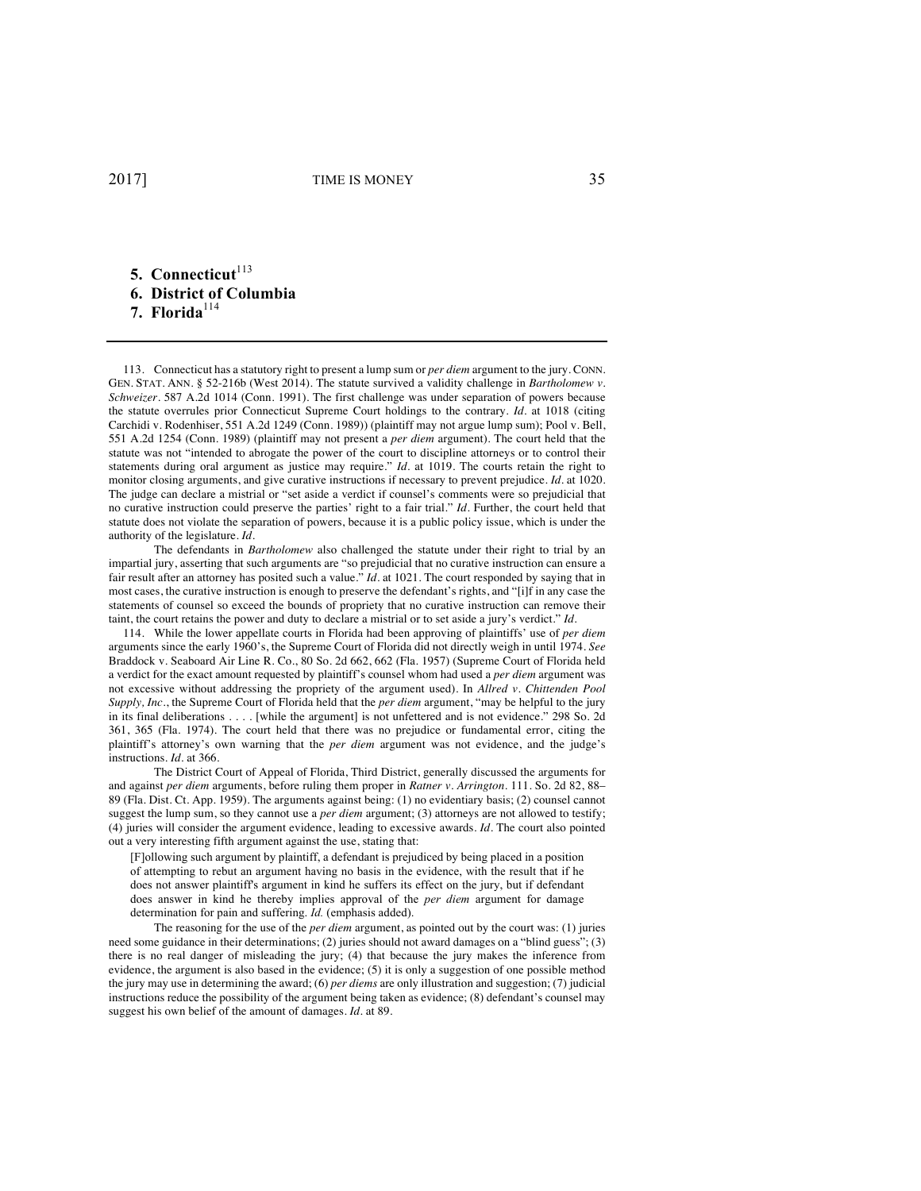**5. Connecticut**[113]

**6. District of Columbia**

**7. Florida**[114]

---

113. Connecticut has a statutory right to present a lump sum or *per diem* argument to the jury. CONN. GEN. STAT. ANN. § 52-216b (West 2014). The statute survived a validity challenge in *Bartholomew v. Schweizer*. 587 A.2d 1014 (Conn. 1991). The first challenge was under separation of powers because the statute overrules prior Connecticut Supreme Court holdings to the contrary. *Id.* at 1018 (citing Carchidi v. Rodenhiser, 551 A.2d 1249 (Conn. 1989)) (plaintiff may not argue lump sum); Pool v. Bell, 551 A.2d 1254 (Conn. 1989) (plaintiff may not present a *per diem* argument). The court held that the statute was not "intended to abrogate the power of the court to discipline attorneys or to control their statements during oral argument as justice may require." *Id.* at 1019. The courts retain the right to monitor closing arguments, and give curative instructions if necessary to prevent prejudice. *Id.* at 1020. The judge can declare a mistrial or "set aside a verdict if counsel's comments were so prejudicial that no curative instruction could preserve the parties' right to a fair trial." *Id.* Further, the court held that statute does not violate the separation of powers, because it is a public policy issue, which is under the authority of the legislature. *Id.*

The defendants in *Bartholomew* also challenged the statute under their right to trial by an impartial jury, asserting that such arguments are "so prejudicial that no curative instruction can ensure a fair result after an attorney has posited such a value." *Id.* at 1021. The court responded by saying that in most cases, the curative instruction is enough to preserve the defendant's rights, and "[i]f in any case the statements of counsel so exceed the bounds of propriety that no curative instruction can remove their taint, the court retains the power and duty to declare a mistrial or to set aside a jury's verdict." *Id.*

114. While the lower appellate courts in Florida had been approving of plaintiffs' use of *per diem* arguments since the early 1960's, the Supreme Court of Florida did not directly weigh in until 1974. *See* Braddock v. Seaboard Air Line R. Co., 80 So. 2d 662, 662 (Fla. 1957) (Supreme Court of Florida held a verdict for the exact amount requested by plaintiff's counsel whom had used a *per diem* argument was not excessive without addressing the propriety of the argument used). In *Allred v. Chittenden Pool Supply, Inc*., the Supreme Court of Florida held that the *per diem* argument, "may be helpful to the jury in its final deliberations . . . . [while the argument] is not unfettered and is not evidence." 298 So. 2d 361, 365 (Fla. 1974). The court held that there was no prejudice or fundamental error, citing the plaintiff's attorney's own warning that the *per diem* argument was not evidence, and the judge's instructions. *Id.* at 366.

The District Court of Appeal of Florida, Third District, generally discussed the arguments for and against *per diem* arguments, before ruling them proper in *Ratner v. Arrington*. 111. So. 2d 82, 88–89 (Fla. Dist. Ct. App. 1959). The arguments against being: (1) no evidentiary basis; (2) counsel cannot suggest the lump sum, so they cannot use a *per diem* argument; (3) attorneys are not allowed to testify; (4) juries will consider the argument evidence, leading to excessive awards. *Id.* The court also pointed out a very interesting fifth argument against the use, stating that:

> [F]ollowing such argument by plaintiff, a defendant is prejudiced by being placed in a position of attempting to rebut an argument having no basis in the evidence, with the result that if he does not answer plaintiff's argument in kind he suffers its effect on the jury, but if defendant does answer in kind he thereby implies approval of the *per diem* argument for damage determination for pain and suffering. *Id.* (emphasis added).

The reasoning for the use of the *per diem* argument, as pointed out by the court was: (1) juries need some guidance in their determinations; (2) juries should not award damages on a "blind guess"; (3) there is no real danger of misleading the jury; (4) that because the jury makes the inference from evidence, the argument is also based in the evidence; (5) it is only a suggestion of one possible method the jury may use in determining the award; (6) *per diems* are only illustration and suggestion; (7) judicial instructions reduce the possibility of the argument being taken as evidence; (8) defendant's counsel may suggest his own belief of the amount of damages. *Id.* at 89.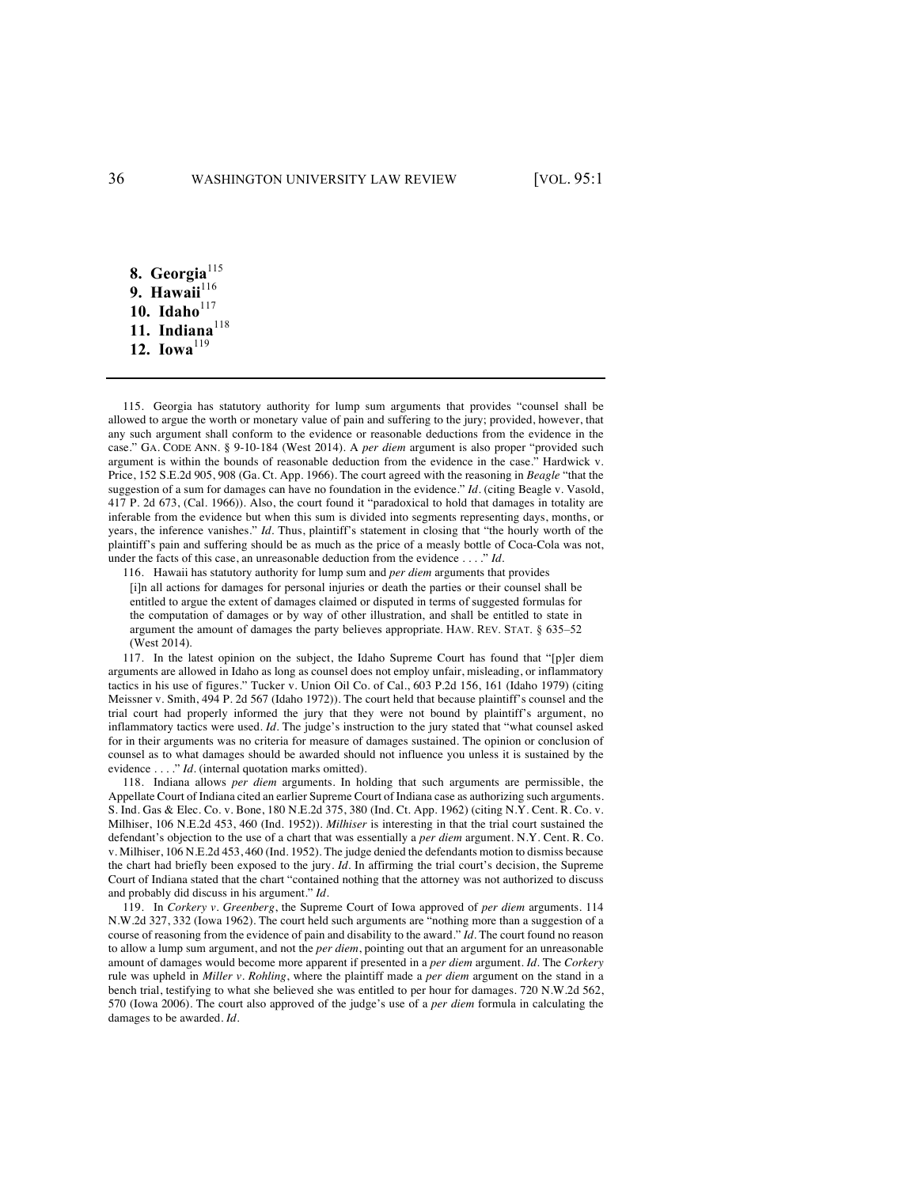**8. Georgia**[115]

**9. Hawaii**[116]

**10. Idaho**[117]

**11. Indiana**[118]

**12. Iowa**[119]

---

115. Georgia has statutory authority for lump sum arguments that provides "counsel shall be allowed to argue the worth or monetary value of pain and suffering to the jury; provided, however, that any such argument shall conform to the evidence or reasonable deductions from the evidence in the case." GA. CODE ANN. § 9-10-184 (West 2014). A *per diem* argument is also proper "provided such argument is within the bounds of reasonable deduction from the evidence in the case." Hardwick v. Price, 152 S.E.2d 905, 908 (Ga. Ct. App. 1966). The court agreed with the reasoning in *Beagle* "that the suggestion of a sum for damages can have no foundation in the evidence." *Id*. (citing Beagle v. Vasold, 417 P. 2d 673, (Cal. 1966)). Also, the court found it "paradoxical to hold that damages in totality are inferable from the evidence but when this sum is divided into segments representing days, months, or years, the inference vanishes." *Id*. Thus, plaintiff's statement in closing that "the hourly worth of the plaintiff's pain and suffering should be as much as the price of a measly bottle of Coca-Cola was not, under the facts of this case, an unreasonable deduction from the evidence . . . ." *Id*.

116. Hawaii has statutory authority for lump sum and *per diem* arguments that provides

> [i]n all actions for damages for personal injuries or death the parties or their counsel shall be entitled to argue the extent of damages claimed or disputed in terms of suggested formulas for the computation of damages or by way of other illustration, and shall be entitled to state in argument the amount of damages the party believes appropriate. HAW. REV. STAT. § 635–52 (West 2014).

117. In the latest opinion on the subject, the Idaho Supreme Court has found that "[p]er diem arguments are allowed in Idaho as long as counsel does not employ unfair, misleading, or inflammatory tactics in his use of figures." Tucker v. Union Oil Co. of Cal., 603 P.2d 156, 161 (Idaho 1979) (citing Meissner v. Smith, 494 P. 2d 567 (Idaho 1972)). The court held that because plaintiff's counsel and the trial court had properly informed the jury that they were not bound by plaintiff's argument, no inflammatory tactics were used. *Id*. The judge's instruction to the jury stated that "what counsel asked for in their arguments was no criteria for measure of damages sustained. The opinion or conclusion of counsel as to what damages should be awarded should not influence you unless it is sustained by the evidence . . . ." *Id*. (internal quotation marks omitted).

118. Indiana allows *per diem* arguments. In holding that such arguments are permissible, the Appellate Court of Indiana cited an earlier Supreme Court of Indiana case as authorizing such arguments. S. Ind. Gas & Elec. Co. v. Bone, 180 N.E.2d 375, 380 (Ind. Ct. App. 1962) (citing N.Y. Cent. R. Co. v. Milhiser, 106 N.E.2d 453, 460 (Ind. 1952)). *Milhiser* is interesting in that the trial court sustained the defendant's objection to the use of a chart that was essentially a *per diem* argument. N.Y. Cent. R. Co. v. Milhiser, 106 N.E.2d 453, 460 (Ind. 1952). The judge denied the defendants motion to dismiss because the chart had briefly been exposed to the jury. *Id*. In affirming the trial court's decision, the Supreme Court of Indiana stated that the chart "contained nothing that the attorney was not authorized to discuss and probably did discuss in his argument." *Id*.

119. In *Corkery v. Greenberg*, the Supreme Court of Iowa approved of *per diem* arguments. 114 N.W.2d 327, 332 (Iowa 1962). The court held such arguments are "nothing more than a suggestion of a course of reasoning from the evidence of pain and disability to the award." *Id*. The court found no reason to allow a lump sum argument, and not the *per diem*, pointing out that an argument for an unreasonable amount of damages would become more apparent if presented in a *per diem* argument. *Id*. The *Corkery* rule was upheld in *Miller v. Rohling*, where the plaintiff made a *per diem* argument on the stand in a bench trial, testifying to what she believed she was entitled to per hour for damages. 720 N.W.2d 562, 570 (Iowa 2006). The court also approved of the judge's use of a *per diem* formula in calculating the damages to be awarded. *Id*.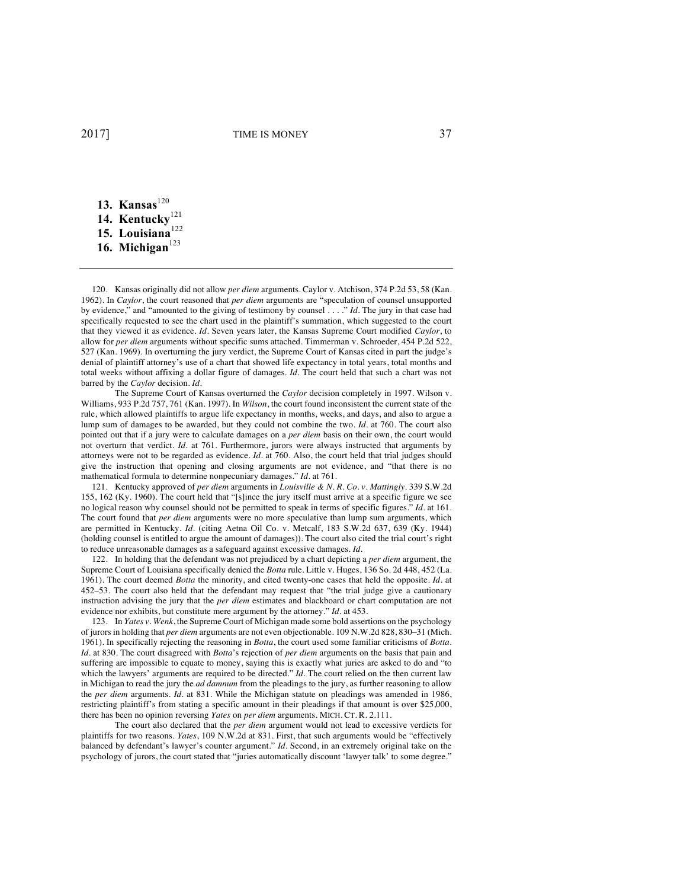**13. Kansas**[120]

**14. Kentucky**[121]

**15. Louisiana**[122]

**16. Michigan**[123]

---

120. Kansas originally did not allow *per diem* arguments. Caylor v. Atchison, 374 P.2d 53, 58 (Kan. 1962). In *Caylor*, the court reasoned that *per diem* arguments are "speculation of counsel unsupported by evidence," and "amounted to the giving of testimony by counsel . . . ." *Id.* The jury in that case had specifically requested to see the chart used in the plaintiff's summation, which suggested to the court that they viewed it as evidence. *Id.* Seven years later, the Kansas Supreme Court modified *Caylor*, to allow for *per diem* arguments without specific sums attached. Timmerman v. Schroeder, 454 P.2d 522, 527 (Kan. 1969). In overturning the jury verdict, the Supreme Court of Kansas cited in part the judge's denial of plaintiff attorney's use of a chart that showed life expectancy in total years, total months and total weeks without affixing a dollar figure of damages. *Id.* The court held that such a chart was not barred by the *Caylor* decision. *Id.*

The Supreme Court of Kansas overturned the *Caylor* decision completely in 1997. Wilson v. Williams, 933 P.2d 757, 761 (Kan. 1997). In *Wilson*, the court found inconsistent the current state of the rule, which allowed plaintiffs to argue life expectancy in months, weeks, and days, and also to argue a lump sum of damages to be awarded, but they could not combine the two. *Id.* at 760. The court also pointed out that if a jury were to calculate damages on a *per diem* basis on their own, the court would not overturn that verdict. *Id.* at 761. Furthermore, jurors were always instructed that arguments by attorneys were not to be regarded as evidence. *Id.* at 760. Also, the court held that trial judges should give the instruction that opening and closing arguments are not evidence, and "that there is no mathematical formula to determine nonpecuniary damages." *Id.* at 761.

121. Kentucky approved of *per diem* arguments in *Louisville & N. R. Co. v. Mattingly*. 339 S.W.2d 155, 162 (Ky. 1960). The court held that "[s]ince the jury itself must arrive at a specific figure we see no logical reason why counsel should not be permitted to speak in terms of specific figures." *Id.* at 161. The court found that *per diem* arguments were no more speculative than lump sum arguments, which are permitted in Kentucky. *Id.* (citing Aetna Oil Co. v. Metcalf, 183 S.W.2d 637, 639 (Ky. 1944) (holding counsel is entitled to argue the amount of damages)). The court also cited the trial court's right to reduce unreasonable damages as a safeguard against excessive damages. *Id.*

122. In holding that the defendant was not prejudiced by a chart depicting a *per diem* argument, the Supreme Court of Louisiana specifically denied the *Botta* rule. Little v. Huges, 136 So. 2d 448, 452 (La. 1961). The court deemed *Botta* the minority, and cited twenty-one cases that held the opposite. *Id.* at 452–53. The court also held that the defendant may request that "the trial judge give a cautionary instruction advising the jury that the *per diem* estimates and blackboard or chart computation are not evidence nor exhibits, but constitute mere argument by the attorney." *Id.* at 453.

123. In *Yates v. Wenk*, the Supreme Court of Michigan made some bold assertions on the psychology of jurors in holding that *per diem* arguments are not even objectionable. 109 N.W.2d 828, 830–31 (Mich. 1961). In specifically rejecting the reasoning in *Botta*, the court used some familiar criticisms of *Botta*. *Id.* at 830. The court disagreed with *Botta*'s rejection of *per diem* arguments on the basis that pain and suffering are impossible to equate to money, saying this is exactly what juries are asked to do and "to which the lawyers' arguments are required to be directed." *Id.* The court relied on the then current law in Michigan to read the jury the *ad damnum* from the pleadings to the jury, as further reasoning to allow the *per diem* arguments. *Id.* at 831. While the Michigan statute on pleadings was amended in 1986, restricting plaintiff's from stating a specific amount in their pleadings if that amount is over $25,000, there has been no opinion reversing *Yates* on *per diem* arguments. MICH. CT. R. 2.111.

The court also declared that the *per diem* argument would not lead to excessive verdicts for plaintiffs for two reasons. *Yates*, 109 N.W.2d at 831. First, that such arguments would be "effectively balanced by defendant's lawyer's counter argument." *Id.* Second, in an extremely original take on the psychology of jurors, the court stated that "juries automatically discount 'lawyer talk' to some degree."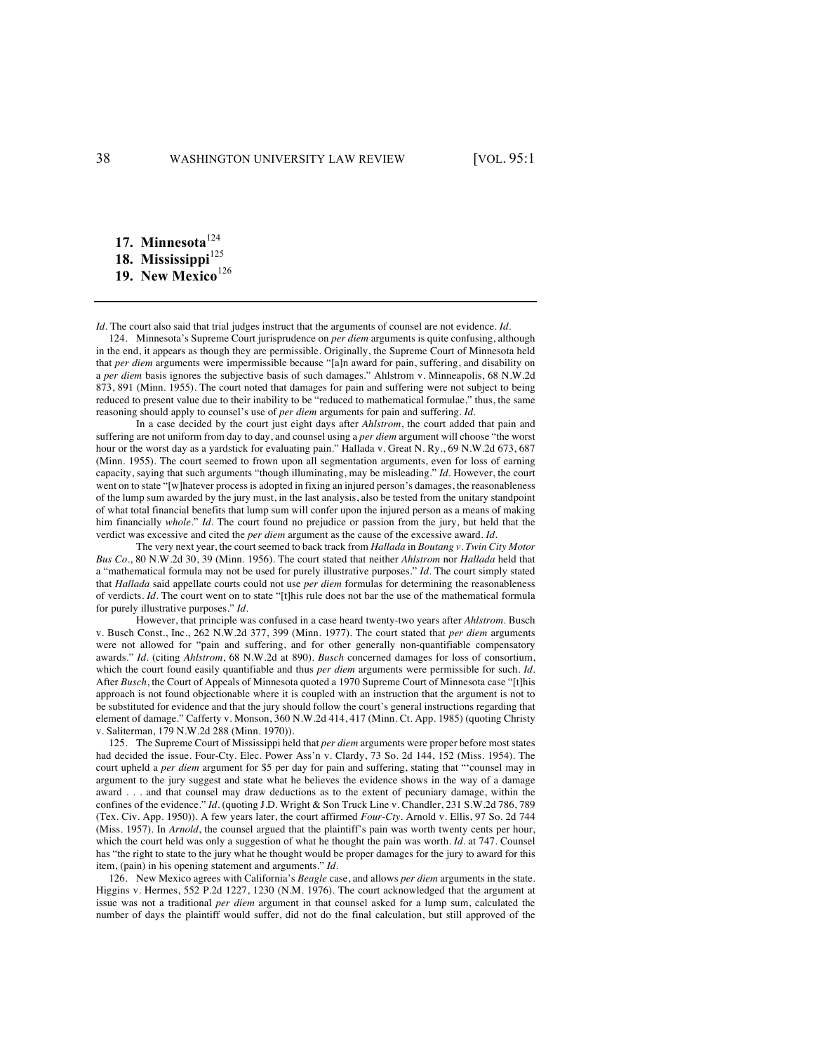**17. Minnesota**[124]

**18. Mississippi**[125]

**19. New Mexico**[126]

---

*Id*. The court also said that trial judges instruct that the arguments of counsel are not evidence. *Id*.

124. Minnesota's Supreme Court jurisprudence on *per diem* arguments is quite confusing, although in the end, it appears as though they are permissible. Originally, the Supreme Court of Minnesota held that *per diem* arguments were impermissible because "[a]n award for pain, suffering, and disability on a *per diem* basis ignores the subjective basis of such damages." Ahlstrom v. Minneapolis, 68 N.W.2d 873, 891 (Minn. 1955). The court noted that damages for pain and suffering were not subject to being reduced to present value due to their inability to be "reduced to mathematical formulae," thus, the same reasoning should apply to counsel's use of *per diem* arguments for pain and suffering. *Id*.

In a case decided by the court just eight days after *Ahlstrom*, the court added that pain and suffering are not uniform from day to day, and counsel using a *per diem* argument will choose "the worst hour or the worst day as a yardstick for evaluating pain." Hallada v. Great N. Ry., 69 N.W.2d 673, 687 (Minn. 1955). The court seemed to frown upon all segmentation arguments, even for loss of earning capacity, saying that such arguments "though illuminating, may be misleading." *Id*. However, the court went on to state "[w]hatever process is adopted in fixing an injured person's damages, the reasonableness of the lump sum awarded by the jury must, in the last analysis, also be tested from the unitary standpoint of what total financial benefits that lump sum will confer upon the injured person as a means of making him financially *whole*." *Id*. The court found no prejudice or passion from the jury, but held that the verdict was excessive and cited the *per diem* argument as the cause of the excessive award. *Id*.

The very next year, the court seemed to back track from *Hallada* in *Boutang v. Twin City Motor Bus Co*., 80 N.W.2d 30, 39 (Minn. 1956). The court stated that neither *Ahlstrom* nor *Hallada* held that a "mathematical formula may not be used for purely illustrative purposes." *Id*. The court simply stated that *Hallada* said appellate courts could not use *per diem* formulas for determining the reasonableness of verdicts. *Id*. The court went on to state "[t]his rule does not bar the use of the mathematical formula for purely illustrative purposes." *Id*.

However, that principle was confused in a case heard twenty-two years after *Ahlstrom*. Busch v. Busch Const., Inc., 262 N.W.2d 377, 399 (Minn. 1977). The court stated that *per diem* arguments were not allowed for "pain and suffering, and for other generally non-quantifiable compensatory awards." *Id*. (citing *Ahlstrom*, 68 N.W.2d at 890). *Busch* concerned damages for loss of consortium, which the court found easily quantifiable and thus *per diem* arguments were permissible for such. *Id*. After *Busch*, the Court of Appeals of Minnesota quoted a 1970 Supreme Court of Minnesota case "[t]his approach is not found objectionable where it is coupled with an instruction that the argument is not to be substituted for evidence and that the jury should follow the court's general instructions regarding that element of damage." Cafferty v. Monson, 360 N.W.2d 414, 417 (Minn. Ct. App. 1985) (quoting Christy v. Saliterman, 179 N.W.2d 288 (Minn. 1970)).

125. The Supreme Court of Mississippi held that *per diem* arguments were proper before most states had decided the issue. Four-Cty. Elec. Power Ass'n v. Clardy, 73 So. 2d 144, 152 (Miss. 1954). The court upheld a *per diem* argument for $5 per day for pain and suffering, stating that "'counsel may in argument to the jury suggest and state what he believes the evidence shows in the way of a damage award . . . and that counsel may draw deductions as to the extent of pecuniary damage, within the confines of the evidence." *Id*. (quoting J.D. Wright & Son Truck Line v. Chandler, 231 S.W.2d 786, 789 (Tex. Civ. App. 1950)). A few years later, the court affirmed *Four-Cty*. Arnold v. Ellis, 97 So. 2d 744 (Miss. 1957). In *Arnold*, the counsel argued that the plaintiff's pain was worth twenty cents per hour, which the court held was only a suggestion of what he thought the pain was worth. *Id*. at 747. Counsel has "the right to state to the jury what he thought would be proper damages for the jury to award for this item, (pain) in his opening statement and arguments." *Id*.

126. New Mexico agrees with California's *Beagle* case, and allows *per diem* arguments in the state. Higgins v. Hermes, 552 P.2d 1227, 1230 (N.M. 1976). The court acknowledged that the argument at issue was not a traditional *per diem* argument in that counsel asked for a lump sum, calculated the number of days the plaintiff would suffer, did not do the final calculation, but still approved of the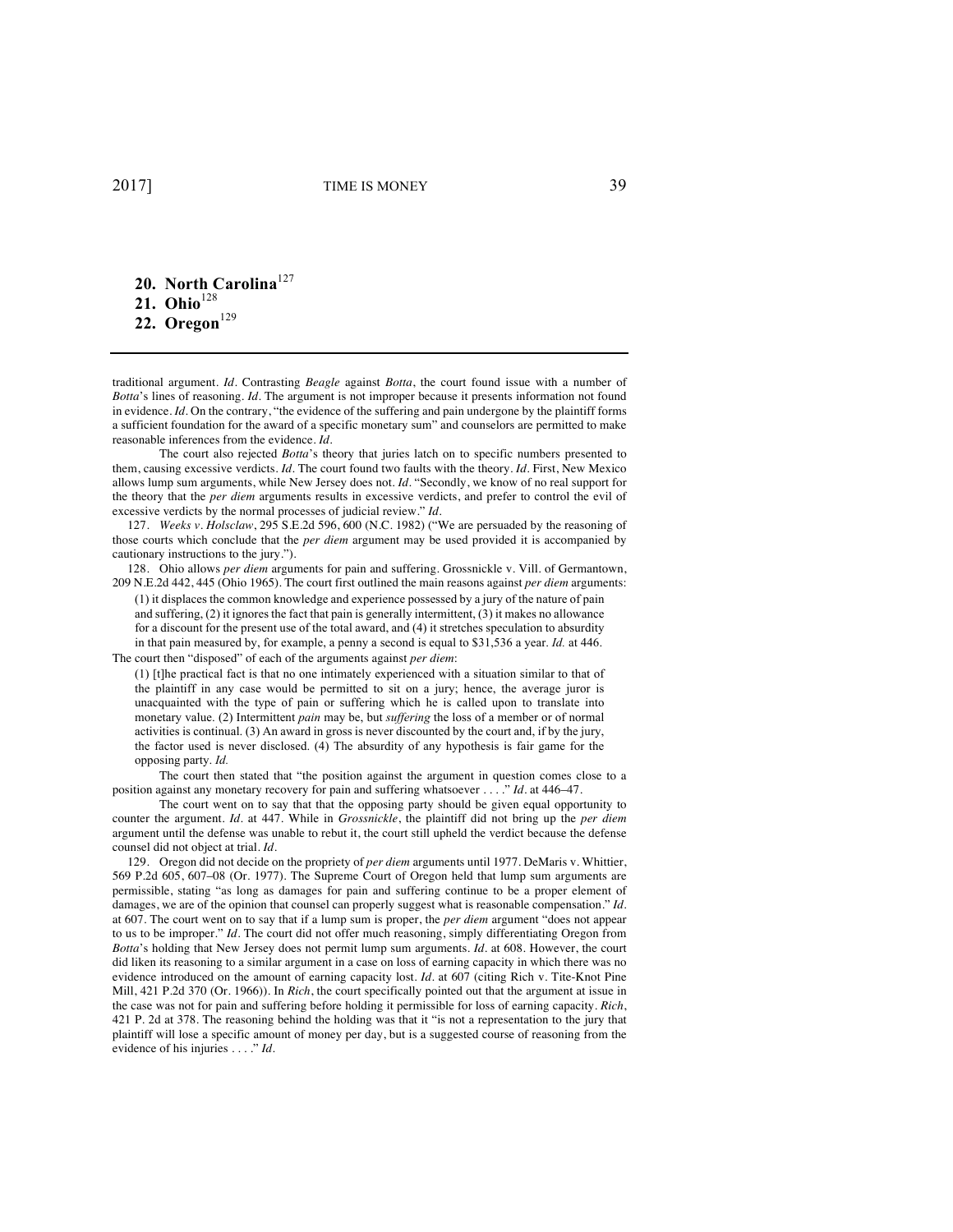**20. North Carolina**[127]

**21. Ohio**[128]

**22. Oregon**[129]

---

traditional argument. *Id*. Contrasting *Beagle* against *Botta*, the court found issue with a number of *Botta*'s lines of reasoning. *Id*. The argument is not improper because it presents information not found in evidence. *Id*. On the contrary, "the evidence of the suffering and pain undergone by the plaintiff forms a sufficient foundation for the award of a specific monetary sum" and counselors are permitted to make reasonable inferences from the evidence. *Id*.

The court also rejected *Botta*'s theory that juries latch on to specific numbers presented to them, causing excessive verdicts. *Id*. The court found two faults with the theory. *Id*. First, New Mexico allows lump sum arguments, while New Jersey does not. *Id*. "Secondly, we know of no real support for the theory that the *per diem* arguments results in excessive verdicts, and prefer to control the evil of excessive verdicts by the normal processes of judicial review." *Id*.

127. *Weeks v. Holsclaw*, 295 S.E.2d 596, 600 (N.C. 1982) ("We are persuaded by the reasoning of those courts which conclude that the *per diem* argument may be used provided it is accompanied by cautionary instructions to the jury.").

128. Ohio allows *per diem* arguments for pain and suffering. Grossnickle v. Vill. of Germantown, 209 N.E.2d 442, 445 (Ohio 1965). The court first outlined the main reasons against *per diem* arguments:

> (1) it displaces the common knowledge and experience possessed by a jury of the nature of pain and suffering, (2) it ignores the fact that pain is generally intermittent, (3) it makes no allowance for a discount for the present use of the total award, and (4) it stretches speculation to absurdity in that pain measured by, for example, a penny a second is equal to $31,536 a year. *Id.* at 446.

The court then "disposed" of each of the arguments against *per diem*:

> (1) [t]he practical fact is that no one intimately experienced with a situation similar to that of the plaintiff in any case would be permitted to sit on a jury; hence, the average juror is unacquainted with the type of pain or suffering which he is called upon to translate into monetary value. (2) Intermittent *pain* may be, but *suffering* the loss of a member or of normal activities is continual. (3) An award in gross is never discounted by the court and, if by the jury, the factor used is never disclosed. (4) The absurdity of any hypothesis is fair game for the opposing party. *Id.*

The court then stated that "the position against the argument in question comes close to a position against any monetary recovery for pain and suffering whatsoever . . . ." *Id*. at 446–47.

The court went on to say that that the opposing party should be given equal opportunity to counter the argument. *Id*. at 447. While in *Grossnickle*, the plaintiff did not bring up the *per diem* argument until the defense was unable to rebut it, the court still upheld the verdict because the defense counsel did not object at trial. *Id*.

129. Oregon did not decide on the propriety of *per diem* arguments until 1977. DeMaris v. Whittier, 569 P.2d 605, 607–08 (Or. 1977). The Supreme Court of Oregon held that lump sum arguments are permissible, stating "as long as damages for pain and suffering continue to be a proper element of damages, we are of the opinion that counsel can properly suggest what is reasonable compensation." *Id*. at 607. The court went on to say that if a lump sum is proper, the *per diem* argument "does not appear to us to be improper." *Id*. The court did not offer much reasoning, simply differentiating Oregon from *Botta*'s holding that New Jersey does not permit lump sum arguments. *Id*. at 608. However, the court did liken its reasoning to a similar argument in a case on loss of earning capacity in which there was no evidence introduced on the amount of earning capacity lost. *Id*. at 607 (citing Rich v. Tite-Knot Pine Mill, 421 P.2d 370 (Or. 1966)). In *Rich*, the court specifically pointed out that the argument at issue in the case was not for pain and suffering before holding it permissible for loss of earning capacity. *Rich*, 421 P. 2d at 378. The reasoning behind the holding was that it "is not a representation to the jury that plaintiff will lose a specific amount of money per day, but is a suggested course of reasoning from the evidence of his injuries . . . ." *Id*.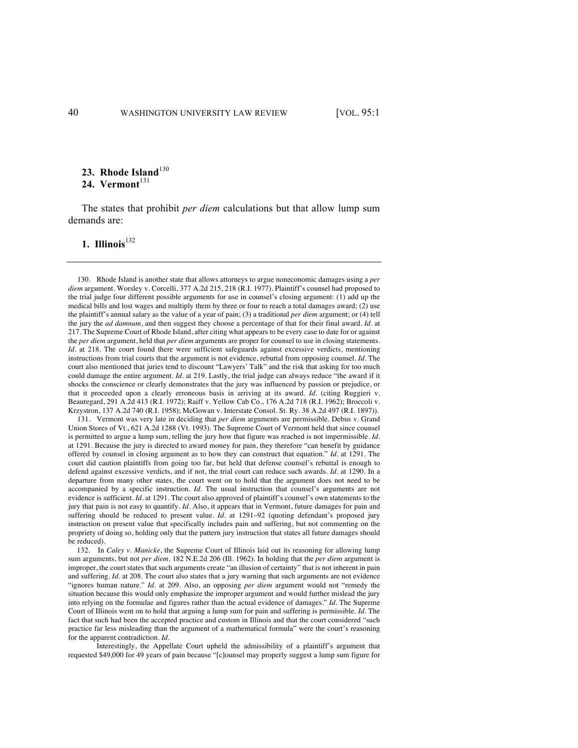**23. Rhode Island**[130]

**24. Vermont**[131]

The states that prohibit *per diem* calculations but that allow lump sum demands are:

**1. Illinois**[132]

---

130. Rhode Island is another state that allows attorneys to argue noneconomic damages using a *per diem* argument. Worsley v. Corcelli, 377 A.2d 215, 218 (R.I. 1977). Plaintiff's counsel had proposed to the trial judge four different possible arguments for use in counsel's closing argument: (1) add up the medical bills and lost wages and multiply them by three or four to reach a total damages award; (2) use the plaintiff's annual salary as the value of a year of pain; (3) a traditional *per diem* argument; or (4) tell the jury the *ad damnum*, and then suggest they choose a percentage of that for their final award. *Id.* at 217. The Supreme Court of Rhode Island, after citing what appears to be every case to date for or against the *per diem* argument, held that *per diem* arguments are proper for counsel to use in closing statements. *Id.* at 218. The court found there were sufficient safeguards against excessive verdicts, mentioning instructions from trial courts that the argument is not evidence, rebuttal from opposing counsel. *Id.* The court also mentioned that juries tend to discount "Lawyers' Talk" and the risk that asking for too much could damage the entire argument. *Id.* at 219. Lastly, the trial judge can always reduce "the award if it shocks the conscience or clearly demonstrates that the jury was influenced by passion or prejudice, or that it proceeded upon a clearly erroneous basis in arriving at its award. *Id.* (citing Ruggieri v. Beauregard, 291 A.2d 413 (R.I. 1972); Raiff v. Yellow Cab Co., 176 A.2d 718 (R.I. 1962); Broccoli v. Krzystron, 137 A.2d 740 (R.I. 1958); McGowan v. Interstate Consol. St. Ry. 38 A.2d 497 (R.I. 1897)).

131. Vermont was very late in deciding that *per diem* arguments are permissible. Debus v. Grand Union Stores of Vt., 621 A.2d 1288 (Vt. 1993). The Supreme Court of Vermont held that since counsel is permitted to argue a lump sum, telling the jury how that figure was reached is not impermissible. *Id.* at 1291. Because the jury is directed to award money for pain, they therefore "can benefit by guidance offered by counsel in closing argument as to how they can construct that equation." *Id.* at 1291. The court did caution plaintiffs from going too far, but held that defense counsel's rebuttal is enough to defend against excessive verdicts, and if not, the trial court can reduce such awards. *Id.* at 1290. In a departure from many other states, the court went on to hold that the argument does not need to be accompanied by a specific instruction. *Id.* The usual instruction that counsel's arguments are not evidence is sufficient. *Id.* at 1291. The court also approved of plaintiff's counsel's own statements to the jury that pain is not easy to quantify. *Id.* Also, it appears that in Vermont, future damages for pain and suffering should be reduced to present value. *Id.* at 1291–92 (quoting defendant's proposed jury instruction on present value that specifically includes pain and suffering, but not commenting on the propriety of doing so, holding only that the pattern jury instruction that states all future damages should be reduced).

132. In *Caley v. Manicke*, the Supreme Court of Illinois laid out its reasoning for allowing lump sum arguments, but not *per diem*. 182 N.E.2d 206 (Ill. 1962). In holding that the *per diem* argument is improper, the court states that such arguments create "an illusion of certainty" that is not inherent in pain and suffering. *Id.* at 208. The court also states that a jury warning that such arguments are not evidence "ignores human nature." *Id.* at 209. Also, an opposing *per diem* argument would not "remedy the situation because this would only emphasize the improper argument and would further mislead the jury into relying on the formulae and figures rather than the actual evidence of damages." *Id.* The Supreme Court of Illinois went on to hold that arguing a lump sum for pain and suffering is permissible. *Id.* The fact that such had been the accepted practice and custom in Illinois and that the court considered "such practice far less misleading than the argument of a mathematical formula" were the court's reasoning for the apparent contradiction. *Id.*

Interestingly, the Appellate Court upheld the admissibility of a plaintiff's argument that requested $49,000 for 49 years of pain because "[c]ounsel may properly suggest a lump sum figure for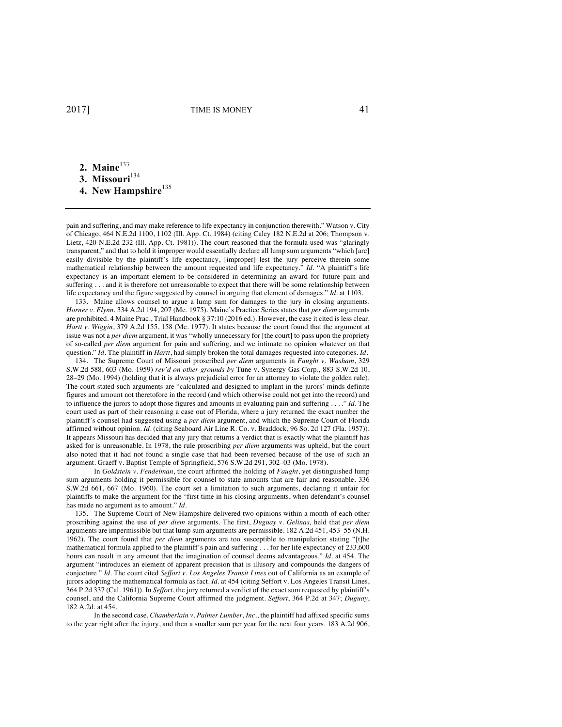**2. Maine**[133]

**3. Missouri**[134]

**4. New Hampshire**[135]

---

pain and suffering, and may make reference to life expectancy in conjunction therewith." Watson v. City of Chicago, 464 N.E.2d 1100, 1102 (Ill. App. Ct. 1984) (citing Caley 182 N.E.2d at 206; Thompson v. Lietz, 420 N.E.2d 232 (Ill. App. Ct. 1981)). The court reasoned that the formula used was "glaringly transparent," and that to hold it improper would essentially declare all lump sum arguments "which [are] easily divisible by the plaintiff's life expectancy, [improper] lest the jury perceive therein some mathematical relationship between the amount requested and life expectancy." *Id.* "A plaintiff's life expectancy is an important element to be considered in determining an award for future pain and suffering . . . and it is therefore not unreasonable to expect that there will be some relationship between life expectancy and the figure suggested by counsel in arguing that element of damages." *Id.* at 1103.

133. Maine allows counsel to argue a lump sum for damages to the jury in closing arguments. *Horner v. Flynn*, 334 A.2d 194, 207 (Me. 1975). Maine's Practice Series states that *per diem* arguments are prohibited. 4 Maine Prac., Trial Handbook § 37:10 (2016 ed.). However, the case it cited is less clear. *Hartt v. Wiggin*, 379 A.2d 155, 158 (Me. 1977). It states because the court found that the argument at issue was not a *per diem* argument, it was "wholly unnecessary for [the court] to pass upon the propriety of so-called *per diem* argument for pain and suffering, and we intimate no opinion whatever on that question." *Id.* The plaintiff in *Hartt*, had simply broken the total damages requested into categories. *Id.*

134. The Supreme Court of Missouri proscribed *per diem* arguments in *Faught v. Washam*, 329 S.W.2d 588, 603 (Mo. 1959) *rev'd on other grounds by* Tune v. Synergy Gas Corp., 883 S.W.2d 10, 28–29 (Mo. 1994) (holding that it is always prejudicial error for an attorney to violate the golden rule). The court stated such arguments are "calculated and designed to implant in the jurors' minds definite figures and amount not theretofore in the record (and which otherwise could not get into the record) and to influence the jurors to adopt those figures and amounts in evaluating pain and suffering . . . ." *Id.* The court used as part of their reasoning a case out of Florida, where a jury returned the exact number the plaintiff's counsel had suggested using a *per diem* argument, and which the Supreme Court of Florida affirmed without opinion. *Id.* (citing Seaboard Air Line R. Co. v. Braddock, 96 So. 2d 127 (Fla. 1957)). It appears Missouri has decided that any jury that returns a verdict that is exactly what the plaintiff has asked for is unreasonable. In 1978, the rule proscribing *per diem* arguments was upheld, but the court also noted that it had not found a single case that had been reversed because of the use of such an argument. Graeff v. Baptist Temple of Springfield, 576 S.W.2d 291, 302–03 (Mo. 1978).

In *Goldstein v. Fendelman*, the court affirmed the holding of *Faught*, yet distinguished lump sum arguments holding it permissible for counsel to state amounts that are fair and reasonable. 336 S.W.2d 661, 667 (Mo. 1960). The court set a limitation to such arguments, declaring it unfair for plaintiffs to make the argument for the "first time in his closing arguments, when defendant's counsel has made no argument as to amount." *Id.*

135. The Supreme Court of New Hampshire delivered two opinions within a month of each other proscribing against the use of *per diem* arguments. The first, *Duguay v. Gelinas,* held that *per diem* arguments are impermissible but that lump sum arguments are permissible. 182 A.2d 451, 453–55 (N.H. 1962). The court found that *per diem* arguments are too susceptible to manipulation stating "[t]he mathematical formula applied to the plaintiff's pain and suffering . . . for her life expectancy of 233,600 hours can result in any amount that the imagination of counsel deems advantageous." *Id.* at 454. The argument "introduces an element of apparent precision that is illusory and compounds the dangers of conjecture." *Id.* The court cited *Seffort v. Los Angeles Transit Lines* out of California as an example of jurors adopting the mathematical formula as fact. *Id.* at 454 (citing Seffort v. Los Angeles Transit Lines, 364 P.2d 337 (Cal. 1961)). In *Seffort*, the jury returned a verdict of the exact sum requested by plaintiff's counsel, and the California Supreme Court affirmed the judgment. *Seffort*, 364 P.2d at 347; *Duguay*, 182 A.2d. at 454.

In the second case, *Chamberlain v. Palmer Lumber, Inc.*, the plaintiff had affixed specific sums to the year right after the injury, and then a smaller sum per year for the next four years. 183 A.2d 906,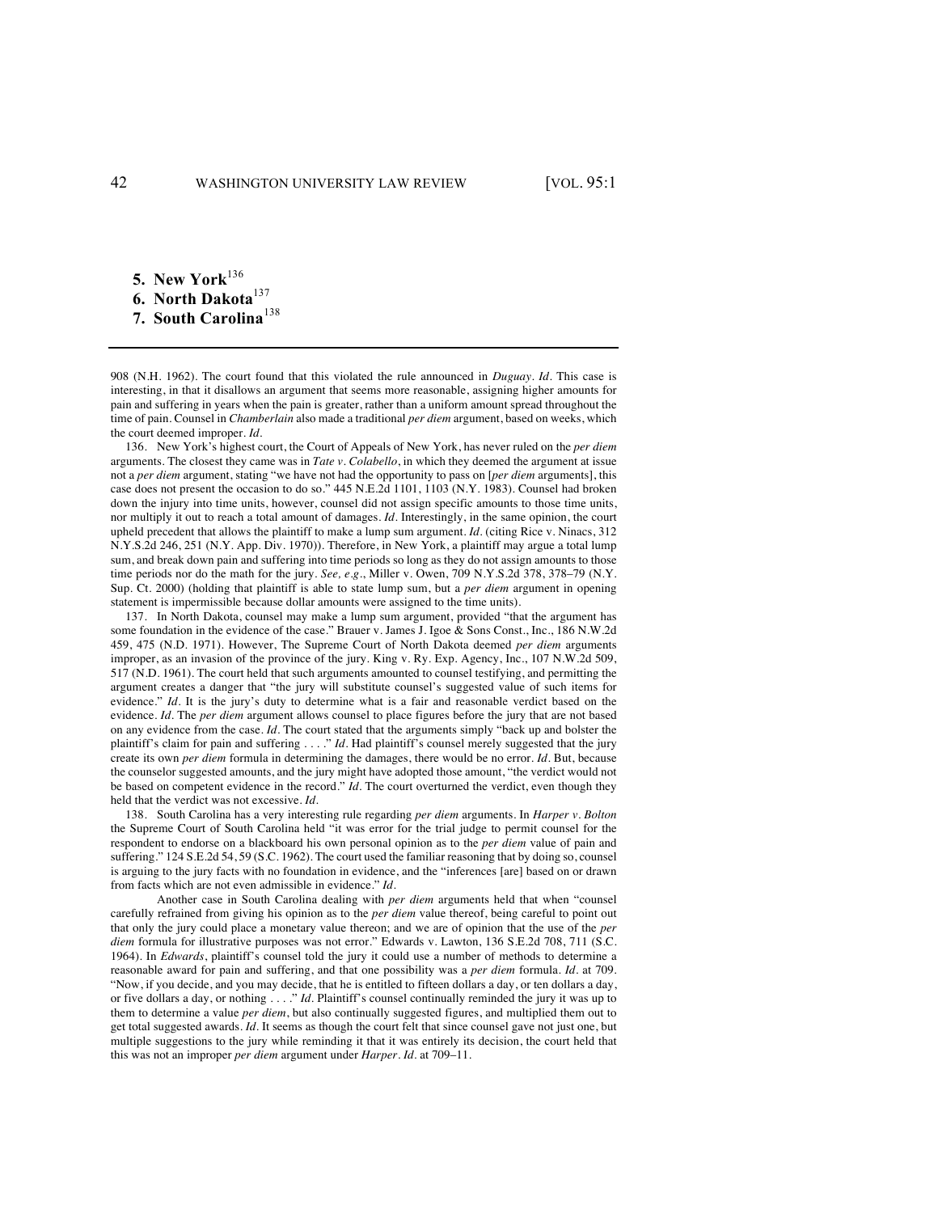**5. New York**[136]

**6. North Dakota**[137]

**7. South Carolina**[138]

---

908 (N.H. 1962). The court found that this violated the rule announced in *Duguay*. *Id*. This case is interesting, in that it disallows an argument that seems more reasonable, assigning higher amounts for pain and suffering in years when the pain is greater, rather than a uniform amount spread throughout the time of pain. Counsel in *Chamberlain* also made a traditional *per diem* argument, based on weeks, which the court deemed improper. *Id*.

136. New York's highest court, the Court of Appeals of New York, has never ruled on the *per diem* arguments. The closest they came was in *Tate v. Colabello*, in which they deemed the argument at issue not a *per diem* argument, stating "we have not had the opportunity to pass on [*per diem* arguments], this case does not present the occasion to do so." 445 N.E.2d 1101, 1103 (N.Y. 1983). Counsel had broken down the injury into time units, however, counsel did not assign specific amounts to those time units, nor multiply it out to reach a total amount of damages. *Id*. Interestingly, in the same opinion, the court upheld precedent that allows the plaintiff to make a lump sum argument. *Id*. (citing Rice v. Ninacs, 312 N.Y.S.2d 246, 251 (N.Y. App. Div. 1970)). Therefore, in New York, a plaintiff may argue a total lump sum, and break down pain and suffering into time periods so long as they do not assign amounts to those time periods nor do the math for the jury. *See, e.g.*, Miller v. Owen, 709 N.Y.S.2d 378, 378–79 (N.Y. Sup. Ct. 2000) (holding that plaintiff is able to state lump sum, but a *per diem* argument in opening statement is impermissible because dollar amounts were assigned to the time units).

137. In North Dakota, counsel may make a lump sum argument, provided "that the argument has some foundation in the evidence of the case." Brauer v. James J. Igoe & Sons Const., Inc., 186 N.W.2d 459, 475 (N.D. 1971). However, The Supreme Court of North Dakota deemed *per diem* arguments improper, as an invasion of the province of the jury. King v. Ry. Exp. Agency, Inc., 107 N.W.2d 509, 517 (N.D. 1961). The court held that such arguments amounted to counsel testifying, and permitting the argument creates a danger that "the jury will substitute counsel's suggested value of such items for evidence." *Id*. It is the jury's duty to determine what is a fair and reasonable verdict based on the evidence. *Id*. The *per diem* argument allows counsel to place figures before the jury that are not based on any evidence from the case. *Id*. The court stated that the arguments simply "back up and bolster the plaintiff's claim for pain and suffering . . . ." *Id*. Had plaintiff's counsel merely suggested that the jury create its own *per diem* formula in determining the damages, there would be no error. *Id*. But, because the counselor suggested amounts, and the jury might have adopted those amount, "the verdict would not be based on competent evidence in the record." *Id*. The court overturned the verdict, even though they held that the verdict was not excessive. *Id*.

138. South Carolina has a very interesting rule regarding *per diem* arguments. In *Harper v. Bolton* the Supreme Court of South Carolina held "it was error for the trial judge to permit counsel for the respondent to endorse on a blackboard his own personal opinion as to the *per diem* value of pain and suffering." 124 S.E.2d 54, 59 (S.C. 1962). The court used the familiar reasoning that by doing so, counsel is arguing to the jury facts with no foundation in evidence, and the "inferences [are] based on or drawn from facts which are not even admissible in evidence." *Id*.

Another case in South Carolina dealing with *per diem* arguments held that when "counsel carefully refrained from giving his opinion as to the *per diem* value thereof, being careful to point out that only the jury could place a monetary value thereon; and we are of opinion that the use of the *per diem* formula for illustrative purposes was not error." Edwards v. Lawton, 136 S.E.2d 708, 711 (S.C. 1964). In *Edwards*, plaintiff's counsel told the jury it could use a number of methods to determine a reasonable award for pain and suffering, and that one possibility was a *per diem* formula. *Id*. at 709. "Now, if you decide, and you may decide, that he is entitled to fifteen dollars a day, or ten dollars a day, or five dollars a day, or nothing . . . ." *Id*. Plaintiff's counsel continually reminded the jury it was up to them to determine a value *per diem*, but also continually suggested figures, and multiplied them out to get total suggested awards. *Id*. It seems as though the court felt that since counsel gave not just one, but multiple suggestions to the jury while reminding it that it was entirely its decision, the court held that this was not an improper *per diem* argument under *Harper*. *Id*. at 709–11.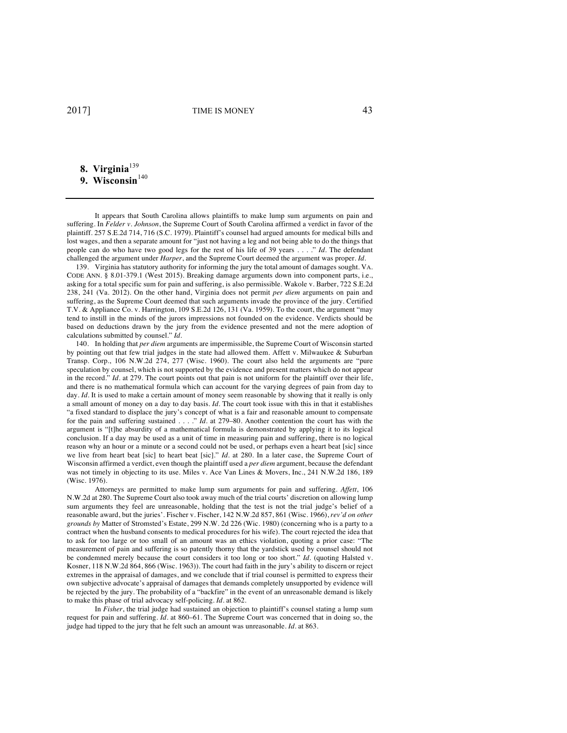**8. Virginia**[139]

**9. Wisconsin**[140]

---

It appears that South Carolina allows plaintiffs to make lump sum arguments on pain and suffering. In *Felder v. Johnson*, the Supreme Court of South Carolina affirmed a verdict in favor of the plaintiff. 257 S.E.2d 714, 716 (S.C. 1979). Plaintiff's counsel had argued amounts for medical bills and lost wages, and then a separate amount for "just not having a leg and not being able to do the things that people can do who have two good legs for the rest of his life of 39 years . . . ." *Id*. The defendant challenged the argument under *Harper*, and the Supreme Court deemed the argument was proper. *Id*.

139. Virginia has statutory authority for informing the jury the total amount of damages sought. VA. CODE ANN. § 8.01-379.1 (West 2015). Breaking damage arguments down into component parts, i.e., asking for a total specific sum for pain and suffering, is also permissible. Wakole v. Barber, 722 S.E.2d 238, 241 (Va. 2012). On the other hand, Virginia does not permit *per diem* arguments on pain and suffering, as the Supreme Court deemed that such arguments invade the province of the jury. Certified T.V. & Appliance Co. v. Harrington, 109 S.E.2d 126, 131 (Va. 1959). To the court, the argument "may tend to instill in the minds of the jurors impressions not founded on the evidence. Verdicts should be based on deductions drawn by the jury from the evidence presented and not the mere adoption of calculations submitted by counsel." *Id*.

140. In holding that *per diem* arguments are impermissible, the Supreme Court of Wisconsin started by pointing out that few trial judges in the state had allowed them. Affett v. Milwaukee & Suburban Transp. Corp., 106 N.W.2d 274, 277 (Wisc. 1960). The court also held the arguments are "pure speculation by counsel, which is not supported by the evidence and present matters which do not appear in the record." *Id*. at 279. The court points out that pain is not uniform for the plaintiff over their life, and there is no mathematical formula which can account for the varying degrees of pain from day to day. *Id*. It is used to make a certain amount of money seem reasonable by showing that it really is only a small amount of money on a day to day basis. *Id*. The court took issue with this in that it establishes "a fixed standard to displace the jury's concept of what is a fair and reasonable amount to compensate for the pain and suffering sustained . . . ." *Id*. at 279–80. Another contention the court has with the argument is "[t]he absurdity of a mathematical formula is demonstrated by applying it to its logical conclusion. If a day may be used as a unit of time in measuring pain and suffering, there is no logical reason why an hour or a minute or a second could not be used, or perhaps even a heart beat [sic] since we live from heart beat [sic] to heart beat [sic]." *Id*. at 280. In a later case, the Supreme Court of Wisconsin affirmed a verdict, even though the plaintiff used a *per diem* argument, because the defendant was not timely in objecting to its use. Miles v. Ace Van Lines & Movers, Inc., 241 N.W.2d 186, 189 (Wisc. 1976).

Attorneys are permitted to make lump sum arguments for pain and suffering. *Affett*, 106 N.W.2d at 280. The Supreme Court also took away much of the trial courts' discretion on allowing lump sum arguments they feel are unreasonable, holding that the test is not the trial judge's belief of a reasonable award, but the juries'. Fischer v. Fischer, 142 N.W.2d 857, 861 (Wisc. 1966), *rev'd on other grounds by* Matter of Stromsted's Estate, 299 N.W. 2d 226 (Wic. 1980) (concerning who is a party to a contract when the husband consents to medical procedures for his wife). The court rejected the idea that to ask for too large or too small of an amount was an ethics violation, quoting a prior case: "The measurement of pain and suffering is so patently thorny that the yardstick used by counsel should not be condemned merely because the court considers it too long or too short." *Id*. (quoting Halsted v. Kosner, 118 N.W.2d 864, 866 (Wisc. 1963)). The court had faith in the jury's ability to discern or reject extremes in the appraisal of damages, and we conclude that if trial counsel is permitted to express their own subjective advocate's appraisal of damages that demands completely unsupported by evidence will be rejected by the jury. The probability of a "backfire" in the event of an unreasonable demand is likely to make this phase of trial advocacy self-policing. *Id*. at 862.

In *Fisher*, the trial judge had sustained an objection to plaintiff's counsel stating a lump sum request for pain and suffering. *Id*. at 860–61. The Supreme Court was concerned that in doing so, the judge had tipped to the jury that he felt such an amount was unreasonable. *Id*. at 863.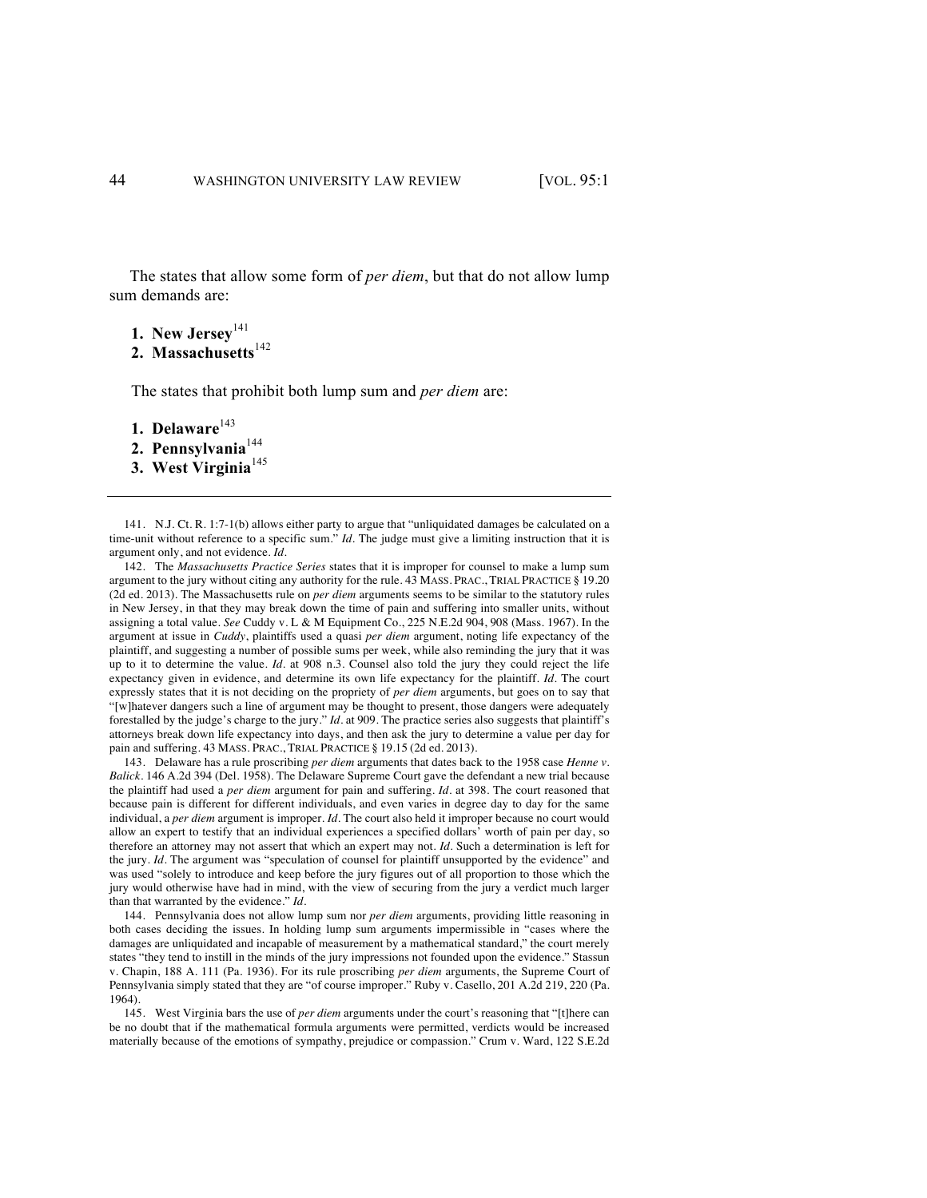The states that allow some form of *per diem*, but that do not allow lump sum demands are:

1. **New Jersey**[141]
2. **Massachusetts**[142]

The states that prohibit both lump sum and *per diem* are:

1. **Delaware**[143]
2. **Pennsylvania**[144]
3. **West Virginia**[145]

---

141. N.J. Ct. R. 1:7-1(b) allows either party to argue that "unliquidated damages be calculated on a time-unit without reference to a specific sum." *Id*. The judge must give a limiting instruction that it is argument only, and not evidence. *Id*.

142. The *Massachusetts Practice Series* states that it is improper for counsel to make a lump sum argument to the jury without citing any authority for the rule. 43 MASS. PRAC., TRIAL PRACTICE § 19.20 (2d ed. 2013). The Massachusetts rule on *per diem* arguments seems to be similar to the statutory rules in New Jersey, in that they may break down the time of pain and suffering into smaller units, without assigning a total value. *See* Cuddy v. L & M Equipment Co., 225 N.E.2d 904, 908 (Mass. 1967). In the argument at issue in *Cuddy*, plaintiffs used a quasi *per diem* argument, noting life expectancy of the plaintiff, and suggesting a number of possible sums per week, while also reminding the jury that it was up to it to determine the value. *Id*. at 908 n.3. Counsel also told the jury they could reject the life expectancy given in evidence, and determine its own life expectancy for the plaintiff. *Id*. The court expressly states that it is not deciding on the propriety of *per diem* arguments, but goes on to say that "[w]hatever dangers such a line of argument may be thought to present, those dangers were adequately forestalled by the judge's charge to the jury." *Id*. at 909. The practice series also suggests that plaintiff's attorneys break down life expectancy into days, and then ask the jury to determine a value per day for pain and suffering. 43 MASS. PRAC., TRIAL PRACTICE § 19.15 (2d ed. 2013).

143. Delaware has a rule proscribing *per diem* arguments that dates back to the 1958 case *Henne v. Balick*. 146 A.2d 394 (Del. 1958). The Delaware Supreme Court gave the defendant a new trial because the plaintiff had used a *per diem* argument for pain and suffering. *Id*. at 398. The court reasoned that because pain is different for different individuals, and even varies in degree day to day for the same individual, a *per diem* argument is improper. *Id*. The court also held it improper because no court would allow an expert to testify that an individual experiences a specified dollars' worth of pain per day, so therefore an attorney may not assert that which an expert may not. *Id*. Such a determination is left for the jury. *Id*. The argument was "speculation of counsel for plaintiff unsupported by the evidence" and was used "solely to introduce and keep before the jury figures out of all proportion to those which the jury would otherwise have had in mind, with the view of securing from the jury a verdict much larger than that warranted by the evidence." *Id*.

144. Pennsylvania does not allow lump sum nor *per diem* arguments, providing little reasoning in both cases deciding the issues. In holding lump sum arguments impermissible in "cases where the damages are unliquidated and incapable of measurement by a mathematical standard," the court merely states "they tend to instill in the minds of the jury impressions not founded upon the evidence." Stassun v. Chapin, 188 A. 111 (Pa. 1936). For its rule proscribing *per diem* arguments, the Supreme Court of Pennsylvania simply stated that they are "of course improper." Ruby v. Casello, 201 A.2d 219, 220 (Pa. 1964).

145. West Virginia bars the use of *per diem* arguments under the court's reasoning that "[t]here can be no doubt that if the mathematical formula arguments were permitted, verdicts would be increased materially because of the emotions of sympathy, prejudice or compassion." Crum v. Ward, 122 S.E.2d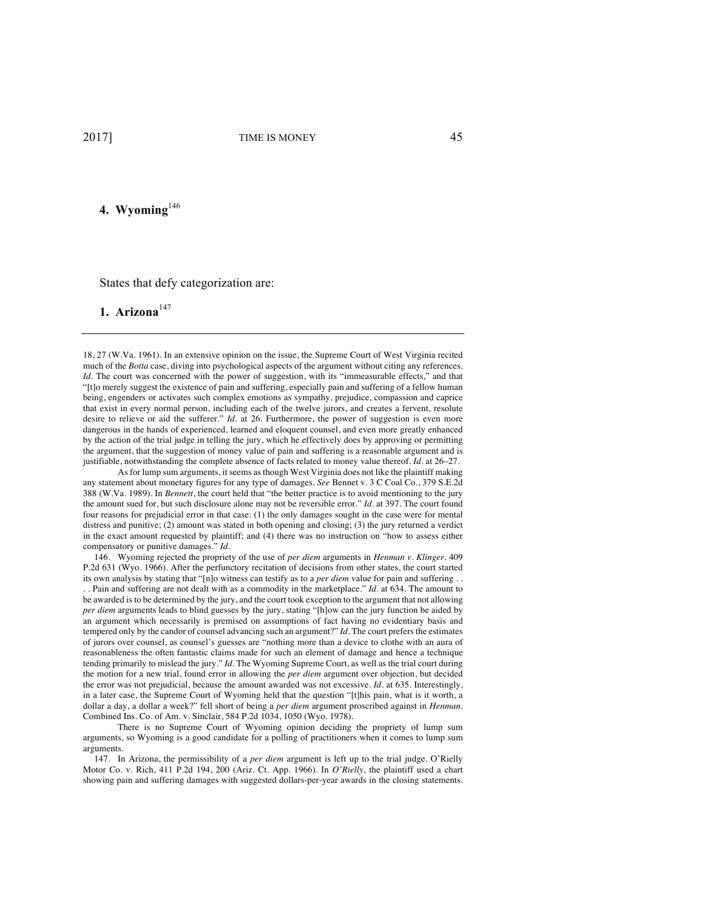**4. Wyoming**[146]

States that defy categorization are:

**1. Arizona**[147]

---

18, 27 (W.Va. 1961). In an extensive opinion on the issue, the Supreme Court of West Virginia recited much of the *Botta* case, diving into psychological aspects of the argument without citing any references. *Id*. The court was concerned with the power of suggestion, with its "immeasurable effects," and that "[t]o merely suggest the existence of pain and suffering, especially pain and suffering of a fellow human being, engenders or activates such complex emotions as sympathy, prejudice, compassion and caprice that exist in every normal person, including each of the twelve jurors, and creates a fervent, resolute desire to relieve or aid the sufferer." *Id*. at 26. Furthermore, the power of suggestion is even more dangerous in the hands of experienced, learned and eloquent counsel, and even more greatly enhanced by the action of the trial judge in telling the jury, which he effectively does by approving or permitting the argument, that the suggestion of money value of pain and suffering is a reasonable argument and is justifiable, notwithstanding the complete absence of facts related to money value thereof. *Id*. at 26–27.

As for lump sum arguments, it seems as though West Virginia does not like the plaintiff making any statement about monetary figures for any type of damages. *See* Bennet v. 3 C Coal Co., 379 S.E.2d 388 (W.Va. 1989). In *Bennett*, the court held that "the better practice is to avoid mentioning to the jury the amount sued for, but such disclosure alone may not be reversible error." *Id*. at 397. The court found four reasons for prejudicial error in that case: (1) the only damages sought in the case were for mental distress and punitive; (2) amount was stated in both opening and closing; (3) the jury returned a verdict in the exact amount requested by plaintiff; and (4) there was no instruction on "how to assess either compensatory or punitive damages." *Id*.

146. Wyoming rejected the propriety of the use of *per diem* arguments in *Henman v. Klinger*. 409 P.2d 631 (Wyo. 1966). After the perfunctory recitation of decisions from other states, the court started its own analysis by stating that "[n]o witness can testify as to a *per diem* value for pain and suffering . . . . Pain and suffering are not dealt with as a commodity in the marketplace." *Id*. at 634. The amount to be awarded is to be determined by the jury, and the court took exception to the argument that not allowing *per diem* arguments leads to blind guesses by the jury, stating "[h]ow can the jury function be aided by an argument which necessarily is premised on assumptions of fact having no evidentiary basis and tempered only by the candor of counsel advancing such an argument?" *Id*. The court prefers the estimates of jurors over counsel, as counsel's guesses are "nothing more than a device to clothe with an aura of reasonableness the often fantastic claims made for such an element of damage and hence a technique tending primarily to mislead the jury." *Id*. The Wyoming Supreme Court, as well as the trial court during the motion for a new trial, found error in allowing the *per diem* argument over objection, but decided the error was not prejudicial, because the amount awarded was not excessive. *Id*. at 635. Interestingly, in a later case, the Supreme Court of Wyoming held that the question "[t]his pain, what is it worth, a dollar a day, a dollar a week?" fell short of being a *per diem* argument proscribed against in *Henman*. Combined Ins. Co. of Am. v. Sinclair, 584 P.2d 1034, 1050 (Wyo. 1978).

There is no Supreme Court of Wyoming opinion deciding the propriety of lump sum arguments, so Wyoming is a good candidate for a polling of practitioners when it comes to lump sum arguments.

147. In Arizona, the permissibility of a *per diem* argument is left up to the trial judge. O'Rielly Motor Co. v. Rich, 411 P.2d 194, 200 (Ariz. Ct. App. 1966). In *O'Rielly*, the plaintiff used a chart showing pain and suffering damages with suggested dollars-per-year awards in the closing statements.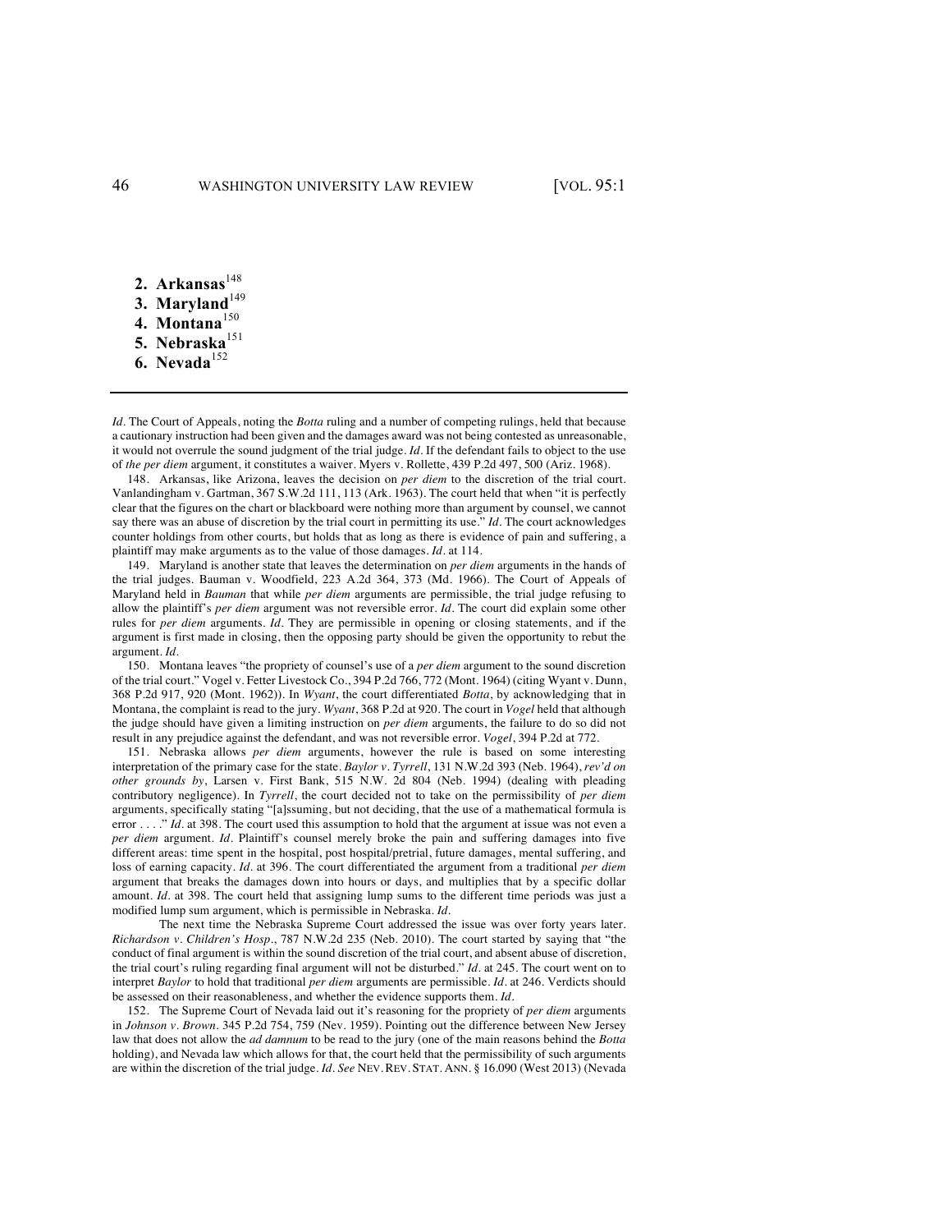**2. Arkansas**[148]

**3. Maryland**[149]

**4. Montana**[150]

**5. Nebraska**[151]

**6. Nevada**[152]

---

*Id*. The Court of Appeals, noting the *Botta* ruling and a number of competing rulings, held that because a cautionary instruction had been given and the damages award was not being contested as unreasonable, it would not overrule the sound judgment of the trial judge. *Id*. If the defendant fails to object to the use of *the per diem* argument, it constitutes a waiver. Myers v. Rollette, 439 P.2d 497, 500 (Ariz. 1968).

148. Arkansas, like Arizona, leaves the decision on *per diem* to the discretion of the trial court. Vanlandingham v. Gartman, 367 S.W.2d 111, 113 (Ark. 1963). The court held that when "it is perfectly clear that the figures on the chart or blackboard were nothing more than argument by counsel, we cannot say there was an abuse of discretion by the trial court in permitting its use." *Id*. The court acknowledges counter holdings from other courts, but holds that as long as there is evidence of pain and suffering, a plaintiff may make arguments as to the value of those damages. *Id*. at 114.

149. Maryland is another state that leaves the determination on *per diem* arguments in the hands of the trial judges. Bauman v. Woodfield, 223 A.2d 364, 373 (Md. 1966). The Court of Appeals of Maryland held in *Bauman* that while *per diem* arguments are permissible, the trial judge refusing to allow the plaintiff's *per diem* argument was not reversible error. *Id*. The court did explain some other rules for *per diem* arguments. *Id*. They are permissible in opening or closing statements, and if the argument is first made in closing, then the opposing party should be given the opportunity to rebut the argument. *Id*.

150. Montana leaves "the propriety of counsel's use of a *per diem* argument to the sound discretion of the trial court." Vogel v. Fetter Livestock Co., 394 P.2d 766, 772 (Mont. 1964) (citing Wyant v. Dunn, 368 P.2d 917, 920 (Mont. 1962)). In *Wyant*, the court differentiated *Botta*, by acknowledging that in Montana, the complaint is read to the jury. *Wyant*, 368 P.2d at 920. The court in *Vogel* held that although the judge should have given a limiting instruction on *per diem* arguments, the failure to do so did not result in any prejudice against the defendant, and was not reversible error. *Vogel*, 394 P.2d at 772.

151. Nebraska allows *per diem* arguments, however the rule is based on some interesting interpretation of the primary case for the state. *Baylor v. Tyrrell*, 131 N.W.2d 393 (Neb. 1964), *rev'd on other grounds by*, Larsen v. First Bank, 515 N.W. 2d 804 (Neb. 1994) (dealing with pleading contributory negligence). In *Tyrrell*, the court decided not to take on the permissibility of *per diem* arguments, specifically stating "[a]ssuming, but not deciding, that the use of a mathematical formula is error . . . ." *Id*. at 398. The court used this assumption to hold that the argument at issue was not even a *per diem* argument. *Id*. Plaintiff's counsel merely broke the pain and suffering damages into five different areas: time spent in the hospital, post hospital/pretrial, future damages, mental suffering, and loss of earning capacity. *Id*. at 396. The court differentiated the argument from a traditional *per diem* argument that breaks the damages down into hours or days, and multiplies that by a specific dollar amount. *Id*. at 398. The court held that assigning lump sums to the different time periods was just a modified lump sum argument, which is permissible in Nebraska. *Id*.

The next time the Nebraska Supreme Court addressed the issue was over forty years later. *Richardson v. Children's Hosp*., 787 N.W.2d 235 (Neb. 2010). The court started by saying that "the conduct of final argument is within the sound discretion of the trial court, and absent abuse of discretion, the trial court's ruling regarding final argument will not be disturbed." *Id*. at 245. The court went on to interpret *Baylor* to hold that traditional *per diem* arguments are permissible. *Id*. at 246. Verdicts should be assessed on their reasonableness, and whether the evidence supports them. *Id*.

152. The Supreme Court of Nevada laid out it's reasoning for the propriety of *per diem* arguments in *Johnson v. Brown*. 345 P.2d 754, 759 (Nev. 1959). Pointing out the difference between New Jersey law that does not allow the *ad damnum* to be read to the jury (one of the main reasons behind the *Botta* holding), and Nevada law which allows for that, the court held that the permissibility of such arguments are within the discretion of the trial judge. *Id*. *See* NEV. REV. STAT. ANN. § 16.090 (West 2013) (Nevada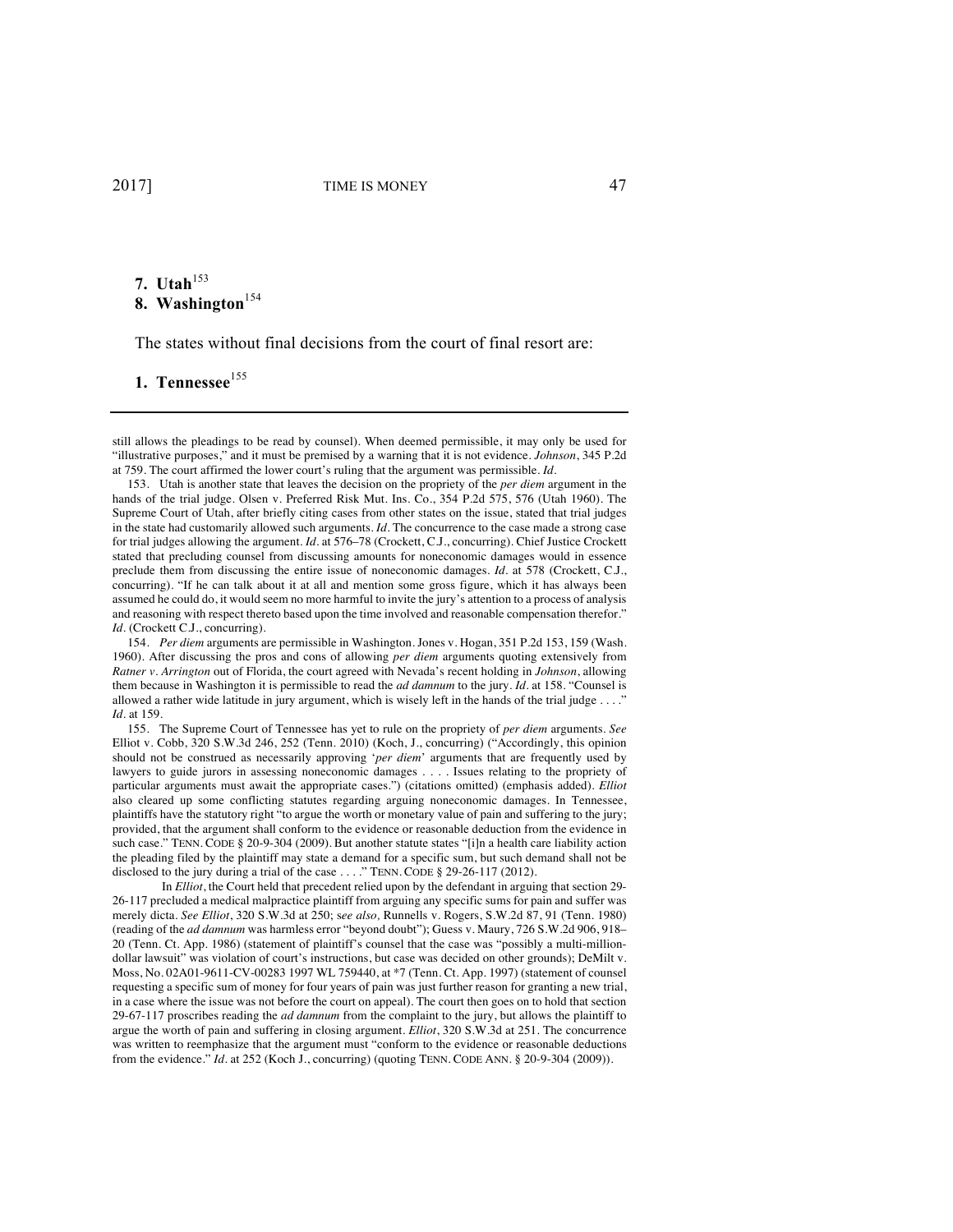**7. Utah**[153]

**8. Washington**[154]

The states without final decisions from the court of final resort are:

**1. Tennessee**[155]

---

still allows the pleadings to be read by counsel). When deemed permissible, it may only be used for "illustrative purposes," and it must be premised by a warning that it is not evidence. *Johnson*, 345 P.2d at 759. The court affirmed the lower court's ruling that the argument was permissible. *Id*.

153. Utah is another state that leaves the decision on the propriety of the *per diem* argument in the hands of the trial judge. Olsen v. Preferred Risk Mut. Ins. Co., 354 P.2d 575, 576 (Utah 1960). The Supreme Court of Utah, after briefly citing cases from other states on the issue, stated that trial judges in the state had customarily allowed such arguments. *Id*. The concurrence to the case made a strong case for trial judges allowing the argument. *Id*. at 576–78 (Crockett, C.J., concurring). Chief Justice Crockett stated that precluding counsel from discussing amounts for noneconomic damages would in essence preclude them from discussing the entire issue of noneconomic damages. *Id*. at 578 (Crockett, C.J., concurring). "If he can talk about it at all and mention some gross figure, which it has always been assumed he could do, it would seem no more harmful to invite the jury's attention to a process of analysis and reasoning with respect thereto based upon the time involved and reasonable compensation therefor." *Id*. (Crockett C.J., concurring).

154. *Per diem* arguments are permissible in Washington. Jones v. Hogan, 351 P.2d 153, 159 (Wash. 1960). After discussing the pros and cons of allowing *per diem* arguments quoting extensively from *Ratner v. Arrington* out of Florida, the court agreed with Nevada's recent holding in *Johnson*, allowing them because in Washington it is permissible to read the *ad damnum* to the jury. *Id*. at 158. "Counsel is allowed a rather wide latitude in jury argument, which is wisely left in the hands of the trial judge . . . ." *Id*. at 159.

155. The Supreme Court of Tennessee has yet to rule on the propriety of *per diem* arguments. *See* Elliot v. Cobb, 320 S.W.3d 246, 252 (Tenn. 2010) (Koch, J., concurring) ("Accordingly, this opinion should not be construed as necessarily approving '*per diem*' arguments that are frequently used by lawyers to guide jurors in assessing noneconomic damages . . . . Issues relating to the propriety of particular arguments must await the appropriate cases.") (citations omitted) (emphasis added). *Elliot* also cleared up some conflicting statutes regarding arguing noneconomic damages. In Tennessee, plaintiffs have the statutory right "to argue the worth or monetary value of pain and suffering to the jury; provided, that the argument shall conform to the evidence or reasonable deduction from the evidence in such case." TENN. CODE § 20-9-304 (2009). But another statute states "[i]n a health care liability action the pleading filed by the plaintiff may state a demand for a specific sum, but such demand shall not be disclosed to the jury during a trial of the case . . . ." TENN. CODE § 29-26-117 (2012).

In *Elliot*, the Court held that precedent relied upon by the defendant in arguing that section 29-26-117 precluded a medical malpractice plaintiff from arguing any specific sums for pain and suffer was merely dicta. *See Elliot*, 320 S.W.3d at 250; s*ee also,* Runnells v. Rogers, S.W.2d 87, 91 (Tenn. 1980) (reading of the *ad damnum* was harmless error "beyond doubt"); Guess v. Maury, 726 S.W.2d 906, 918–20 (Tenn. Ct. App. 1986) (statement of plaintiff's counsel that the case was "possibly a multi-million-dollar lawsuit" was violation of court's instructions, but case was decided on other grounds); DeMilt v. Moss, No. 02A01-9611-CV-00283 1997 WL 759440, at *7 (Tenn. Ct. App. 1997) (statement of counsel requesting a specific sum of money for four years of pain was just further reason for granting a new trial, in a case where the issue was not before the court on appeal). The court then goes on to hold that section 29-67-117 proscribes reading the *ad damnum* from the complaint to the jury, but allows the plaintiff to argue the worth of pain and suffering in closing argument. *Elliot*, 320 S.W.3d at 251. The concurrence was written to reemphasize that the argument must "conform to the evidence or reasonable deductions from the evidence." *Id*. at 252 (Koch J., concurring) (quoting TENN. CODE ANN. § 20-9-304 (2009)).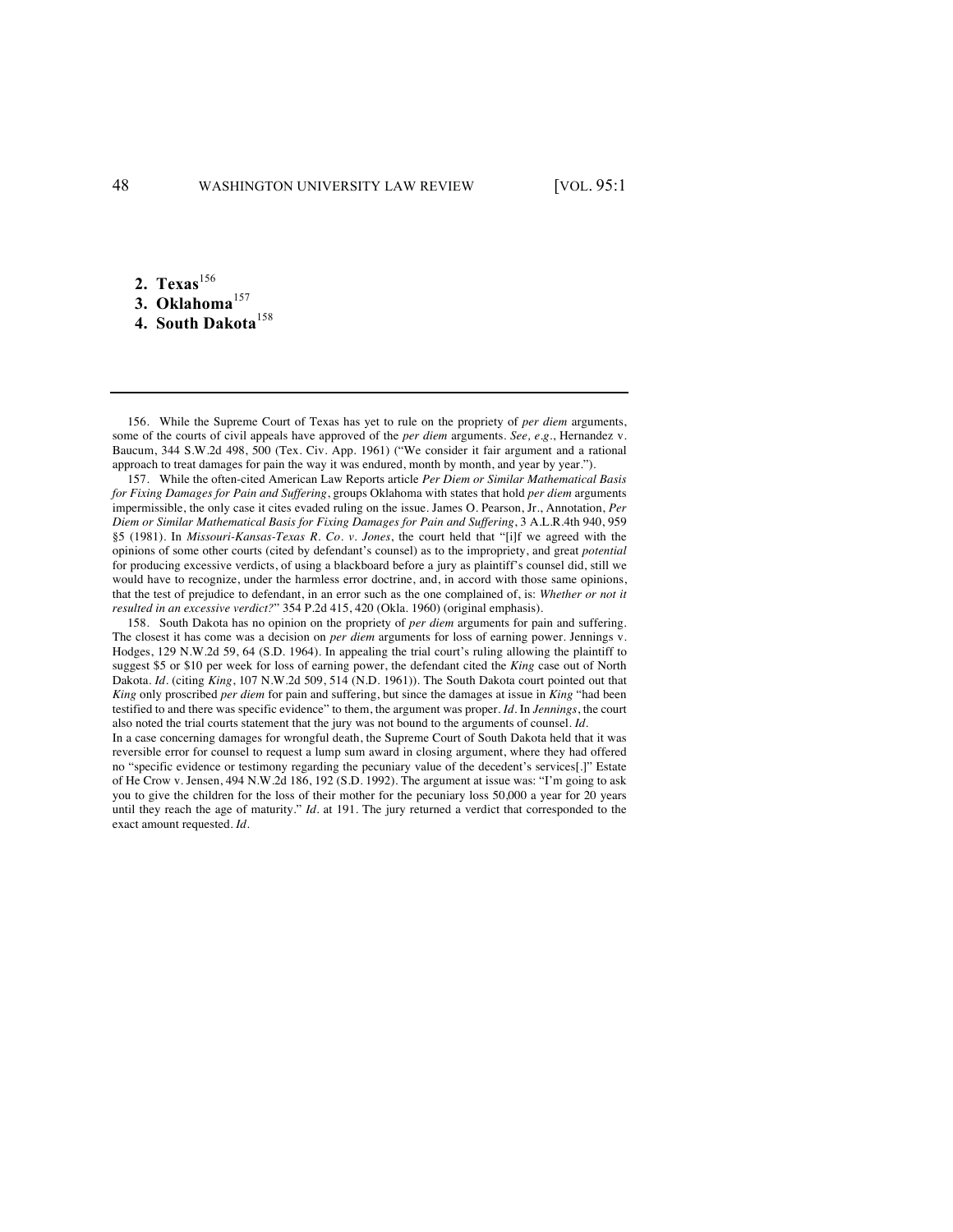**2. Texas**[156]

**3. Oklahoma**[157]

**4. South Dakota**[158]

---

156. While the Supreme Court of Texas has yet to rule on the propriety of *per diem* arguments, some of the courts of civil appeals have approved of the *per diem* arguments. *See, e.g.*, Hernandez v. Baucum, 344 S.W.2d 498, 500 (Tex. Civ. App. 1961) ("We consider it fair argument and a rational approach to treat damages for pain the way it was endured, month by month, and year by year.").

157. While the often-cited American Law Reports article *Per Diem or Similar Mathematical Basis for Fixing Damages for Pain and Suffering*, groups Oklahoma with states that hold *per diem* arguments impermissible, the only case it cites evaded ruling on the issue. James O. Pearson, Jr., Annotation, *Per Diem or Similar Mathematical Basis for Fixing Damages for Pain and Suffering*, 3 A.L.R.4th 940, 959 §5 (1981). In *Missouri-Kansas-Texas R. Co. v. Jones*, the court held that "[i]f we agreed with the opinions of some other courts (cited by defendant's counsel) as to the impropriety, and great *potential* for producing excessive verdicts, of using a blackboard before a jury as plaintiff's counsel did, still we would have to recognize, under the harmless error doctrine, and, in accord with those same opinions, that the test of prejudice to defendant, in an error such as the one complained of, is: *Whether or not it resulted in an excessive verdict?*" 354 P.2d 415, 420 (Okla. 1960) (original emphasis).

158. South Dakota has no opinion on the propriety of *per diem* arguments for pain and suffering. The closest it has come was a decision on *per diem* arguments for loss of earning power. Jennings v. Hodges, 129 N.W.2d 59, 64 (S.D. 1964). In appealing the trial court's ruling allowing the plaintiff to suggest \$5 or \$10 per week for loss of earning power, the defendant cited the *King* case out of North Dakota. *Id.* (citing *King*, 107 N.W.2d 509, 514 (N.D. 1961)). The South Dakota court pointed out that *King* only proscribed *per diem* for pain and suffering, but since the damages at issue in *King* "had been testified to and there was specific evidence" to them, the argument was proper. *Id.* In *Jennings*, the court also noted the trial courts statement that the jury was not bound to the arguments of counsel. *Id.*

In a case concerning damages for wrongful death, the Supreme Court of South Dakota held that it was reversible error for counsel to request a lump sum award in closing argument, where they had offered no "specific evidence or testimony regarding the pecuniary value of the decedent's services[.]" Estate of He Crow v. Jensen, 494 N.W.2d 186, 192 (S.D. 1992). The argument at issue was: "I'm going to ask you to give the children for the loss of their mother for the pecuniary loss 50,000 a year for 20 years until they reach the age of maturity." *Id.* at 191. The jury returned a verdict that corresponded to the exact amount requested. *Id.*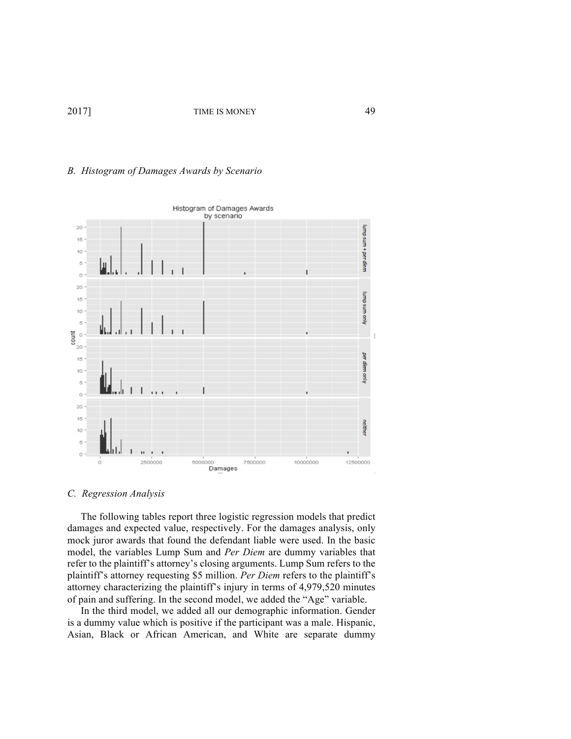## B. *Histogram of Damages Awards by Scenario*

## C. *Regression Analysis*

The following tables report three logistic regression models that predict damages and expected value, respectively. For the damages analysis, only mock juror awards that found the defendant liable were used. In the basic model, the variables Lump Sum and *Per Diem* are dummy variables that refer to the plaintiff's attorney's closing arguments. Lump Sum refers to the plaintiff's attorney requesting $5 million. *Per Diem* refers to the plaintiff's attorney characterizing the plaintiff's injury in terms of 4,979,520 minutes of pain and suffering. In the second model, we added the "Age" variable.

In the third model, we added all our demographic information. Gender is a dummy value which is positive if the participant was a male. Hispanic, Asian, Black or African American, and White are separate dummy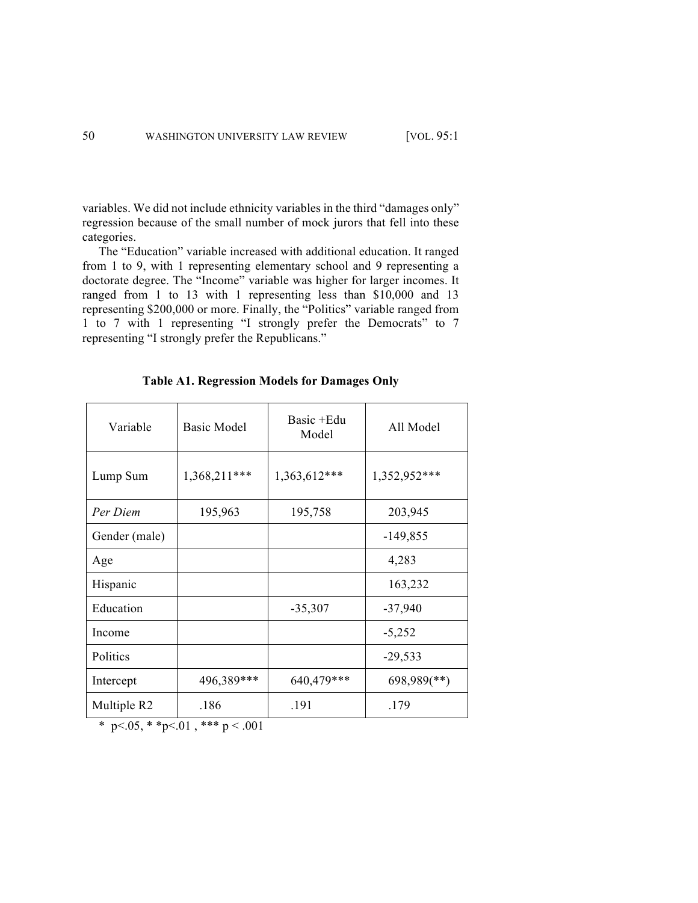variables. We did not include ethnicity variables in the third "damages only" regression because of the small number of mock jurors that fell into these categories.

The "Education" variable increased with additional education. It ranged from 1 to 9, with 1 representing elementary school and 9 representing a doctorate degree. The "Income" variable was higher for larger incomes. It ranged from 1 to 13 with 1 representing less than $10,000 and 13 representing $200,000 or more. Finally, the "Politics" variable ranged from 1 to 7 with 1 representing "I strongly prefer the Democrats" to 7 representing "I strongly prefer the Republicans."

**Table A1. Regression Models for Damages Only**

| Variable | Basic Model | Basic +Edu Model | All Model |
|---|---|---|---|
| Lump Sum | 1,368,211*** | 1,363,612*** | 1,352,952*** |
| *Per Diem* | 195,963 | 195,758 | 203,945 |
| Gender (male) | | | -149,855 |
| Age | | | 4,283 |
| Hispanic | | | 163,232 |
| Education | | -35,307 | -37,940 |
| Income | | | -5,252 |
| Politics | | | -29,533 |
| Intercept | 496,389*** | 640,479*** | 698,989(**) |
| Multiple R2 | .186 | .191 | .179 |

\* $p<.05$, \*\*$p<.01$ , \*\*\* $p < .001$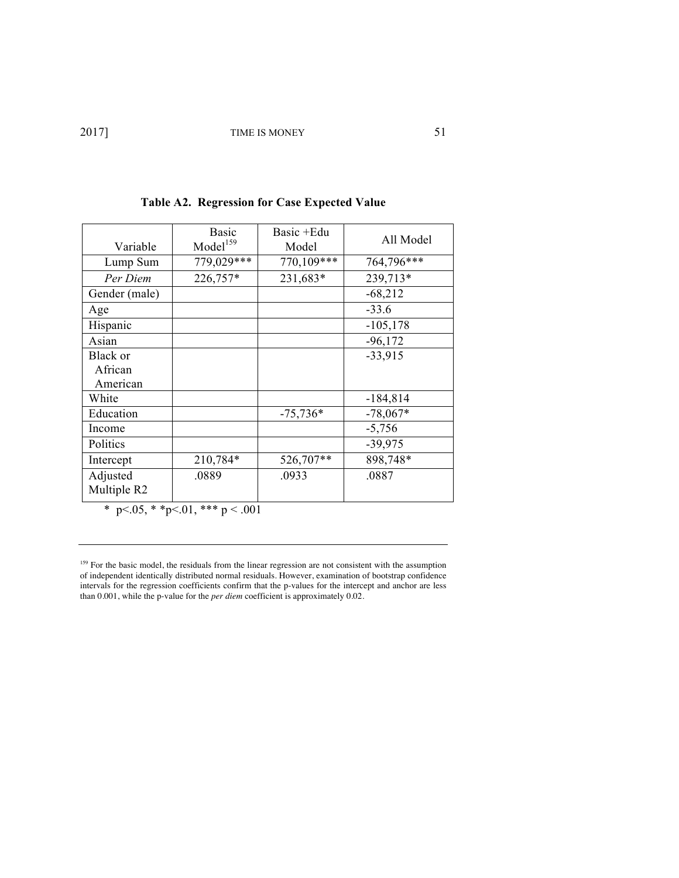**Table A2. Regression for Case Expected Value**

| Variable | Basic Model[159] | Basic +Edu Model | All Model |
|---|---|---|---|
| Lump Sum | 779,029*** | 770,109*** | 764,796*** |
| *Per Diem* | 226,757* | 231,683* | 239,713* |
| Gender (male) | | | -68,212 |
| Age | | | -33.6 |
| Hispanic | | | -105,178 |
| Asian | | | -96,172 |
| Black or African American | | | -33,915 |
| White | | | -184,814 |
| Education | | -75,736* | -78,067* |
| Income | | | -5,756 |
| Politics | | | -39,975 |
| Intercept | 210,784* | 526,707** | 898,748* |
| Adjusted Multiple R2 | .0889 | .0933 | .0887 |

\* $p<.05$, \* \*$p<.01$, \*\*\* $p < .001$

---

[159] For the basic model, the residuals from the linear regression are not consistent with the assumption of independent identically distributed normal residuals. However, examination of bootstrap confidence intervals for the regression coefficients confirm that the p-values for the intercept and anchor are less than 0.001, while the p-value for the *per diem* coefficient is approximately 0.02.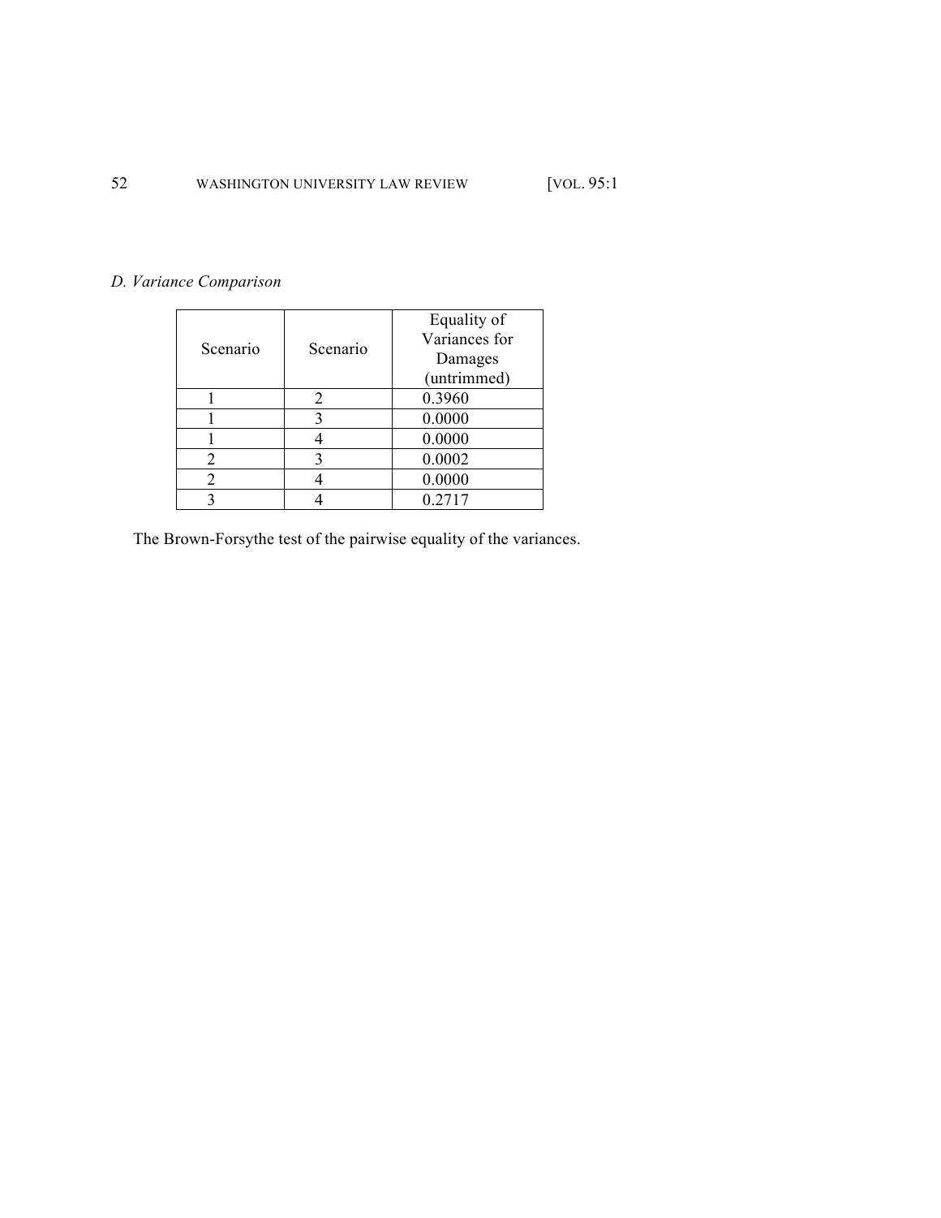*D. Variance Comparison*

| Scenario | Scenario | Equality of Variances for Damages (untrimmed) |
|---|---|---|
| 1 | 2 | 0.3960 |
| 1 | 3 | 0.0000 |
| 1 | 4 | 0.0000 |
| 2 | 3 | 0.0002 |
| 2 | 4 | 0.0000 |
| 3 | 4 | 0.2717 |

The Brown-Forsythe test of the pairwise equality of the variances.